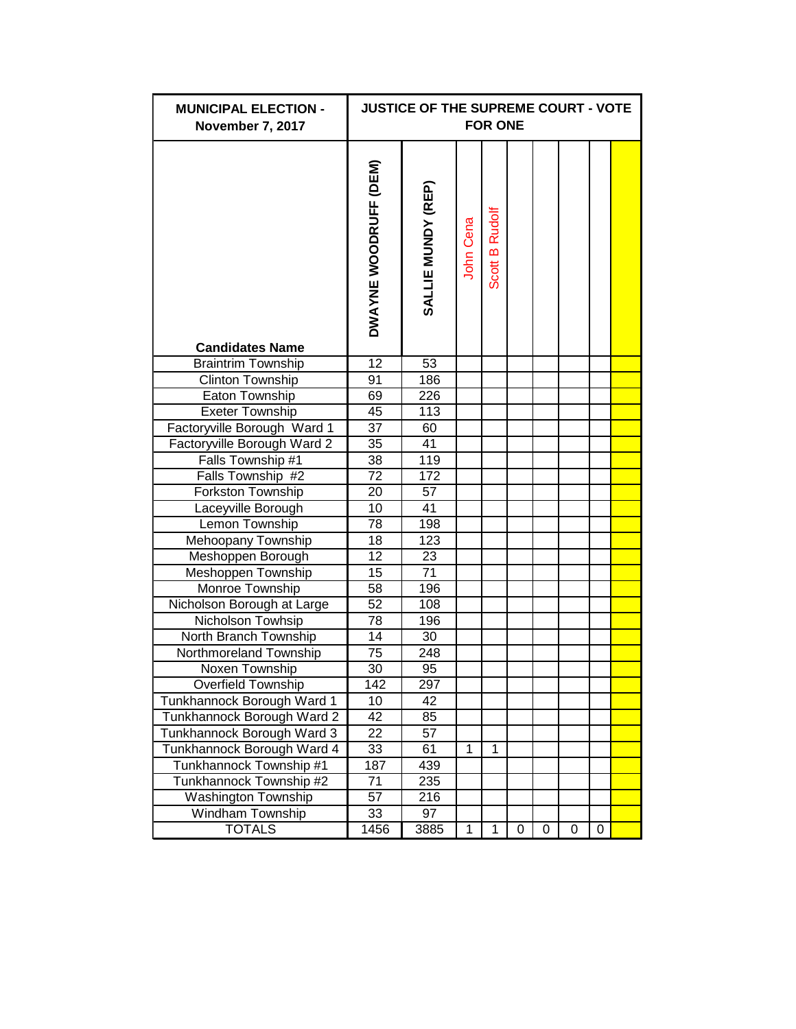| MUNICIPAL ELECTION - November 7, 2017 | JUSTICE OF THE SUPREME COURT - VOTE FOR ONE | | | | | | | | |
|---|---|---|---|---|---|---|---|---|---|
| Candidates Name | DWAYNE WOODRUFF (DEM) | SALLIE MUNDY (REP) | John Cena | Scott B Rudolf | | | | | |
| Braintrim Township | 12 | 53 | | | | | | | |
| Clinton Township | 91 | 186 | | | | | | | |
| Eaton Township | 69 | 226 | | | | | | | |
| Exeter Township | 45 | 113 | | | | | | | |
| Factoryville Borough Ward 1 | 37 | 60 | | | | | | | |
| Factoryville Borough Ward 2 | 35 | 41 | | | | | | | |
| Falls Township #1 | 38 | 119 | | | | | | | |
| Falls Township #2 | 72 | 172 | | | | | | | |
| Forkston Township | 20 | 57 | | | | | | | |
| Laceyville Borough | 10 | 41 | | | | | | | |
| Lemon Township | 78 | 198 | | | | | | | |
| Mehoopany Township | 18 | 123 | | | | | | | |
| Meshoppen Borough | 12 | 23 | | | | | | | |
| Meshoppen Township | 15 | 71 | | | | | | | |
| Monroe Township | 58 | 196 | | | | | | | |
| Nicholson Borough at Large | 52 | 108 | | | | | | | |
| Nicholson Towhsip | 78 | 196 | | | | | | | |
| North Branch Township | 14 | 30 | | | | | | | |
| Northmoreland Township | 75 | 248 | | | | | | | |
| Noxen Township | 30 | 95 | | | | | | | |
| Overfield Township | 142 | 297 | | | | | | | |
| Tunkhannock Borough Ward 1 | 10 | 42 | | | | | | | |
| Tunkhannock Borough Ward 2 | 42 | 85 | | | | | | | |
| Tunkhannock Borough Ward 3 | 22 | 57 | | | | | | | |
| Tunkhannock Borough Ward 4 | 33 | 61 | 1 | 1 | | | | | |
| Tunkhannock Township #1 | 187 | 439 | | | | | | | |
| Tunkhannock Township #2 | 71 | 235 | | | | | | | |
| Washington Township | 57 | 216 | | | | | | | |
| Windham Township | 33 | 97 | | | | | | | |
| TOTALS | 1456 | 3885 | 1 | 1 | 0 | 0 | 0 | 0 | |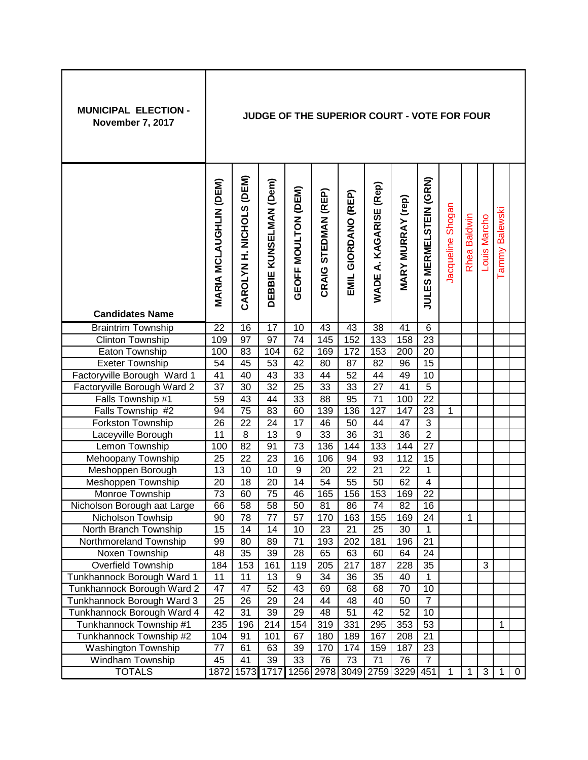| MUNICIPAL ELECTION - November 7, 2017 | JUDGE OF THE SUPERIOR COURT - VOTE FOR FOUR | | | | | | | | | | | | | |
|---|---|---|---|---|---|---|---|---|---|---|---|---|---|---|
| Candidates Name | MARIA MCLAUGHLIN (DEM) | CAROLYN H. NICHOLS (DEM) | DEBBIE KUNSELMAN (Dem) | GEOFF MOULTON (DEM) | CRAIG STEDMAN (REP) | EMIL GIORDANO (REP) | WADE A. KAGARISE (Rep) | MARY MURRAY (rep) | JULES MERMELSTEIN (GRN) | Jacqueline Shogan | Rhea Baldwin | Louis Marcho | Tammy Balewski | |
| Braintrim Township | 22 | 16 | 17 | 10 | 43 | 43 | 38 | 41 | 6 | | | | | |
| Clinton Township | 109 | 97 | 97 | 74 | 145 | 152 | 133 | 158 | 23 | | | | | |
| Eaton Township | 100 | 83 | 104 | 62 | 169 | 172 | 153 | 200 | 20 | | | | | |
| Exeter Township | 54 | 45 | 53 | 42 | 80 | 87 | 82 | 96 | 15 | | | | | |
| Factoryville Borough Ward 1 | 41 | 40 | 43 | 33 | 44 | 52 | 44 | 49 | 10 | | | | | |
| Factoryville Borough Ward 2 | 37 | 30 | 32 | 25 | 33 | 33 | 27 | 41 | 5 | | | | | |
| Falls Township #1 | 59 | 43 | 44 | 33 | 88 | 95 | 71 | 100 | 22 | | | | | |
| Falls Township #2 | 94 | 75 | 83 | 60 | 139 | 136 | 127 | 147 | 23 | 1 | | | | |
| Forkston Township | 26 | 22 | 24 | 17 | 46 | 50 | 44 | 47 | 3 | | | | | |
| Laceyville Borough | 11 | 8 | 13 | 9 | 33 | 36 | 31 | 36 | 2 | | | | | |
| Lemon Township | 100 | 82 | 91 | 73 | 136 | 144 | 133 | 144 | 27 | | | | | |
| Mehoopany Township | 25 | 22 | 23 | 16 | 106 | 94 | 93 | 112 | 15 | | | | | |
| Meshoppen Borough | 13 | 10 | 10 | 9 | 20 | 22 | 21 | 22 | 1 | | | | | |
| Meshoppen Township | 20 | 18 | 20 | 14 | 54 | 55 | 50 | 62 | 4 | | | | | |
| Monroe Township | 73 | 60 | 75 | 46 | 165 | 156 | 153 | 169 | 22 | | | | | |
| Nicholson Borough aat Large | 66 | 58 | 58 | 50 | 81 | 86 | 74 | 82 | 16 | | | | | |
| Nicholson Towhsip | 90 | 78 | 77 | 57 | 170 | 163 | 155 | 169 | 24 | | 1 | | | |
| North Branch Township | 15 | 14 | 14 | 10 | 23 | 21 | 25 | 30 | 1 | | | | | |
| Northmoreland Township | 99 | 80 | 89 | 71 | 193 | 202 | 181 | 196 | 21 | | | | | |
| Noxen Township | 48 | 35 | 39 | 28 | 65 | 63 | 60 | 64 | 24 | | | | | |
| Overfield Township | 184 | 153 | 161 | 119 | 205 | 217 | 187 | 228 | 35 | | | 3 | | |
| Tunkhannock Borough Ward 1 | 11 | 11 | 13 | 9 | 34 | 36 | 35 | 40 | 1 | | | | | |
| Tunkhannock Borough Ward 2 | 47 | 47 | 52 | 43 | 69 | 68 | 68 | 70 | 10 | | | | | |
| Tunkhannock Borough Ward 3 | 25 | 26 | 29 | 24 | 44 | 48 | 40 | 50 | 7 | | | | | |
| Tunkhannock Borough Ward 4 | 42 | 31 | 39 | 29 | 48 | 51 | 42 | 52 | 10 | | | | | |
| Tunkhannock Township #1 | 235 | 196 | 214 | 154 | 319 | 331 | 295 | 353 | 53 | | | | 1 | |
| Tunkhannock Township #2 | 104 | 91 | 101 | 67 | 180 | 189 | 167 | 208 | 21 | | | | | |
| Washington Township | 77 | 61 | 63 | 39 | 170 | 174 | 159 | 187 | 23 | | | | | |
| Windham Township | 45 | 41 | 39 | 33 | 76 | 73 | 71 | 76 | 7 | | | | | |
| TOTALS | 1872 | 1573 | 1717 | 1256 | 2978 | 3049 | 2759 | 3229 | 451 | 1 | 1 | 3 | 1 | 0 |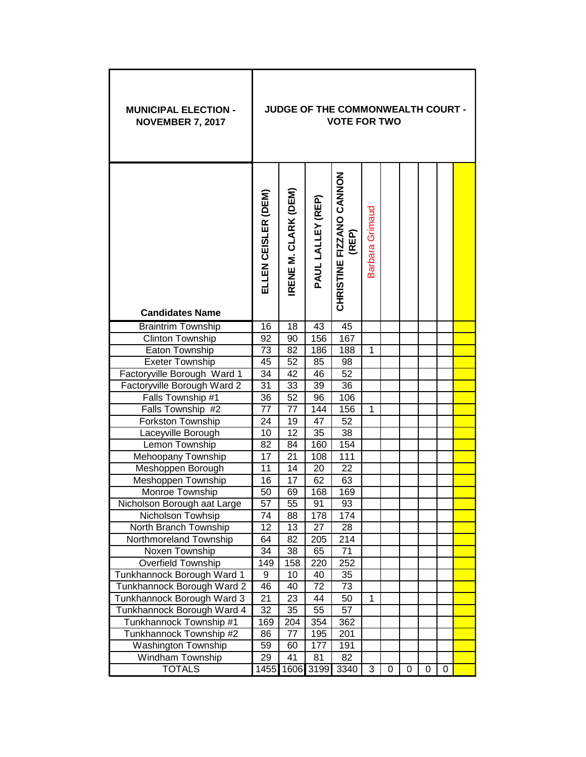| MUNICIPAL ELECTION - NOVEMBER 7, 2017 | JUDGE OF THE COMMONWEALTH COURT - VOTE FOR TWO | | | | | | | | | |
|---|---|---|---|---|---|---|---|---|---|---|
| Candidates Name | ELLEN CEISLER (DEM) | IRENE M. CLARK (DEM) | PAUL LALLEY (REP) | CHRISTINE FIZZANO CANNON (REP) | Barbara Grimaud | | | | | |
| Braintrim Township | 16 | 18 | 43 | 45 | | | | | | |
| Clinton Township | 92 | 90 | 156 | 167 | | | | | | |
| Eaton Township | 73 | 82 | 186 | 188 | 1 | | | | | |
| Exeter Township | 45 | 52 | 85 | 98 | | | | | | |
| Factoryville Borough Ward 1 | 34 | 42 | 46 | 52 | | | | | | |
| Factoryville Borough Ward 2 | 31 | 33 | 39 | 36 | | | | | | |
| Falls Township #1 | 36 | 52 | 96 | 106 | | | | | | |
| Falls Township #2 | 77 | 77 | 144 | 156 | 1 | | | | | |
| Forkston Township | 24 | 19 | 47 | 52 | | | | | | |
| Laceyville Borough | 10 | 12 | 35 | 38 | | | | | | |
| Lemon Township | 82 | 84 | 160 | 154 | | | | | | |
| Mehoopany Township | 17 | 21 | 108 | 111 | | | | | | |
| Meshoppen Borough | 11 | 14 | 20 | 22 | | | | | | |
| Meshoppen Township | 16 | 17 | 62 | 63 | | | | | | |
| Monroe Township | 50 | 69 | 168 | 169 | | | | | | |
| Nicholson Borough aat Large | 57 | 55 | 91 | 93 | | | | | | |
| Nicholson Towhsip | 74 | 88 | 178 | 174 | | | | | | |
| North Branch Township | 12 | 13 | 27 | 28 | | | | | | |
| Northmoreland Township | 64 | 82 | 205 | 214 | | | | | | |
| Noxen Township | 34 | 38 | 65 | 71 | | | | | | |
| Overfield Township | 149 | 158 | 220 | 252 | | | | | | |
| Tunkhannock Borough Ward 1 | 9 | 10 | 40 | 35 | | | | | | |
| Tunkhannock Borough Ward 2 | 46 | 40 | 72 | 73 | | | | | | |
| Tunkhannock Borough Ward 3 | 21 | 23 | 44 | 50 | 1 | | | | | |
| Tunkhannock Borough Ward 4 | 32 | 35 | 55 | 57 | | | | | | |
| Tunkhannock Township #1 | 169 | 204 | 354 | 362 | | | | | | |
| Tunkhannock Township #2 | 86 | 77 | 195 | 201 | | | | | | |
| Washington Township | 59 | 60 | 177 | 191 | | | | | | |
| Windham Township | 29 | 41 | 81 | 82 | | | | | | |
| TOTALS | 1455 | 1606 | 3199 | 3340 | 3 | 0 | 0 | 0 | 0 | |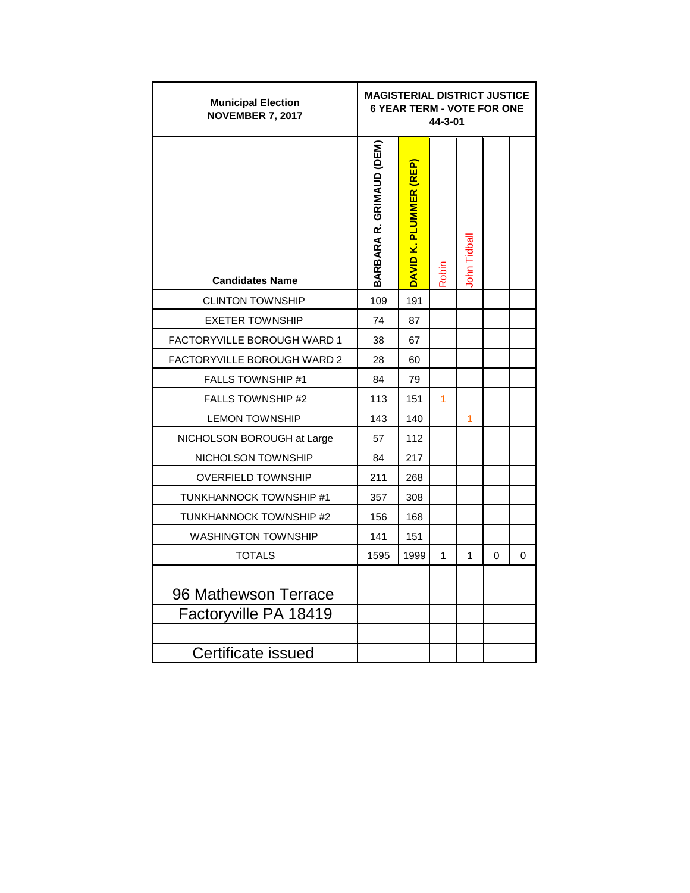| Municipal Election NOVEMBER 7, 2017 | MAGISTERIAL DISTRICT JUSTICE 6 YEAR TERM - VOTE FOR ONE 44-3-01 | | | | | |
|---|---|---|---|---|---|---|
| Candidates Name | BARBARA R. GRIMAUD (DEM) | DAVID K. PLUMMER (REP) | Robin | John Tidball | | |
| CLINTON TOWNSHIP | 109 | 191 | | | | |
| EXETER TOWNSHIP | 74 | 87 | | | | |
| FACTORYVILLE BOROUGH WARD 1 | 38 | 67 | | | | |
| FACTORYVILLE BOROUGH WARD 2 | 28 | 60 | | | | |
| FALLS TOWNSHIP #1 | 84 | 79 | | | | |
| FALLS TOWNSHIP #2 | 113 | 151 | 1 | | | |
| LEMON TOWNSHIP | 143 | 140 | | 1 | | |
| NICHOLSON BOROUGH at Large | 57 | 112 | | | | |
| NICHOLSON TOWNSHIP | 84 | 217 | | | | |
| OVERFIELD TOWNSHIP | 211 | 268 | | | | |
| TUNKHANNOCK TOWNSHIP #1 | 357 | 308 | | | | |
| TUNKHANNOCK TOWNSHIP #2 | 156 | 168 | | | | |
| WASHINGTON TOWNSHIP | 141 | 151 | | | | |
| TOTALS | 1595 | 1999 | 1 | 1 | 0 | 0 |
| | | | | | | |
| 96 Mathewson Terrace | | | | | | |
| Factoryville PA 18419 | | | | | | |
| | | | | | | |
| Certificate issued | | | | | | |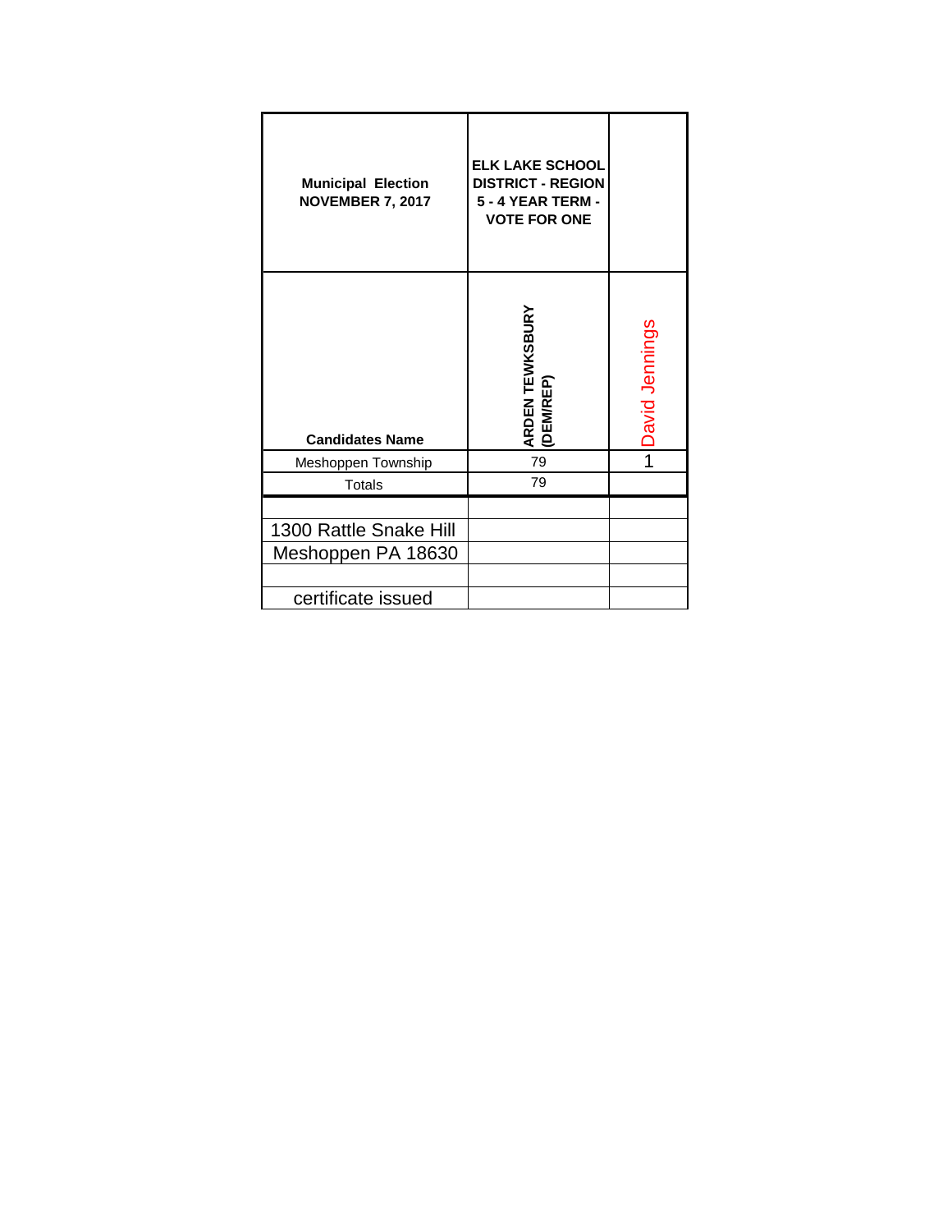| Municipal Election NOVEMBER 7, 2017 | ELK LAKE SCHOOL DISTRICT - REGION 5 - 4 YEAR TERM - VOTE FOR ONE | |
|---|---|---|
| Candidates Name | ARDEN TEWKSBURY (DEM/REP) | David Jennings |
| Meshoppen Township | 79 | 1 |
| Totals | 79 | |
| | | |
| 1300 Rattle Snake Hill | | |
| Meshoppen PA 18630 | | |
| | | |
| certificate issued | | |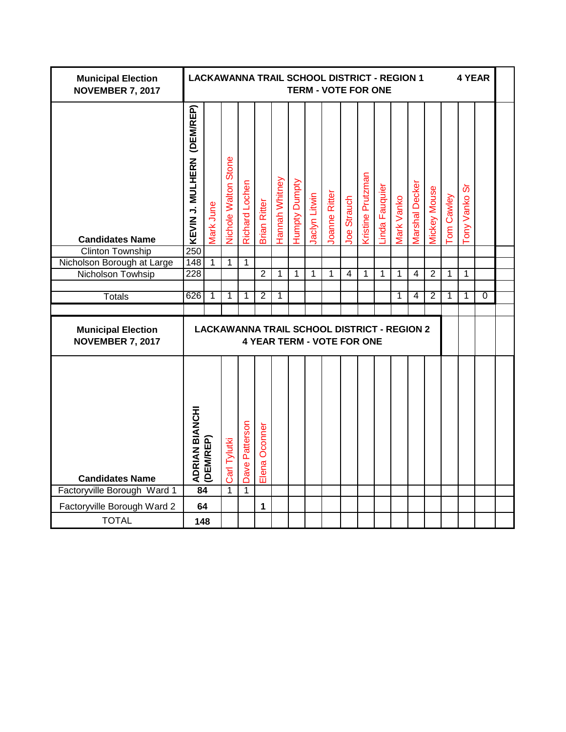| Municipal Election NOVEMBER 7, 2017 | LACKAWANNA TRAIL SCHOOL DISTRICT - REGION 1 4 YEAR TERM - VOTE FOR ONE | | | | | | | | | | | | | | | | | |
|---|---|---|---|---|---|---|---|---|---|---|---|---|---|---|---|---|---|---|
| **Candidates Name** | **KEVIN J. MULHERN (DEM/REP)** | Mark June | Nichole Walton Stone | Richard Lochen | Brian Ritter | Hannah Whitney | Humpty Dumpty | Jaclyn Litwin | Joanne Ritter | Joe Strauch | Kristine Prutzman | Linda Fauquier | Mark Vanko | Marshal Decker | Mickey Mouse | Tom Cawley | Tony Vanko Sr | |
| Clinton Township | 250 | | | | | | | | | | | | | | | | | |
| Nicholson Borough at Large | 148 | 1 | 1 | 1 | | | | | | | | | | | | | | |
| Nicholson Towhsip | 228 | | | | 2 | 1 | 1 | 1 | 1 | 4 | 1 | 1 | 1 | 4 | 2 | 1 | 1 | |
| | | | | | | | | | | | | | | | | | | |
| Totals | 626 | 1 | 1 | 1 | 2 | 1 | | | | | | | 1 | 4 | 2 | 1 | 1 | 0 |

| Municipal Election NOVEMBER 7, 2017 | LACKAWANNA TRAIL SCHOOL DISTRICT - REGION 2 4 YEAR TERM - VOTE FOR ONE | | | |
|---|---|---|---|---|
| **Candidates Name** | **ADRIAN BIANCHI (DEM/REP)** | Carl Tylutki | Dave Patterson | Elena Oconner |
| Factoryville Borough Ward 1 | **84** | 1 | 1 | |
| Factoryville Borough Ward 2 | **64** | | | **1** |
| TOTAL | **148** | | | |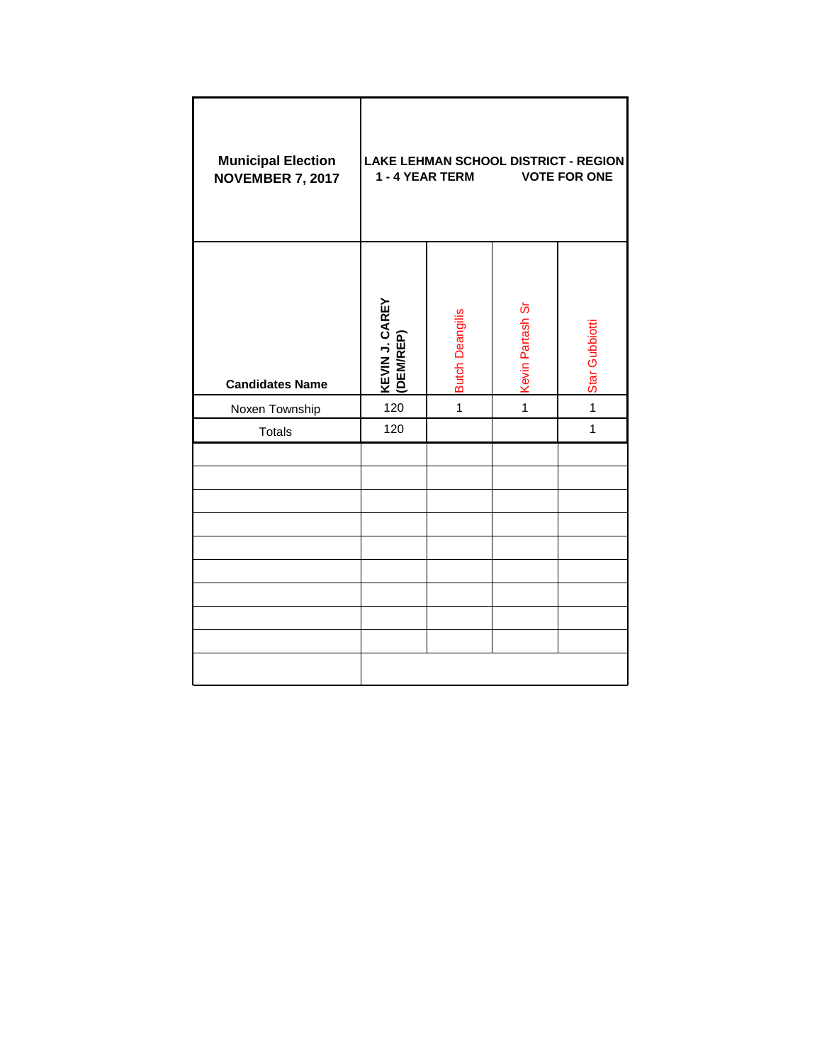| Municipal Election NOVEMBER 7, 2017 | LAKE LEHMAN SCHOOL DISTRICT - REGION 1 - 4 YEAR TERM VOTE FOR ONE | | | |
|---|---|---|---|---|
| Candidates Name | KEVIN J. CAREY (DEM/REP) | Butch Deangilis | Kevin Partash Sr | Star Gubbiotti |
| Noxen Township | 120 | 1 | 1 | 1 |
| Totals | 120 | | | 1 |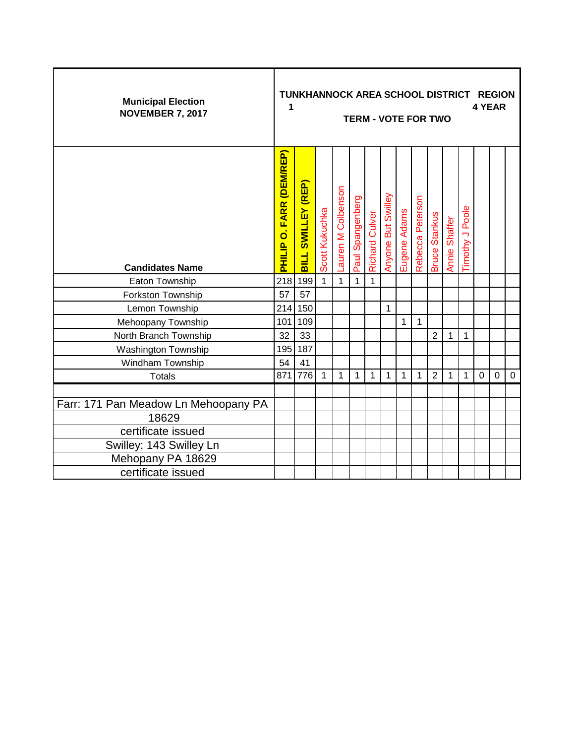| Municipal Election NOVEMBER 7, 2017 | TUNKHANNOCK AREA SCHOOL DISTRICT REGION 1 4 YEAR TERM - VOTE FOR TWO | | | | | | | | | | | | | | |
|---|---|---|---|---|---|---|---|---|---|---|---|---|---|---|---|
| **Candidates Name** | **PHILIP O. FARR (DEM/REP)** | **BILL SWILLEY (REP)** | Scott Kukuchka | Lauren M Colbenson | Paul Spangenberg | Richard Culver | Anyone But Swilley | Eugene Adams | Rebecca Peterson | Bruce Stankus | Annie Shaffer | Timothy J Poole | | | |
| Eaton Township | 218 | 199 | 1 | 1 | 1 | 1 | | | | | | | | | |
| Forkston Township | 57 | 57 | | | | | | | | | | | | | |
| Lemon Township | 214 | 150 | | | | | 1 | | | | | | | | |
| Mehoopany Township | 101 | 109 | | | | | | 1 | 1 | | | | | | |
| North Branch Township | 32 | 33 | | | | | | | | 2 | 1 | 1 | | | |
| Washington Township | 195 | 187 | | | | | | | | | | | | | |
| Windham Township | 54 | 41 | | | | | | | | | | | | | |
| Totals | 871 | 776 | 1 | 1 | 1 | 1 | 1 | 1 | 1 | 2 | 1 | 1 | 0 | 0 | 0 |

Farr: 171 Pan Meadow Ln Mehoopany PA 18629
certificate issued
Swilley: 143 Swilley Ln
Mehopany PA 18629
certificate issued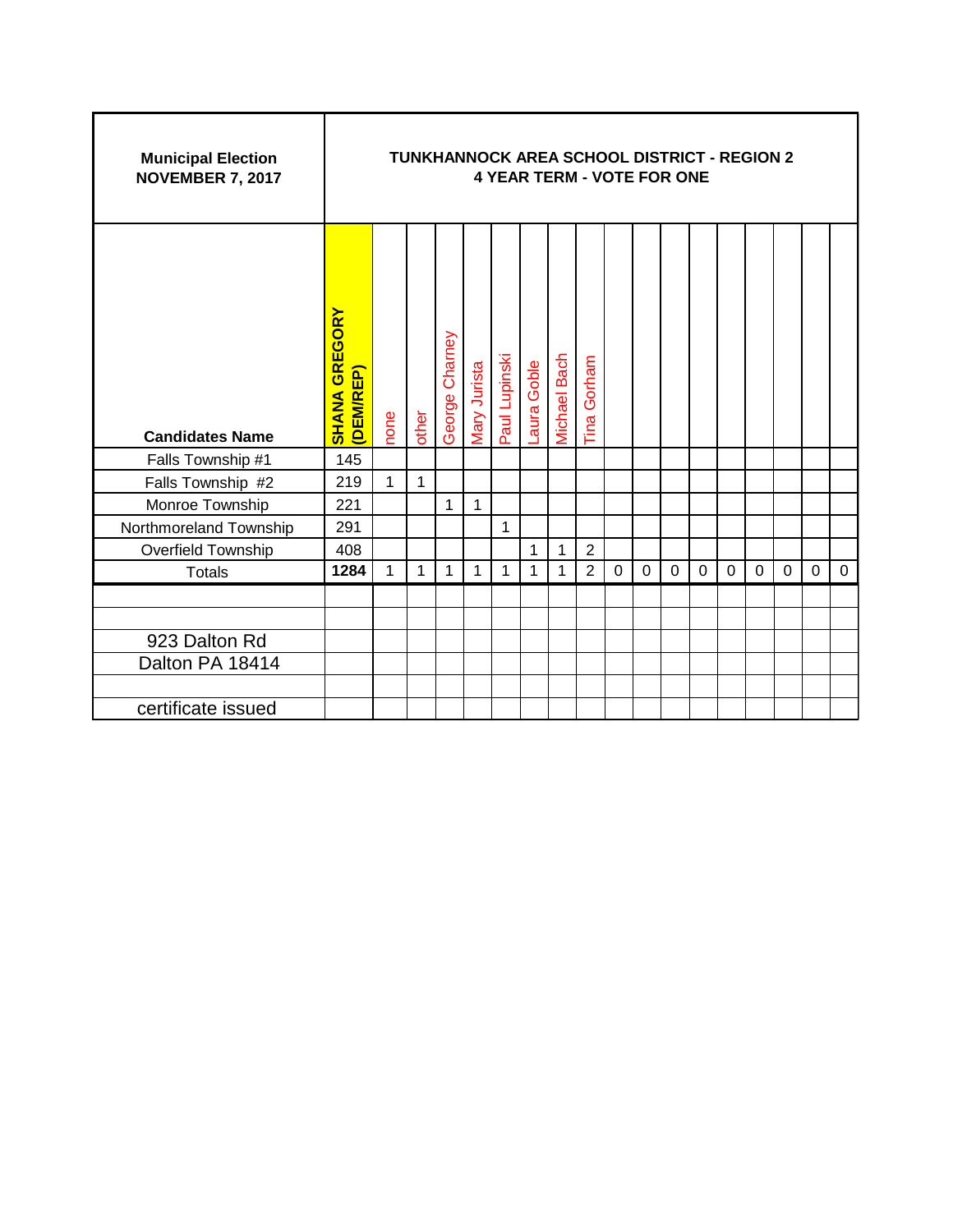| Municipal Election NOVEMBER 7, 2017 | TUNKHANNOCK AREA SCHOOL DISTRICT - REGION 2 4 YEAR TERM - VOTE FOR ONE | | | | | | | | | | | | | | | | | | |
|---|---|---|---|---|---|---|---|---|---|---|---|---|---|---|---|---|---|---|---|
| **Candidates Name** | **SHANA GREGORY (DEM/REP)** | none | other | George Charney | Mary Jurista | Paul Lupinski | Laura Goble | Michael Bach | Tina Gorham | | | | | | | | | | |
| Falls Township #1 | 145 | | | | | | | | | | | | | | | | | | |
| Falls Township #2 | 219 | 1 | 1 | | | | | | | | | | | | | | | | |
| Monroe Township | 221 | | | 1 | 1 | | | | | | | | | | | | | | |
| Northmoreland Township | 291 | | | | | 1 | | | | | | | | | | | | | |
| Overfield Township | 408 | | | | | | 1 | 1 | 2 | | | | | | | | | | |
| Totals | **1284** | 1 | 1 | 1 | 1 | 1 | 1 | 1 | 2 | 0 | 0 | 0 | 0 | 0 | 0 | 0 | 0 | 0 | |
| | | | | | | | | | | | | | | | | | | | |
| | | | | | | | | | | | | | | | | | | | |
| 923 Dalton Rd | | | | | | | | | | | | | | | | | | | |
| Dalton PA 18414 | | | | | | | | | | | | | | | | | | | |
| | | | | | | | | | | | | | | | | | | | |
| certificate issued | | | | | | | | | | | | | | | | | | | |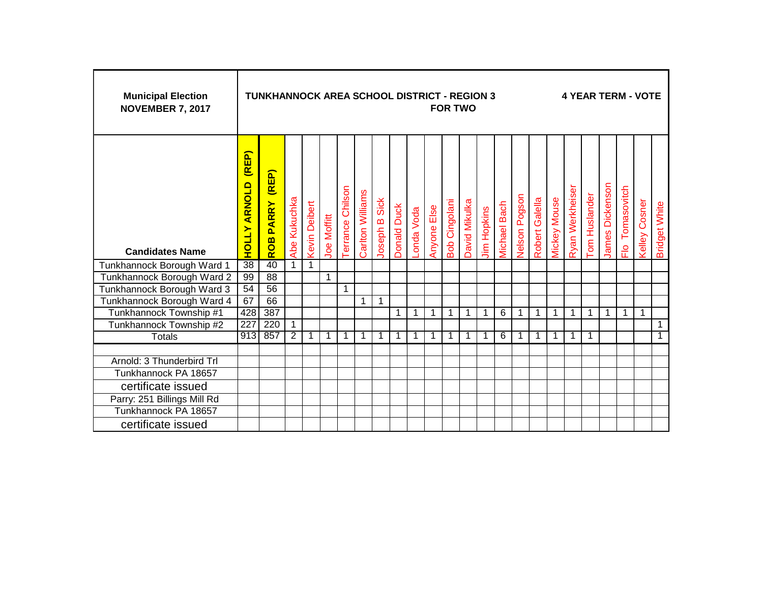| Municipal Election NOVEMBER 7, 2017 | TUNKHANNOCK AREA SCHOOL DISTRICT - REGION 3 FOR TWO | | | | | | | | | | | | | | | | | | | | | | 4 YEAR TERM - VOTE | |
|---|---|---|---|---|---|---|---|---|---|---|---|---|---|---|---|---|---|---|---|---|---|---|---|---|
| **Candidates Name** | **HOLLY ARNOLD (REP)** | **ROB PARRY (REP)** | Abe Kukuchka | Kevin Deibert | Joe Moffitt | Terrance Chilson | Carlton Williams | Joseph B Sick | Donald Duck | Londa Voda | Anyone Else | Bob Cingolani | David Mikulka | Jim Hopkins | Michael Bach | Nelson Pogson | Robert Galella | Mickey Mouse | Ryan Werkheiser | Tom Huslander | James Dickenson | Flo Tomasovitch | Kelley Cosner | Bridget White |
| Tunkhannock Borough Ward 1 | 38 | 40 | 1 | 1 | | | | | | | | | | | | | | | | | | | | |
| Tunkhannock Borough Ward 2 | 99 | 88 | | | 1 | | | | | | | | | | | | | | | | | | | |
| Tunkhannock Borough Ward 3 | 54 | 56 | | | | 1 | | | | | | | | | | | | | | | | | | |
| Tunkhannock Borough Ward 4 | 67 | 66 | | | | | 1 | 1 | | | | | | | | | | | | | | | | |
| Tunkhannock Township #1 | 428 | 387 | | | | | | | 1 | 1 | 1 | 1 | 1 | 1 | 6 | 1 | 1 | 1 | 1 | 1 | 1 | 1 | 1 | |
| Tunkhannock Township #2 | 227 | 220 | 1 | | | | | | | | | | | | | | | | | | | | | 1 |
| Totals | 913 | 857 | 2 | 1 | 1 | 1 | 1 | 1 | 1 | 1 | 1 | 1 | 1 | 1 | 6 | 1 | 1 | 1 | 1 | 1 | | | | 1 |
| | | | | | | | | | | | | | | | | | | | | | | | | |
| Arnold: 3 Thunderbird Trl | | | | | | | | | | | | | | | | | | | | | | | | |
| Tunkhannock PA 18657 | | | | | | | | | | | | | | | | | | | | | | | | |
| certificate issued | | | | | | | | | | | | | | | | | | | | | | | | |
| Parry: 251 Billings Mill Rd | | | | | | | | | | | | | | | | | | | | | | | | |
| Tunkhannock PA 18657 | | | | | | | | | | | | | | | | | | | | | | | | |
| certificate issued | | | | | | | | | | | | | | | | | | | | | | | | |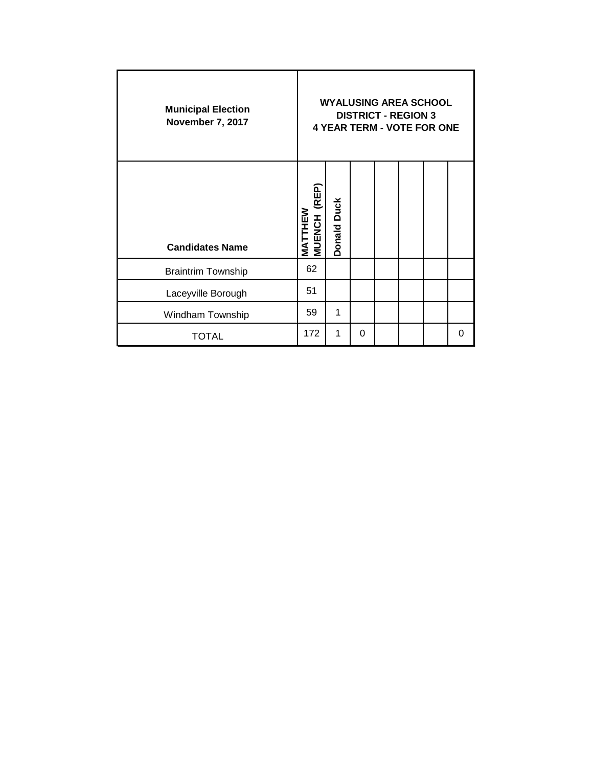| Municipal Election November 7, 2017 | WYALUSING AREA SCHOOL DISTRICT - REGION 3 4 YEAR TERM - VOTE FOR ONE | | | | | | |
|---|---|---|---|---|---|---|---|
| Candidates Name | MATTHEW MUENCH (REP) | Donald Duck | | | | | |
| Braintrim Township | 62 | | | | | | |
| Laceyville Borough | 51 | | | | | | |
| Windham Township | 59 | 1 | | | | | |
| TOTAL | 172 | 1 | 0 | | | | 0 |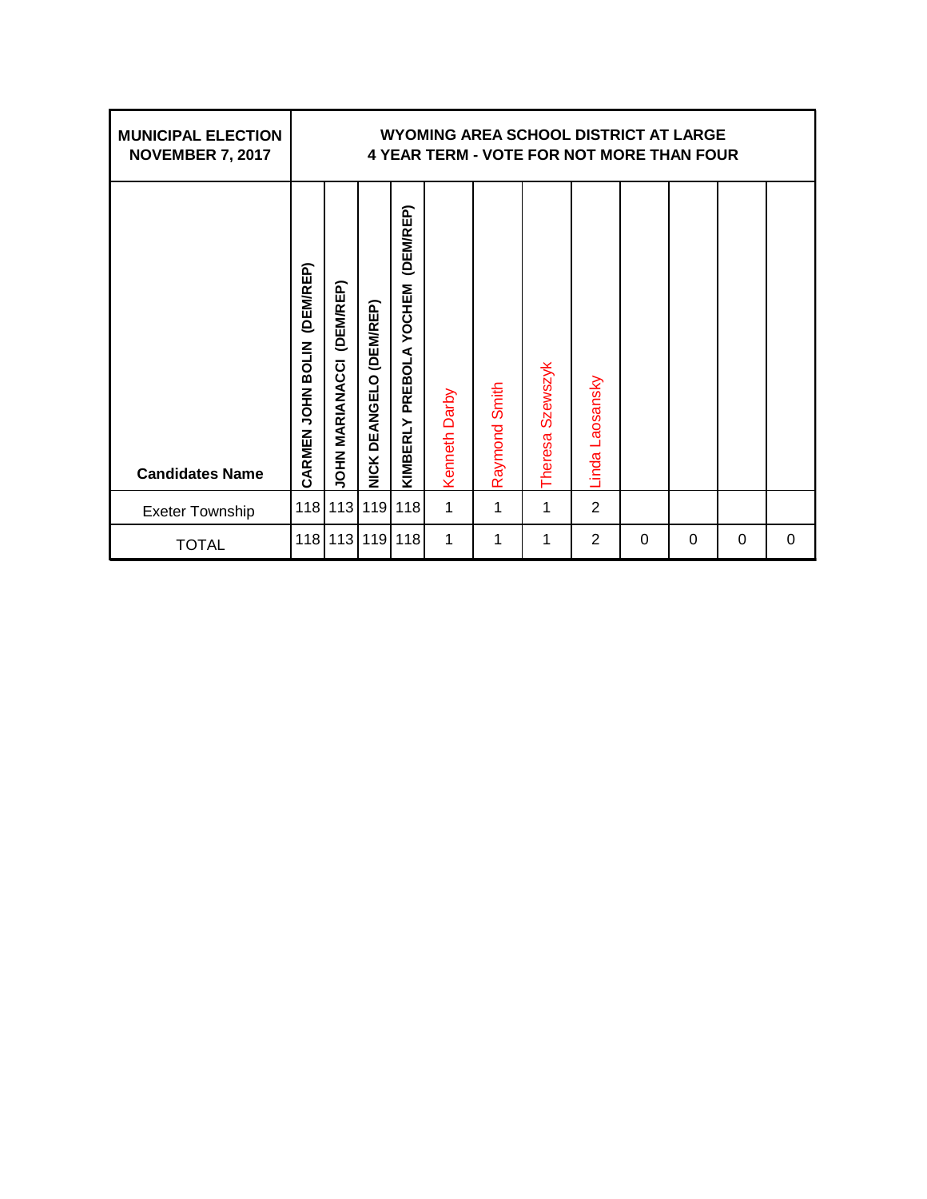| MUNICIPAL ELECTION NOVEMBER 7, 2017 | WYOMING AREA SCHOOL DISTRICT AT LARGE 4 YEAR TERM - VOTE FOR NOT MORE THAN FOUR | | | | | | | | | | | |
|---|---|---|---|---|---|---|---|---|---|---|---|---|
| Candidates Name | CARMEN JOHN BOLIN (DEM/REP) | JOHN MARIANACCI (DEM/REP) | NICK DEANGELO (DEM/REP) | KIMBERLY PREBOLA YOCHEM (DEM/REP) | Kenneth Darby | Raymond Smith | Theresa Szewszyk | Linda Laosansky | | | | |
| Exeter Township | 118 | 113 | 119 | 118 | 1 | 1 | 1 | 2 | | | | |
| TOTAL | 118 | 113 | 119 | 118 | 1 | 1 | 1 | 2 | 0 | 0 | 0 | 0 |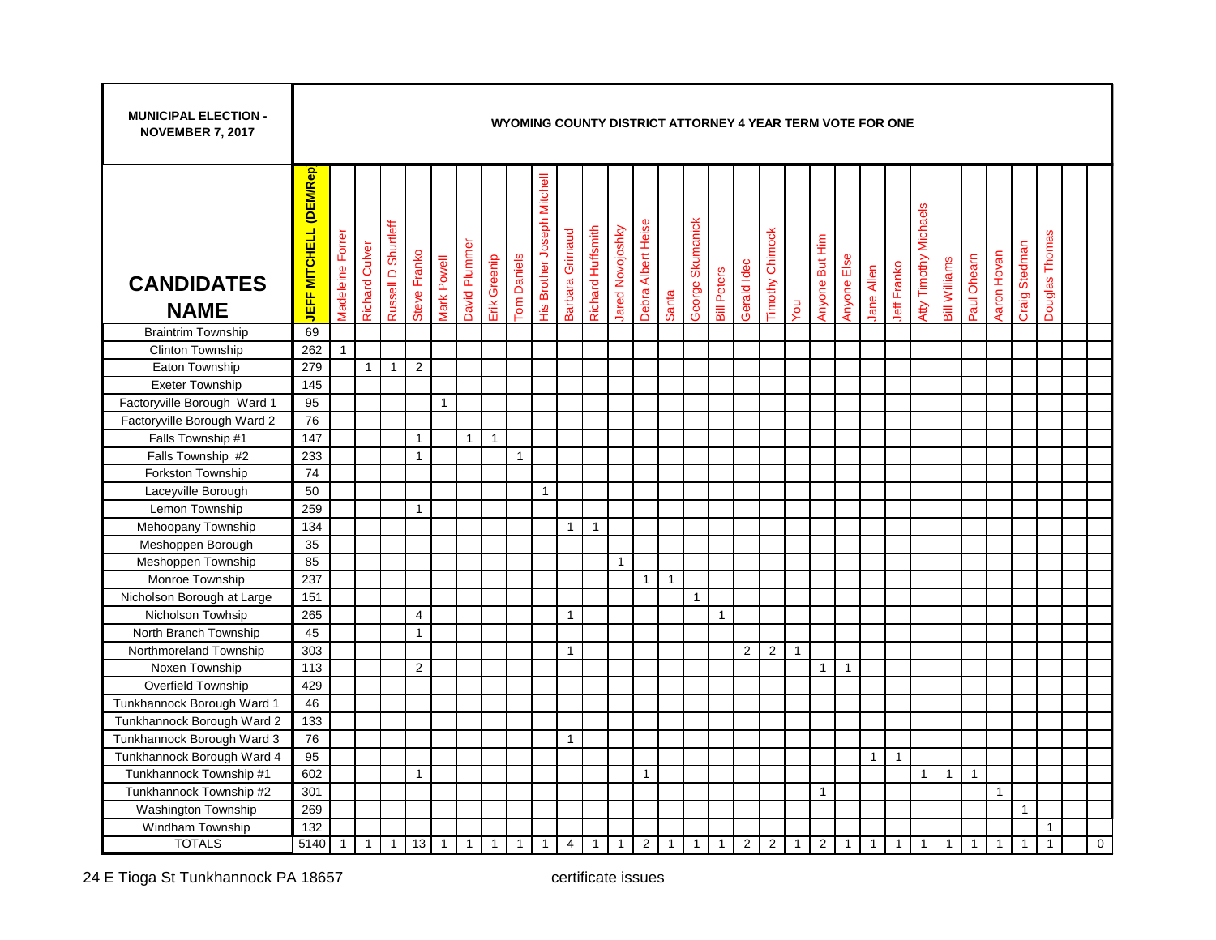**MUNICIPAL ELECTION - NOVEMBER 7, 2017**

**WYOMING COUNTY DISTRICT ATTORNEY 4 YEAR TERM VOTE FOR ONE**

| CANDIDATES NAME | JEFF MITCHELL (DEM/Rep) | Madeleine Forrer | Richard Culver | Russell D Shurtleff | Steve Franko | Mark Powell | David Plummer | Erik Greenip | Tom Daniels | His Brother Joseph Mitchell | Barbara Grimaud | Richard Huffsmith | Jared Novojoshky | Debra Albert Heise | Santa | George Skumanick | Bill Peters | Gerald Idec | Timothy Chimock | You | Anyone But Him | Anyone Else | Jane Allen | Jeff Franko | Atty Timothy Michaels | Bill Williams | Paul Ohearn | Aaron Hovan | Craig Stedman | Douglas Thomas | | |
|---|---|---|---|---|---|---|---|---|---|---|---|---|---|---|---|---|---|---|---|---|---|---|---|---|---|---|---|---|---|---|---|---|
| Braintrim Township | 69 | | | | | | | | | | | | | | | | | | | | | | | | | | | | | | | |
| Clinton Township | 262 | 1 | | | | | | | | | | | | | | | | | | | | | | | | | | | | | | |
| Eaton Township | 279 | | 1 | 1 | 2 | | | | | | | | | | | | | | | | | | | | | | | | | | | |
| Exeter Township | 145 | | | | | | | | | | | | | | | | | | | | | | | | | | | | | | | |
| Factoryville Borough Ward 1 | 95 | | | | | 1 | | | | | | | | | | | | | | | | | | | | | | | | | | |
| Factoryville Borough Ward 2 | 76 | | | | | | | | | | | | | | | | | | | | | | | | | | | | | | | |
| Falls Township #1 | 147 | | | | 1 | | 1 | 1 | | | | | | | | | | | | | | | | | | | | | | | | |
| Falls Township #2 | 233 | | | | 1 | | | | 1 | | | | | | | | | | | | | | | | | | | | | | | |
| Forkston Township | 74 | | | | | | | | | | | | | | | | | | | | | | | | | | | | | | | |
| Laceyville Borough | 50 | | | | | | | | | 1 | | | | | | | | | | | | | | | | | | | | | | |
| Lemon Township | 259 | | | | 1 | | | | | | | | | | | | | | | | | | | | | | | | | | | |
| Mehoopany Township | 134 | | | | | | | | | | 1 | 1 | | | | | | | | | | | | | | | | | | | | |
| Meshoppen Borough | 35 | | | | | | | | | | | | | | | | | | | | | | | | | | | | | | | |
| Meshoppen Township | 85 | | | | | | | | | | | | 1 | | | | | | | | | | | | | | | | | | | |
| Monroe Township | 237 | | | | | | | | | | | | | 1 | 1 | | | | | | | | | | | | | | | | | |
| Nicholson Borough at Large | 151 | | | | | | | | | | | | | | | 1 | | | | | | | | | | | | | | | | |
| Nicholson Towhsip | 265 | | | | 4 | | | | | | 1 | | | | | | 1 | | | | | | | | | | | | | | | |
| North Branch Township | 45 | | | | 1 | | | | | | | | | | | | | | | | | | | | | | | | | | | |
| Northmoreland Township | 303 | | | | | | | | | | 1 | | | | | | | 2 | 2 | 1 | | | | | | | | | | | | |
| Noxen Township | 113 | | | | 2 | | | | | | | | | | | | | | | | 1 | 1 | | | | | | | | | | |
| Overfield Township | 429 | | | | | | | | | | | | | | | | | | | | | | | | | | | | | | | |
| Tunkhannock Borough Ward 1 | 46 | | | | | | | | | | | | | | | | | | | | | | | | | | | | | | | |
| Tunkhannock Borough Ward 2 | 133 | | | | | | | | | | | | | | | | | | | | | | | | | | | | | | | |
| Tunkhannock Borough Ward 3 | 76 | | | | | | | | | | 1 | | | | | | | | | | | | | | | | | | | | | |
| Tunkhannock Borough Ward 4 | 95 | | | | | | | | | | | | | | | | | | | | | | 1 | 1 | | | | | | | | |
| Tunkhannock Township #1 | 602 | | | | 1 | | | | | | | | | 1 | | | | | | | | | | | 1 | 1 | 1 | | | | | |
| Tunkhannock Township #2 | 301 | | | | | | | | | | | | | | | | | | | | 1 | | | | | | | 1 | | | | |
| Washington Township | 269 | | | | | | | | | | | | | | | | | | | | | | | | | | | | 1 | | | |
| Windham Township | 132 | | | | | | | | | | | | | | | | | | | | | | | | | | | | | 1 | | |
| TOTALS | 5140 | 1 | 1 | 1 | 13 | 1 | 1 | 1 | 1 | 1 | 4 | 1 | 1 | 2 | 1 | 1 | 1 | 2 | 2 | 1 | 2 | 1 | 1 | 1 | 1 | 1 | 1 | 1 | 1 | 1 | | 0 |

24 E Tioga St Tunkhannock PA 18657

certificate issues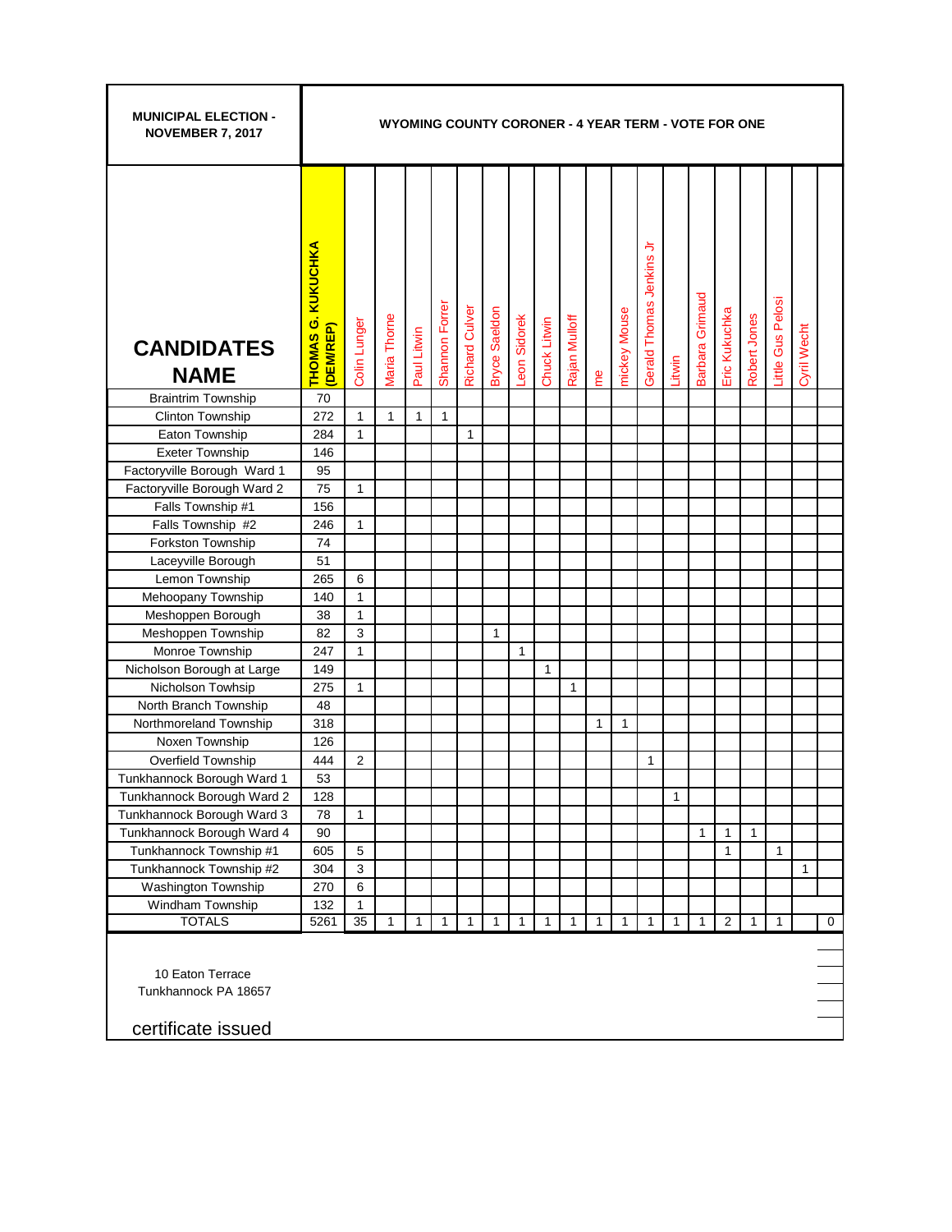**MUNICIPAL ELECTION - NOVEMBER 7, 2017**

**WYOMING COUNTY CORONER - 4 YEAR TERM - VOTE FOR ONE**

| CANDIDATES NAME | THOMAS G. KUKUCHKA (DEM/REP) | Colin Lunger | Maria Thorne | Paul Litwin | Shannon Forrer | Richard Culver | Bryce Saeldon | Leon Sidorek | Chuck Litwin | Rajan Mulloff | me | mickey Mouse | Gerald Thomas Jenkins Jr | Litwin | Barbara Grimaud | Eric Kukuchka | Robert Jones | Little Gus Pelosi | Cyril Wecht | |
|---|---|---|---|---|---|---|---|---|---|---|---|---|---|---|---|---|---|---|---|---|
| Braintrim Township | 70 | | | | | | | | | | | | | | | | | | | |
| Clinton Township | 272 | 1 | 1 | 1 | 1 | | | | | | | | | | | | | | | |
| Eaton Township | 284 | 1 | | | | 1 | | | | | | | | | | | | | | |
| Exeter Township | 146 | | | | | | | | | | | | | | | | | | | |
| Factoryville Borough Ward 1 | 95 | | | | | | | | | | | | | | | | | | | |
| Factoryville Borough Ward 2 | 75 | 1 | | | | | | | | | | | | | | | | | | |
| Falls Township #1 | 156 | | | | | | | | | | | | | | | | | | | |
| Falls Township #2 | 246 | 1 | | | | | | | | | | | | | | | | | | |
| Forkston Township | 74 | | | | | | | | | | | | | | | | | | | |
| Laceyville Borough | 51 | | | | | | | | | | | | | | | | | | | |
| Lemon Township | 265 | 6 | | | | | | | | | | | | | | | | | | |
| Mehoopany Township | 140 | 1 | | | | | | | | | | | | | | | | | | |
| Meshoppen Borough | 38 | 1 | | | | | | | | | | | | | | | | | | |
| Meshoppen Township | 82 | 3 | | | | | 1 | | | | | | | | | | | | | |
| Monroe Township | 247 | 1 | | | | | | 1 | | | | | | | | | | | | |
| Nicholson Borough at Large | 149 | | | | | | | | 1 | | | | | | | | | | | |
| Nicholson Towhsip | 275 | 1 | | | | | | | | 1 | | | | | | | | | | |
| North Branch Township | 48 | | | | | | | | | | | | | | | | | | | |
| Northmoreland Township | 318 | | | | | | | | | | 1 | 1 | | | | | | | | |
| Noxen Township | 126 | | | | | | | | | | | | | | | | | | | |
| Overfield Township | 444 | 2 | | | | | | | | | | | 1 | | | | | | | |
| Tunkhannock Borough Ward 1 | 53 | | | | | | | | | | | | | | | | | | | |
| Tunkhannock Borough Ward 2 | 128 | | | | | | | | | | | | | 1 | | | | | | |
| Tunkhannock Borough Ward 3 | 78 | 1 | | | | | | | | | | | | | | | | | | |
| Tunkhannock Borough Ward 4 | 90 | | | | | | | | | | | | | | 1 | 1 | 1 | | | |
| Tunkhannock Township #1 | 605 | 5 | | | | | | | | | | | | | | 1 | | 1 | | |
| Tunkhannock Township #2 | 304 | 3 | | | | | | | | | | | | | | | | | 1 | |
| Washington Township | 270 | 6 | | | | | | | | | | | | | | | | | | |
| Windham Township | 132 | 1 | | | | | | | | | | | | | | | | | | |
| TOTALS | 5261 | 35 | 1 | 1 | 1 | 1 | 1 | 1 | 1 | 1 | 1 | 1 | 1 | 1 | 1 | 2 | 1 | 1 | | 0 |

10 Eaton Terrace
Tunkhannock PA 18657

certificate issued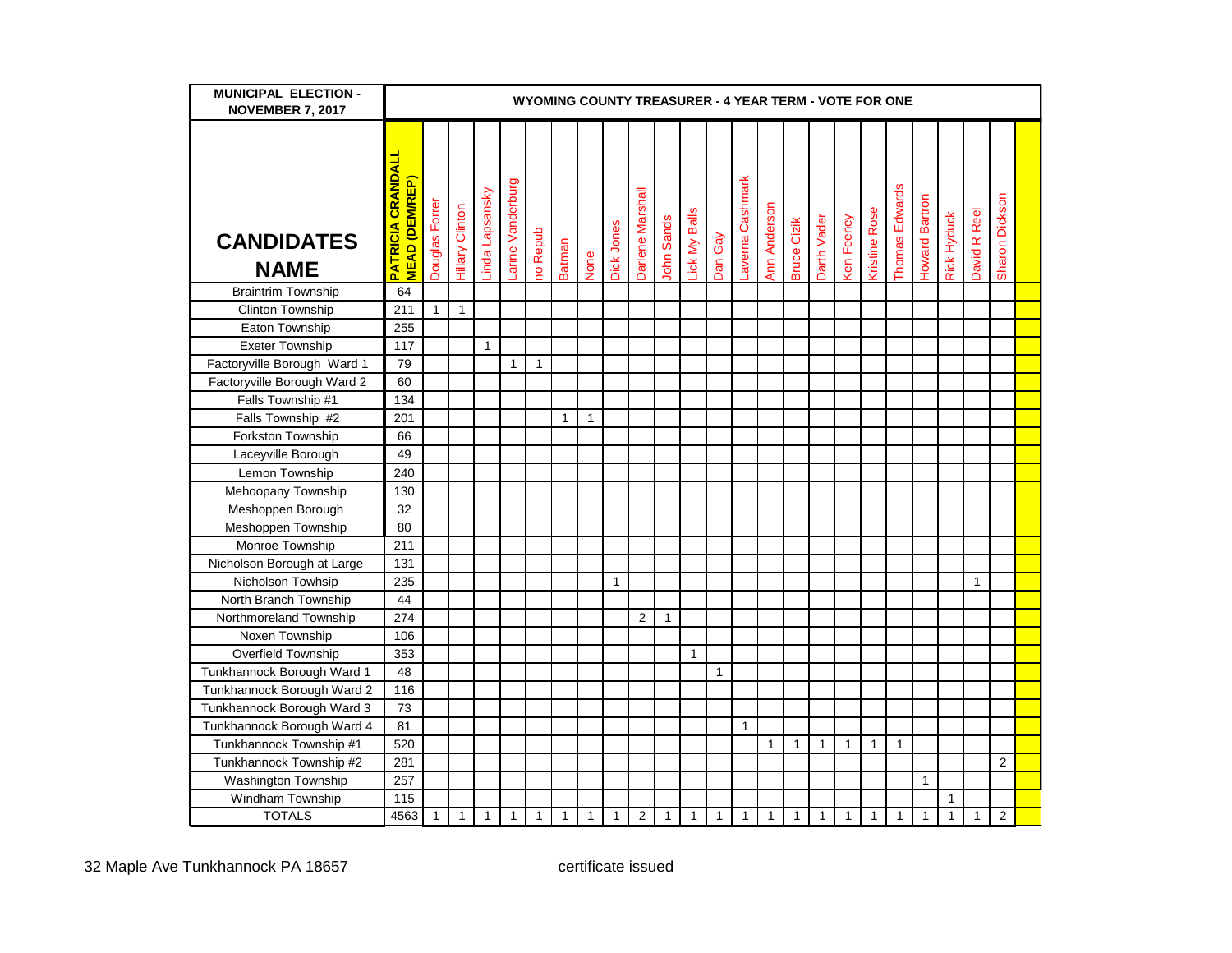| MUNICIPAL ELECTION - NOVEMBER 7, 2017 | WYOMING COUNTY TREASURER - 4 YEAR TERM - VOTE FOR ONE | | | | | | | | | | | | | | | | | | | | | | | | |
|---|---|---|---|---|---|---|---|---|---|---|---|---|---|---|---|---|---|---|---|---|---|---|---|---|---|
| **CANDIDATES NAME** | **PATRICIA CRANDALL MEAD (DEM/REP)** | Douglas Forrer | Hillary Clinton | Linda Lapsansky | Larine Vanderburg | no Repub | Batman | None | Dick Jones | Darlene Marshall | John Sands | Lick My Balls | Dan Gay | Laverna Cashmark | Ann Anderson | Bruce Cizik | Darth Vader | Ken Feeney | Kristine Rose | Thomas Edwards | Howard Bartron | Rick Hyduck | David R Reel | Sharon Dickson | |
| Braintrim Township | 64 | | | | | | | | | | | | | | | | | | | | | | | | |
| Clinton Township | 211 | 1 | 1 | | | | | | | | | | | | | | | | | | | | | | |
| Eaton Township | 255 | | | | | | | | | | | | | | | | | | | | | | | | |
| Exeter Township | 117 | | | 1 | | | | | | | | | | | | | | | | | | | | | |
| Factoryville Borough Ward 1 | 79 | | | | 1 | 1 | | | | | | | | | | | | | | | | | | | |
| Factoryville Borough Ward 2 | 60 | | | | | | | | | | | | | | | | | | | | | | | | |
| Falls Township #1 | 134 | | | | | | | | | | | | | | | | | | | | | | | | |
| Falls Township #2 | 201 | | | | | | 1 | 1 | | | | | | | | | | | | | | | | | |
| Forkston Township | 66 | | | | | | | | | | | | | | | | | | | | | | | | |
| Laceyville Borough | 49 | | | | | | | | | | | | | | | | | | | | | | | | |
| Lemon Township | 240 | | | | | | | | | | | | | | | | | | | | | | | | |
| Mehoopany Township | 130 | | | | | | | | | | | | | | | | | | | | | | | | |
| Meshoppen Borough | 32 | | | | | | | | | | | | | | | | | | | | | | | | |
| Meshoppen Township | 80 | | | | | | | | | | | | | | | | | | | | | | | | |
| Monroe Township | 211 | | | | | | | | | | | | | | | | | | | | | | | | |
| Nicholson Borough at Large | 131 | | | | | | | | | | | | | | | | | | | | | | | | |
| Nicholson Towhsip | 235 | | | | | | | | 1 | | | | | | | | | | | | | | 1 | | |
| North Branch Township | 44 | | | | | | | | | | | | | | | | | | | | | | | | |
| Northmoreland Township | 274 | | | | | | | | | 2 | 1 | | | | | | | | | | | | | | |
| Noxen Township | 106 | | | | | | | | | | | | | | | | | | | | | | | | |
| Overfield Township | 353 | | | | | | | | | | | 1 | | | | | | | | | | | | | |
| Tunkhannock Borough Ward 1 | 48 | | | | | | | | | | | | 1 | | | | | | | | | | | | |
| Tunkhannock Borough Ward 2 | 116 | | | | | | | | | | | | | | | | | | | | | | | | |
| Tunkhannock Borough Ward 3 | 73 | | | | | | | | | | | | | | | | | | | | | | | | |
| Tunkhannock Borough Ward 4 | 81 | | | | | | | | | | | | | 1 | | | | | | | | | | | |
| Tunkhannock Township #1 | 520 | | | | | | | | | | | | | | 1 | 1 | 1 | 1 | 1 | 1 | | | | | |
| Tunkhannock Township #2 | 281 | | | | | | | | | | | | | | | | | | | | | | | 2 | |
| Washington Township | 257 | | | | | | | | | | | | | | | | | | | | 1 | | | | |
| Windham Township | 115 | | | | | | | | | | | | | | | | | | | | | 1 | | | |
| TOTALS | 4563 | 1 | 1 | 1 | 1 | 1 | 1 | 1 | 1 | 2 | 1 | 1 | 1 | 1 | 1 | 1 | 1 | 1 | 1 | 1 | 1 | 1 | 1 | 2 | |

32 Maple Ave Tunkhannock PA 18657 certificate issued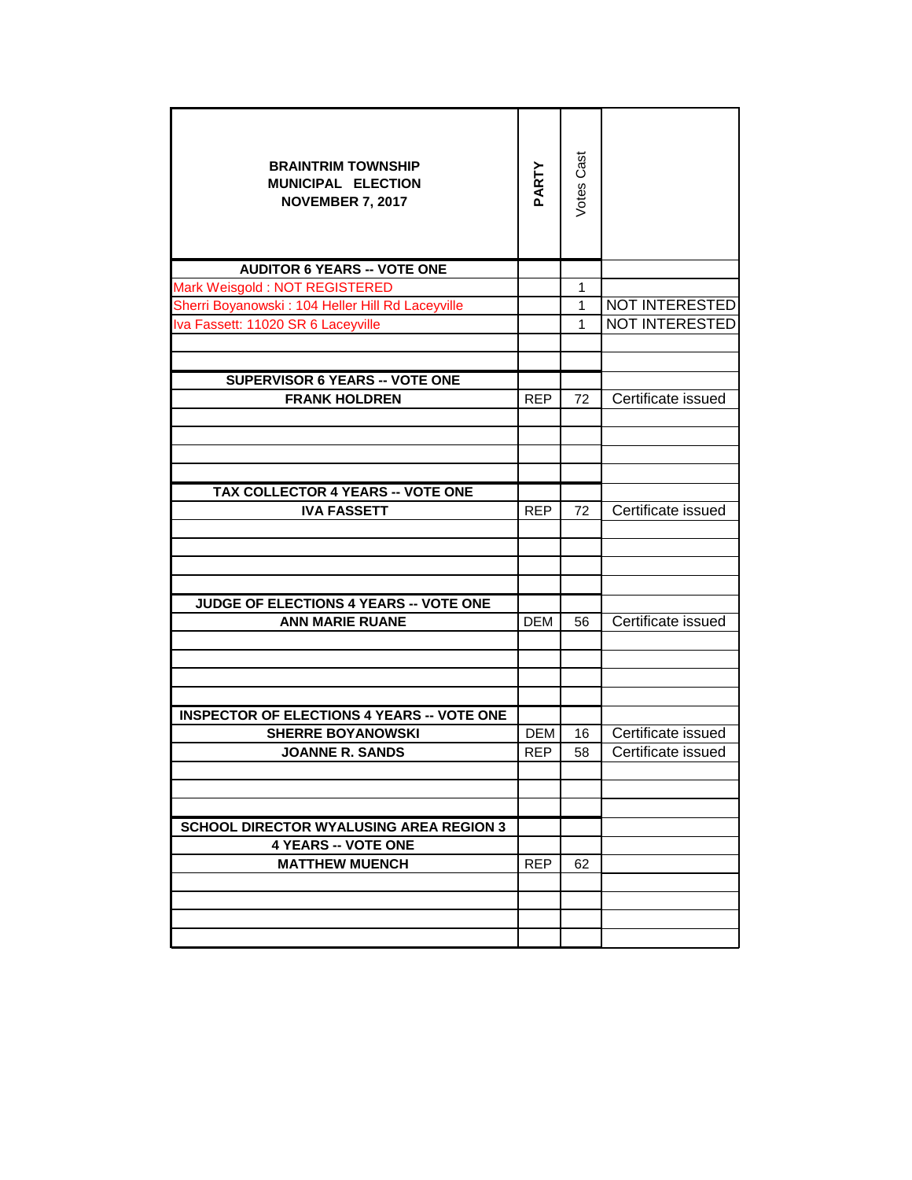| BRAINTRIM TOWNSHIP MUNICIPAL ELECTION NOVEMBER 7, 2017 | PARTY | Votes Cast | |
|---|---|---|---|
| **AUDITOR 6 YEARS -- VOTE ONE** | | | |
| Mark Weisgold : NOT REGISTERED | | 1 | |
| Sherri Boyanowski : 104 Heller Hill Rd Laceyville | | 1 | NOT INTERESTED |
| Iva Fassett: 11020 SR 6 Laceyville | | 1 | NOT INTERESTED |
| | | | |
| | | | |
| **SUPERVISOR 6 YEARS -- VOTE ONE** | | | |
| **FRANK HOLDREN** | REP | 72 | Certificate issued |
| | | | |
| | | | |
| | | | |
| | | | |
| **TAX COLLECTOR 4 YEARS -- VOTE ONE** | | | |
| **IVA FASSETT** | REP | 72 | Certificate issued |
| | | | |
| | | | |
| | | | |
| | | | |
| **JUDGE OF ELECTIONS 4 YEARS -- VOTE ONE** | | | |
| **ANN MARIE RUANE** | DEM | 56 | Certificate issued |
| | | | |
| | | | |
| | | | |
| | | | |
| **INSPECTOR OF ELECTIONS 4 YEARS -- VOTE ONE** | | | |
| **SHERRE BOYANOWSKI** | DEM | 16 | Certificate issued |
| **JOANNE R. SANDS** | REP | 58 | Certificate issued |
| | | | |
| | | | |
| | | | |
| **SCHOOL DIRECTOR WYALUSING AREA REGION 3** | | | |
| **4 YEARS -- VOTE ONE** | | | |
| **MATTHEW MUENCH** | REP | 62 | |
| | | | |
| | | | |
| | | | |
| | | | |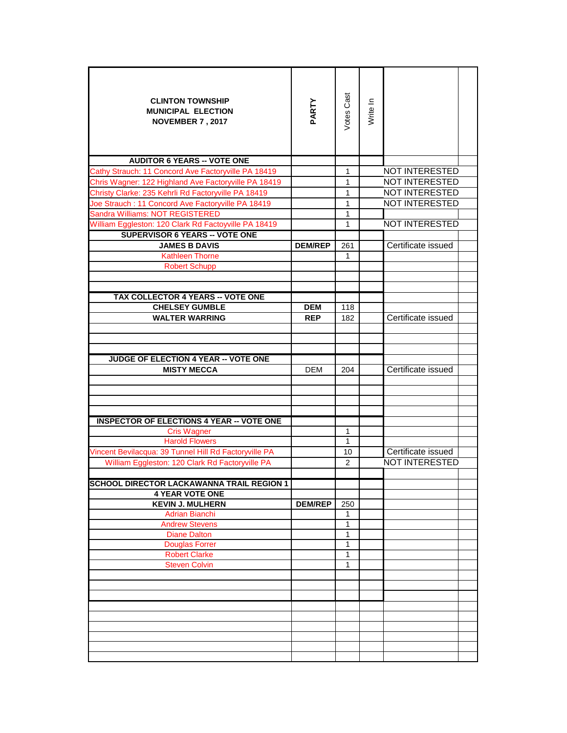| CLINTON TOWNSHIP MUNICIPAL ELECTION NOVEMBER 7 , 2017 | PARTY | Votes Cast | Write In | | |
|---|---|---|---|---|---|
| **AUDITOR 6 YEARS -- VOTE ONE** | | | | | |
| Cathy Strauch: 11 Concord Ave Factoryville PA 18419 | | 1 | | NOT INTERESTED | |
| Chris Wagner: 122 Highland Ave Factoryville PA 18419 | | 1 | | NOT INTERESTED | |
| Christy Clarke: 235 Kehrli Rd Factoryville PA 18419 | | 1 | | NOT INTERESTED | |
| Joe Strauch : 11 Concord Ave Factoryville PA 18419 | | 1 | | NOT INTERESTED | |
| Sandra Williams: NOT REGISTERED | | 1 | | | |
| William Eggleston: 120 Clark Rd Factoyville PA 18419 | | 1 | | NOT INTERESTED | |
| **SUPERVISOR 6 YEARS -- VOTE ONE** | | | | | |
| **JAMES B DAVIS** | **DEM/REP** | 261 | | Certificate issued | |
| Kathleen Thorne | | 1 | | | |
| Robert Schupp | | | | | |
| | | | | | |
| | | | | | |
| **TAX COLLECTOR 4 YEARS -- VOTE ONE** | | | | | |
| **CHELSEY GUMBLE** | **DEM** | 118 | | | |
| **WALTER WARRING** | **REP** | 182 | | Certificate issued | |
| | | | | | |
| | | | | | |
| | | | | | |
| **JUDGE OF ELECTION 4 YEAR -- VOTE ONE** | | | | | |
| **MISTY MECCA** | DEM | 204 | | Certificate issued | |
| | | | | | |
| | | | | | |
| | | | | | |
| | | | | | |
| **INSPECTOR OF ELECTIONS 4 YEAR -- VOTE ONE** | | | | | |
| Cris Wagner | | 1 | | | |
| Harold Flowers | | 1 | | | |
| Vincent Bevilacqua: 39 Tunnel Hill Rd Factoryville PA | | 10 | | Certificate issued | |
| William Eggleston: 120 Clark Rd Factoryville PA | | 2 | | NOT INTERESTED | |
| | | | | | |
| **SCHOOL DIRECTOR LACKAWANNA TRAIL REGION 1** | | | | | |
| **4 YEAR VOTE ONE** | | | | | |
| **KEVIN J. MULHERN** | **DEM/REP** | 250 | | | |
| Adrian Bianchi | | 1 | | | |
| Andrew Stevens | | 1 | | | |
| Diane Dalton | | 1 | | | |
| Douglas Forrer | | 1 | | | |
| Robert Clarke | | 1 | | | |
| Steven Colvin | | 1 | | | |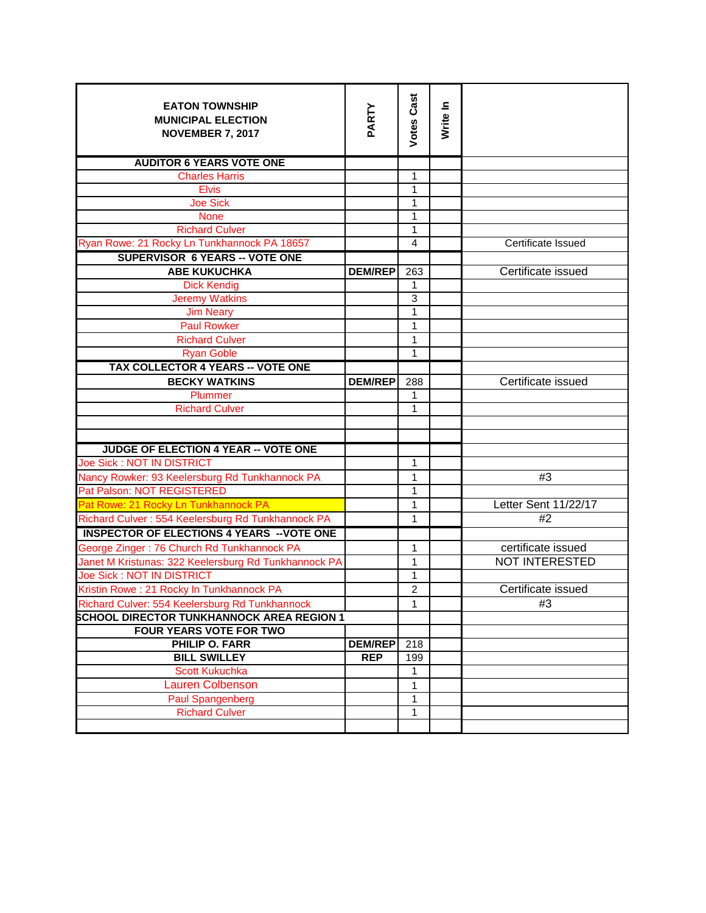| EATON TOWNSHIP MUNICIPAL ELECTION NOVEMBER 7, 2017 | PARTY | Votes Cast | Write In | |
|---|---|---|---|---|
| **AUDITOR 6 YEARS VOTE ONE** | | | | |
| Charles Harris | | 1 | | |
| Elvis | | 1 | | |
| Joe Sick | | 1 | | |
| None | | 1 | | |
| Richard Culver | | 1 | | |
| Ryan Rowe: 21 Rocky Ln Tunkhannock PA 18657 | | 4 | | Certificate Issued |
| **SUPERVISOR 6 YEARS -- VOTE ONE** | | | | |
| **ABE KUKUCHKA** | **DEM/REP** | 263 | | Certificate issued |
| Dick Kendig | | 1 | | |
| Jeremy Watkins | | 3 | | |
| Jim Neary | | 1 | | |
| Paul Rowker | | 1 | | |
| Richard Culver | | 1 | | |
| Ryan Goble | | 1 | | |
| **TAX COLLECTOR 4 YEARS -- VOTE ONE** | | | | |
| **BECKY WATKINS** | **DEM/REP** | 288 | | Certificate issued |
| Plummer | | 1 | | |
| Richard Culver | | 1 | | |
| | | | | |
| | | | | |
| **JUDGE OF ELECTION 4 YEAR -- VOTE ONE** | | | | |
| Joe Sick : NOT IN DISTRICT | | 1 | | |
| Nancy Rowker: 93 Keelersburg Rd Tunkhannock PA | | 1 | | #3 |
| Pat Palson: NOT REGISTERED | | 1 | | |
| Pat Rowe: 21 Rocky Ln Tunkhannock PA | | 1 | | Letter Sent 11/22/17 |
| Richard Culver : 554 Keelersburg Rd Tunkhannock PA | | 1 | | #2 |
| **INSPECTOR OF ELECTIONS 4 YEARS --VOTE ONE** | | | | |
| George Zinger : 76 Church Rd Tunkhannock PA | | 1 | | certificate issued |
| Janet M Kristunas: 322 Keelersburg Rd Tunkhannock PA | | 1 | | NOT INTERESTED |
| Joe Sick : NOT IN DISTRICT | | 1 | | |
| Kristin Rowe : 21 Rocky ln Tunkhannock PA | | 2 | | Certificate issued |
| Richard Culver: 554 Keelersburg Rd Tunkhannock | | 1 | | #3 |
| **SCHOOL DIRECTOR TUNKHANNOCK AREA REGION 1** | | | | |
| **FOUR YEARS VOTE FOR TWO** | | | | |
| **PHILIP O. FARR** | **DEM/REP** | 218 | | |
| **BILL SWILLEY** | **REP** | 199 | | |
| Scott Kukuchka | | 1 | | |
| Lauren Colbenson | | 1 | | |
| Paul Spangenberg | | 1 | | |
| Richard Culver | | 1 | | |
| | | | | |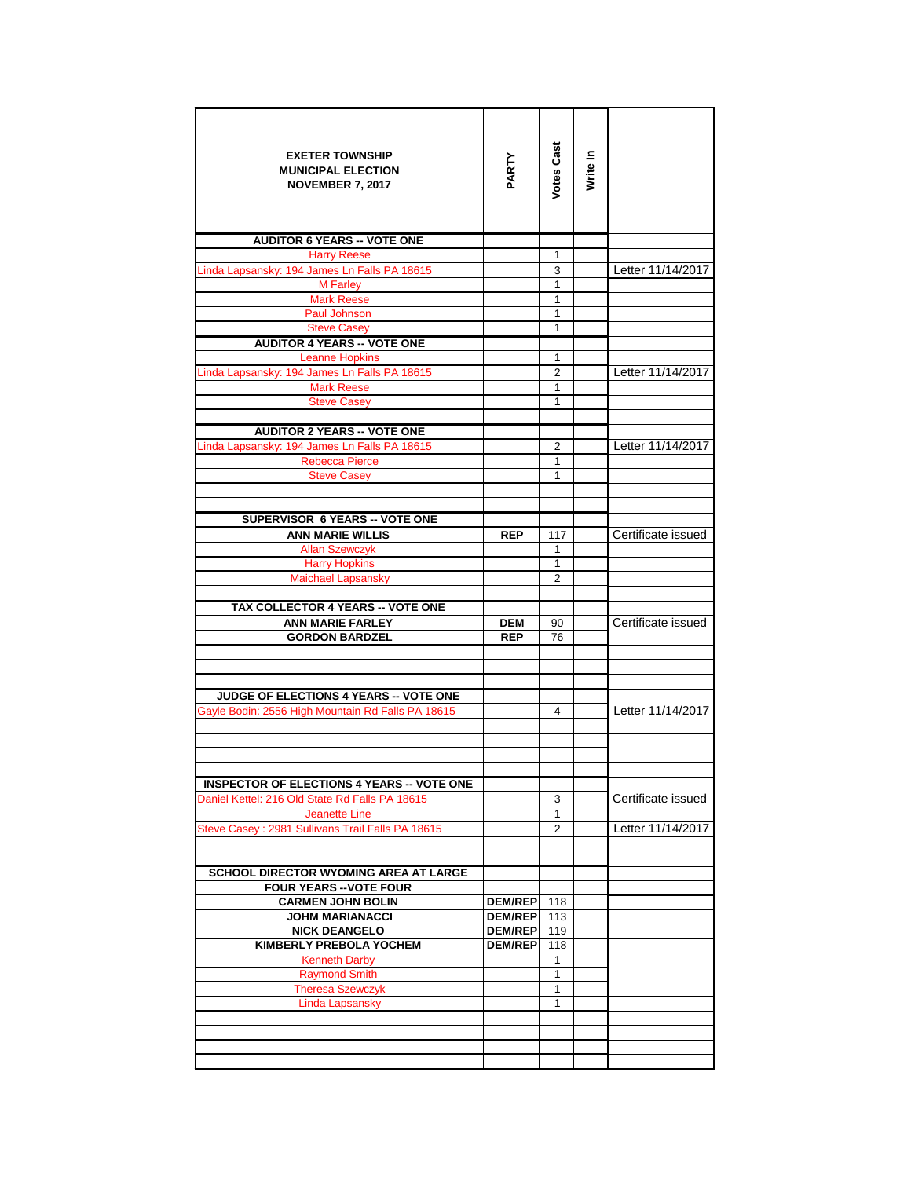| EXETER TOWNSHIP MUNICIPAL ELECTION NOVEMBER 7, 2017 | PARTY | Votes Cast | Write In | |
|---|---|---|---|---|
| **AUDITOR 6 YEARS -- VOTE ONE** | | | | |
| Harry Reese | | 1 | | |
| Linda Lapsansky: 194 James Ln Falls PA 18615 | | 3 | | Letter 11/14/2017 |
| M Farley | | 1 | | |
| Mark Reese | | 1 | | |
| Paul Johnson | | 1 | | |
| Steve Casey | | 1 | | |
| **AUDITOR 4 YEARS -- VOTE ONE** | | | | |
| Leanne Hopkins | | 1 | | |
| Linda Lapsansky: 194 James Ln Falls PA 18615 | | 2 | | Letter 11/14/2017 |
| Mark Reese | | 1 | | |
| Steve Casey | | 1 | | |
| | | | | |
| **AUDITOR 2 YEARS -- VOTE ONE** | | | | |
| Linda Lapsansky: 194 James Ln Falls PA 18615 | | 2 | | Letter 11/14/2017 |
| Rebecca Pierce | | 1 | | |
| Steve Casey | | 1 | | |
| | | | | |
| | | | | |
| **SUPERVISOR 6 YEARS -- VOTE ONE** | | | | |
| **ANN MARIE WILLIS** | **REP** | 117 | | Certificate issued |
| Allan Szewczyk | | 1 | | |
| Harry Hopkins | | 1 | | |
| Maichael Lapsansky | | 2 | | |
| | | | | |
| **TAX COLLECTOR 4 YEARS -- VOTE ONE** | | | | |
| **ANN MARIE FARLEY** | **DEM** | 90 | | Certificate issued |
| **GORDON BARDZEL** | **REP** | 76 | | |
| | | | | |
| | | | | |
| | | | | |
| **JUDGE OF ELECTIONS 4 YEARS -- VOTE ONE** | | | | |
| Gayle Bodin: 2556 High Mountain Rd Falls PA 18615 | | 4 | | Letter 11/14/2017 |
| | | | | |
| | | | | |
| | | | | |
| | | | | |
| **INSPECTOR OF ELECTIONS 4 YEARS -- VOTE ONE** | | | | |
| Daniel Kettel: 216 Old State Rd Falls PA 18615 | | 3 | | Certificate issued |
| Jeanette Line | | 1 | | |
| Steve Casey : 2981 Sullivans Trail Falls PA 18615 | | 2 | | Letter 11/14/2017 |
| | | | | |
| | | | | |
| **SCHOOL DIRECTOR WYOMING AREA AT LARGE** | | | | |
| **FOUR YEARS --VOTE FOUR** | | | | |
| **CARMEN JOHN BOLIN** | **DEM/REP** | 118 | | |
| **JOHM MARIANACCI** | **DEM/REP** | 113 | | |
| **NICK DEANGELO** | **DEM/REP** | 119 | | |
| **KIMBERLY PREBOLA YOCHEM** | **DEM/REP** | 118 | | |
| Kenneth Darby | | 1 | | |
| Raymond Smith | | 1 | | |
| Theresa Szewczyk | | 1 | | |
| Linda Lapsansky | | 1 | | |
| | | | | |
| | | | | |
| | | | | |
| | | | | |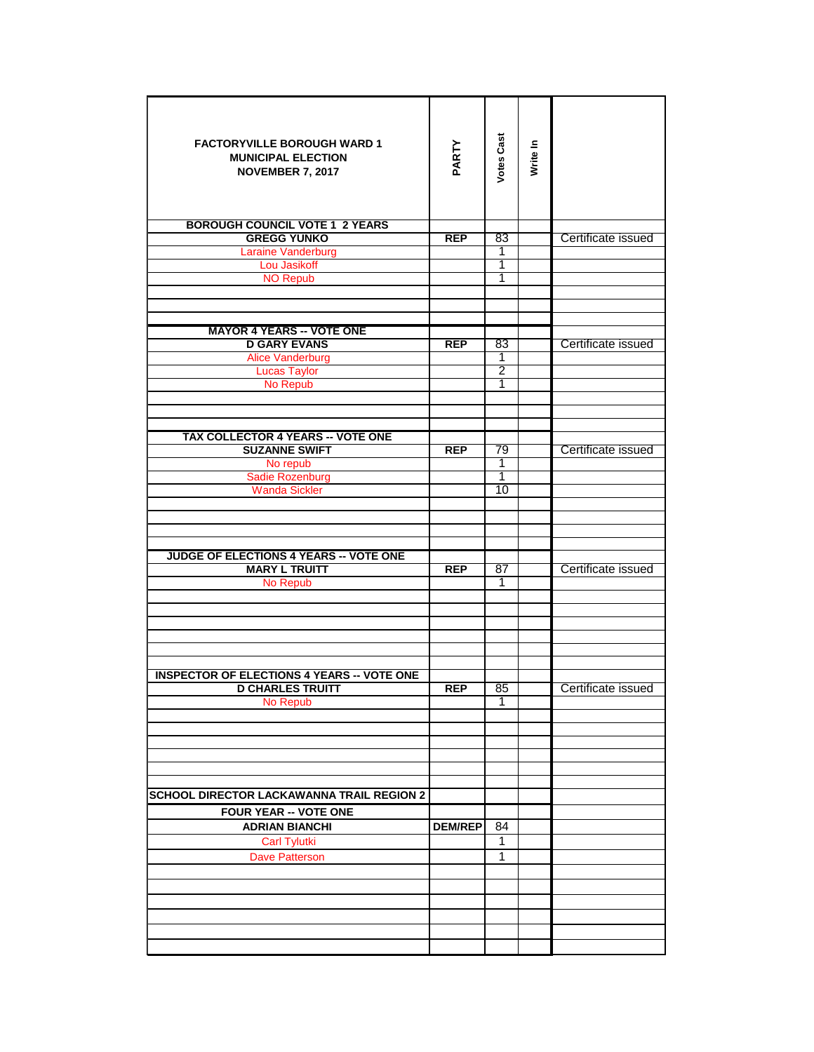| FACTORYVILLE BOROUGH WARD 1<br>MUNICIPAL ELECTION<br>NOVEMBER 7, 2017 | PARTY | Votes Cast | Write In | |
|---|---|---|---|---|
| BOROUGH COUNCIL VOTE 1 2 YEARS | | | | |
| GREGG YUNKO | REP | 83 | | Certificate issued |
| Laraine Vanderburg | | 1 | | |
| Lou Jasikoff | | 1 | | |
| NO Repub | | 1 | | |
| | | | | |
| | | | | |
| | | | | |
| MAYOR 4 YEARS -- VOTE ONE | | | | |
| D GARY EVANS | REP | 83 | | Certificate issued |
| Alice Vanderburg | | 1 | | |
| Lucas Taylor | | 2 | | |
| No Repub | | 1 | | |
| | | | | |
| | | | | |
| | | | | |
| TAX COLLECTOR 4 YEARS -- VOTE ONE | | | | |
| SUZANNE SWIFT | REP | 79 | | Certificate issued |
| No repub | | 1 | | |
| Sadie Rozenburg | | 1 | | |
| Wanda Sickler | | 10 | | |
| | | | | |
| | | | | |
| | | | | |
| | | | | |
| JUDGE OF ELECTIONS 4 YEARS -- VOTE ONE | | | | |
| MARY L TRUITT | REP | 87 | | Certificate issued |
| No Repub | | 1 | | |
| | | | | |
| | | | | |
| | | | | |
| | | | | |
| | | | | |
| | | | | |
| INSPECTOR OF ELECTIONS 4 YEARS -- VOTE ONE | | | | |
| D CHARLES TRUITT | REP | 85 | | Certificate issued |
| No Repub | | 1 | | |
| | | | | |
| | | | | |
| | | | | |
| | | | | |
| | | | | |
| | | | | |
| SCHOOL DIRECTOR LACKAWANNA TRAIL REGION 2 | | | | |
| FOUR YEAR -- VOTE ONE | | | | |
| ADRIAN BIANCHI | DEM/REP | 84 | | |
| Carl Tylutki | | 1 | | |
| Dave Patterson | | 1 | | |
| | | | | |
| | | | | |
| | | | | |
| | | | | |
| | | | | |
| | | | | |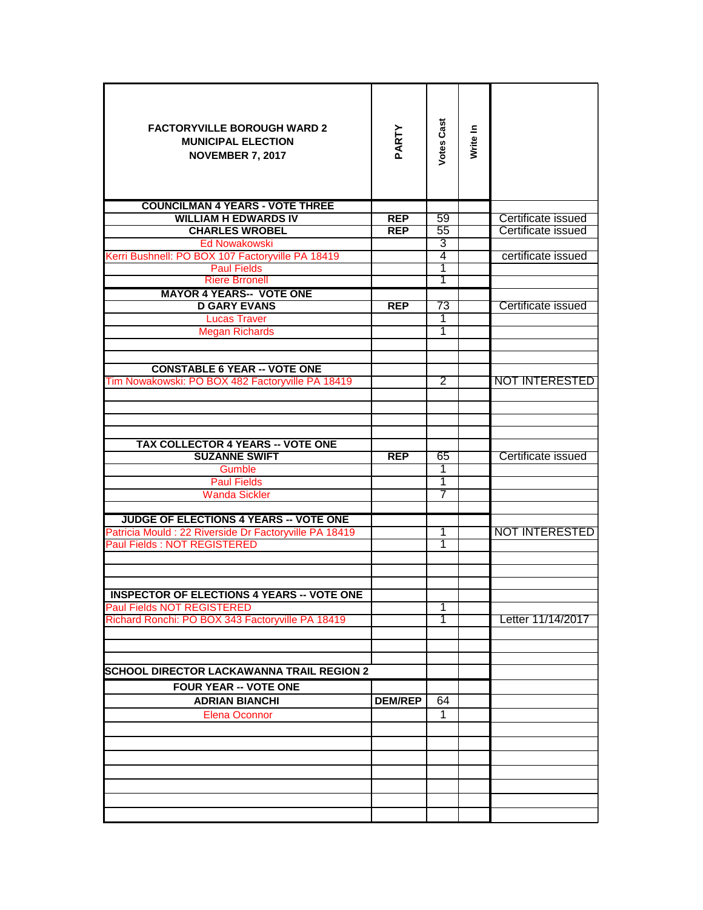| FACTORYVILLE BOROUGH WARD 2 MUNICIPAL ELECTION NOVEMBER 7, 2017 | PARTY | Votes Cast | Write In | |
|---|---|---|---|---|
| **COUNCILMAN 4 YEARS - VOTE THREE** | | | | |
| **WILLIAM H EDWARDS IV** | **REP** | 59 | | Certificate issued |
| **CHARLES WROBEL** | **REP** | 55 | | Certificate issued |
| Ed Nowakowski | | 3 | | |
| Kerri Bushnell: PO BOX 107 Factoryville PA 18419 | | 4 | | certificate issued |
| Paul Fields | | 1 | | |
| Riere Brronell | | 1 | | |
| **MAYOR 4 YEARS-- VOTE ONE** | | | | |
| **D GARY EVANS** | **REP** | 73 | | Certificate issued |
| Lucas Traver | | 1 | | |
| Megan Richards | | 1 | | |
| | | | | |
| | | | | |
| **CONSTABLE 6 YEAR -- VOTE ONE** | | | | |
| Tim Nowakowski: PO BOX 482 Factoryville PA 18419 | | 2 | | NOT INTERESTED |
| | | | | |
| | | | | |
| | | | | |
| | | | | |
| **TAX COLLECTOR 4 YEARS -- VOTE ONE** | | | | |
| **SUZANNE SWIFT** | **REP** | 65 | | Certificate issued |
| Gumble | | 1 | | |
| Paul Fields | | 1 | | |
| Wanda Sickler | | 7 | | |
| | | | | |
| **JUDGE OF ELECTIONS 4 YEARS -- VOTE ONE** | | | | |
| Patricia Mould : 22 Riverside Dr Factoryville PA 18419 | | 1 | | NOT INTERESTED |
| Paul Fields : NOT REGISTERED | | 1 | | |
| | | | | |
| | | | | |
| | | | | |
| **INSPECTOR OF ELECTIONS 4 YEARS -- VOTE ONE** | | | | |
| Paul Fields NOT REGISTERED | | 1 | | |
| Richard Ronchi: PO BOX 343 Factoryville PA 18419 | | 1 | | Letter 11/14/2017 |
| | | | | |
| | | | | |
| | | | | |
| **SCHOOL DIRECTOR LACKAWANNA TRAIL REGION 2** | | | | |
| **FOUR YEAR -- VOTE ONE** | | | | |
| **ADRIAN BIANCHI** | **DEM/REP** | 64 | | |
| Elena Oconnor | | 1 | | |
| | | | | |
| | | | | |
| | | | | |
| | | | | |
| | | | | |
| | | | | |
| | | | | |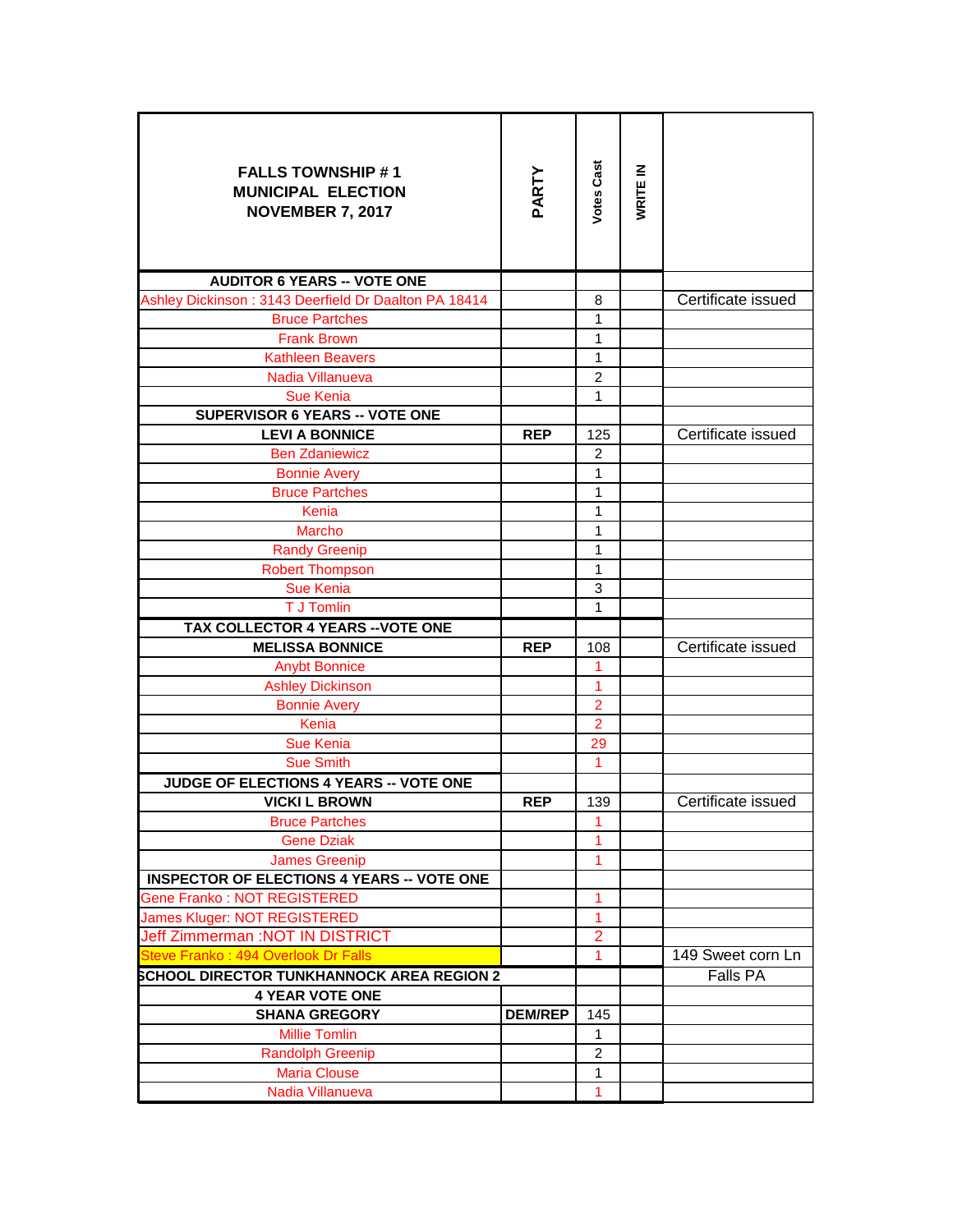| FALLS TOWNSHIP # 1 MUNICIPAL ELECTION NOVEMBER 7, 2017 | PARTY | Votes Cast | WRITE IN | |
|---|---|---|---|---|
| **AUDITOR 6 YEARS -- VOTE ONE** | | | | |
| Ashley Dickinson : 3143 Deerfield Dr Daalton PA 18414 | | 8 | | Certificate issued |
| Bruce Partches | | 1 | | |
| Frank Brown | | 1 | | |
| Kathleen Beavers | | 1 | | |
| Nadia Villanueva | | 2 | | |
| Sue Kenia | | 1 | | |
| **SUPERVISOR 6 YEARS -- VOTE ONE** | | | | |
| **LEVI A BONNICE** | **REP** | 125 | | Certificate issued |
| Ben Zdaniewicz | | 2 | | |
| Bonnie Avery | | 1 | | |
| Bruce Partches | | 1 | | |
| Kenia | | 1 | | |
| Marcho | | 1 | | |
| Randy Greenip | | 1 | | |
| Robert Thompson | | 1 | | |
| Sue Kenia | | 3 | | |
| T J Tomlin | | 1 | | |
| **TAX COLLECTOR 4 YEARS --VOTE ONE** | | | | |
| **MELISSA BONNICE** | **REP** | 108 | | Certificate issued |
| Anybt Bonnice | | 1 | | |
| Ashley Dickinson | | 1 | | |
| Bonnie Avery | | 2 | | |
| Kenia | | 2 | | |
| Sue Kenia | | 29 | | |
| Sue Smith | | 1 | | |
| **JUDGE OF ELECTIONS 4 YEARS -- VOTE ONE** | | | | |
| **VICKI L BROWN** | **REP** | 139 | | Certificate issued |
| Bruce Partches | | 1 | | |
| Gene Dziak | | 1 | | |
| James Greenip | | 1 | | |
| **INSPECTOR OF ELECTIONS 4 YEARS -- VOTE ONE** | | | | |
| Gene Franko : NOT REGISTERED | | 1 | | |
| James Kluger: NOT REGISTERED | | 1 | | |
| Jeff Zimmerman :NOT IN DISTRICT | | 2 | | |
| Steve Franko : 494 Overlook Dr Falls | | 1 | | 149 Sweet corn Ln |
| **SCHOOL DIRECTOR TUNKHANNOCK AREA REGION 2** | | | | Falls PA |
| **4 YEAR VOTE ONE** | | | | |
| **SHANA GREGORY** | **DEM/REP** | 145 | | |
| Millie Tomlin | | 1 | | |
| Randolph Greenip | | 2 | | |
| Maria Clouse | | 1 | | |
| Nadia Villanueva | | 1 | | |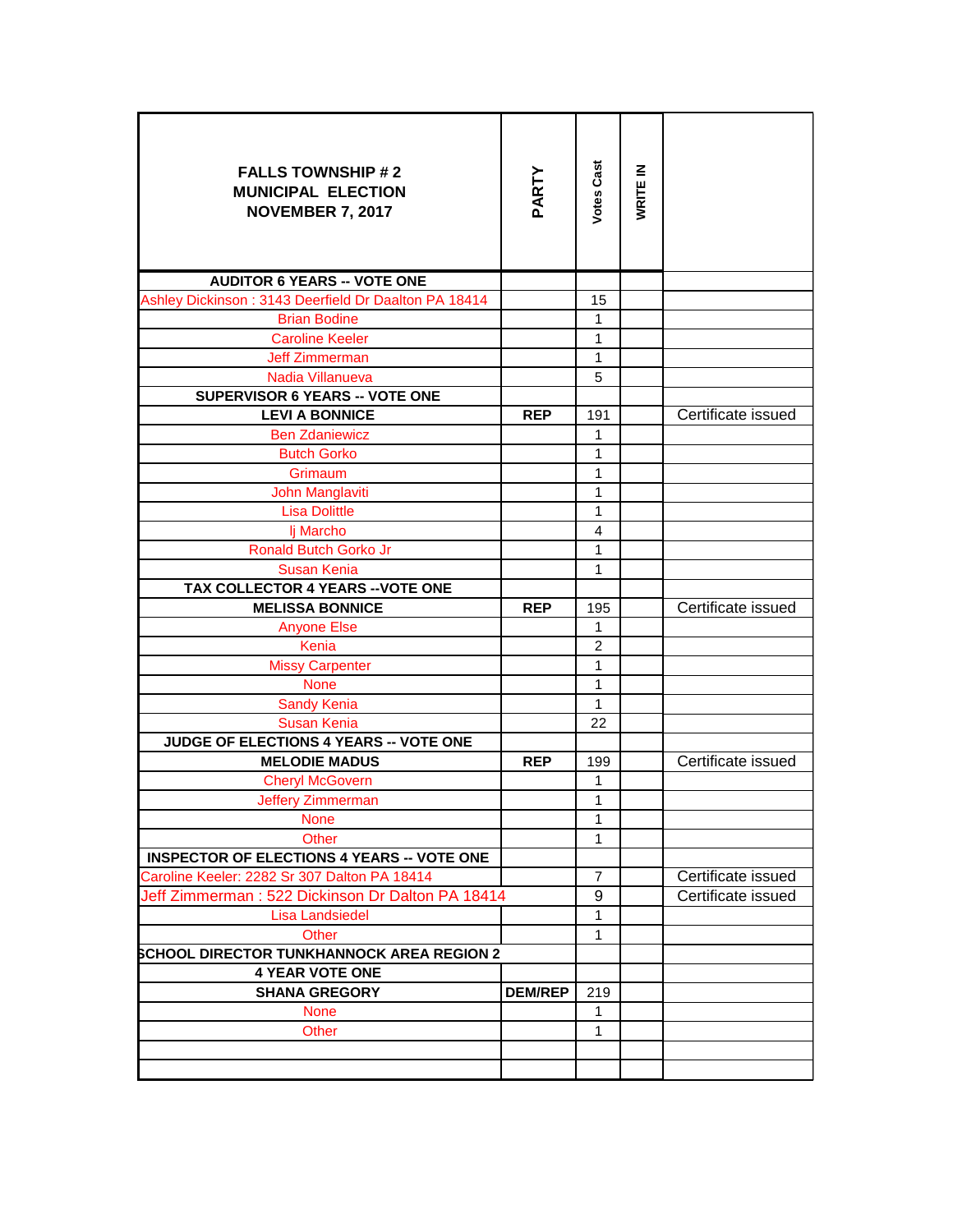| FALLS TOWNSHIP # 2 MUNICIPAL ELECTION NOVEMBER 7, 2017 | PARTY | Votes Cast | WRITE IN | |
|---|---|---|---|---|
| **AUDITOR 6 YEARS -- VOTE ONE** | | | | |
| Ashley Dickinson : 3143 Deerfield Dr Daalton PA 18414 | | 15 | | |
| Brian Bodine | | 1 | | |
| Caroline Keeler | | 1 | | |
| Jeff Zimmerman | | 1 | | |
| Nadia Villanueva | | 5 | | |
| **SUPERVISOR 6 YEARS -- VOTE ONE** | | | | |
| **LEVI A BONNICE** | **REP** | 191 | | Certificate issued |
| Ben Zdaniewicz | | 1 | | |
| Butch Gorko | | 1 | | |
| Grimaum | | 1 | | |
| John Manglaviti | | 1 | | |
| Lisa Dolittle | | 1 | | |
| lj Marcho | | 4 | | |
| Ronald Butch Gorko Jr | | 1 | | |
| Susan Kenia | | 1 | | |
| **TAX COLLECTOR 4 YEARS --VOTE ONE** | | | | |
| **MELISSA BONNICE** | **REP** | 195 | | Certificate issued |
| Anyone Else | | 1 | | |
| Kenia | | 2 | | |
| Missy Carpenter | | 1 | | |
| None | | 1 | | |
| Sandy Kenia | | 1 | | |
| Susan Kenia | | 22 | | |
| **JUDGE OF ELECTIONS 4 YEARS -- VOTE ONE** | | | | |
| **MELODIE MADUS** | **REP** | 199 | | Certificate issued |
| Cheryl McGovern | | 1 | | |
| Jeffery Zimmerman | | 1 | | |
| None | | 1 | | |
| Other | | 1 | | |
| **INSPECTOR OF ELECTIONS 4 YEARS -- VOTE ONE** | | | | |
| Caroline Keeler: 2282 Sr 307 Dalton PA 18414 | | 7 | | Certificate issued |
| Jeff Zimmerman : 522 Dickinson Dr Dalton PA 18414 | | 9 | | Certificate issued |
| Lisa Landsiedel | | 1 | | |
| Other | | 1 | | |
| **SCHOOL DIRECTOR TUNKHANNOCK AREA REGION 2** | | | | |
| **4 YEAR VOTE ONE** | | | | |
| **SHANA GREGORY** | **DEM/REP** | 219 | | |
| None | | 1 | | |
| Other | | 1 | | |
| | | | | |
| | | | | |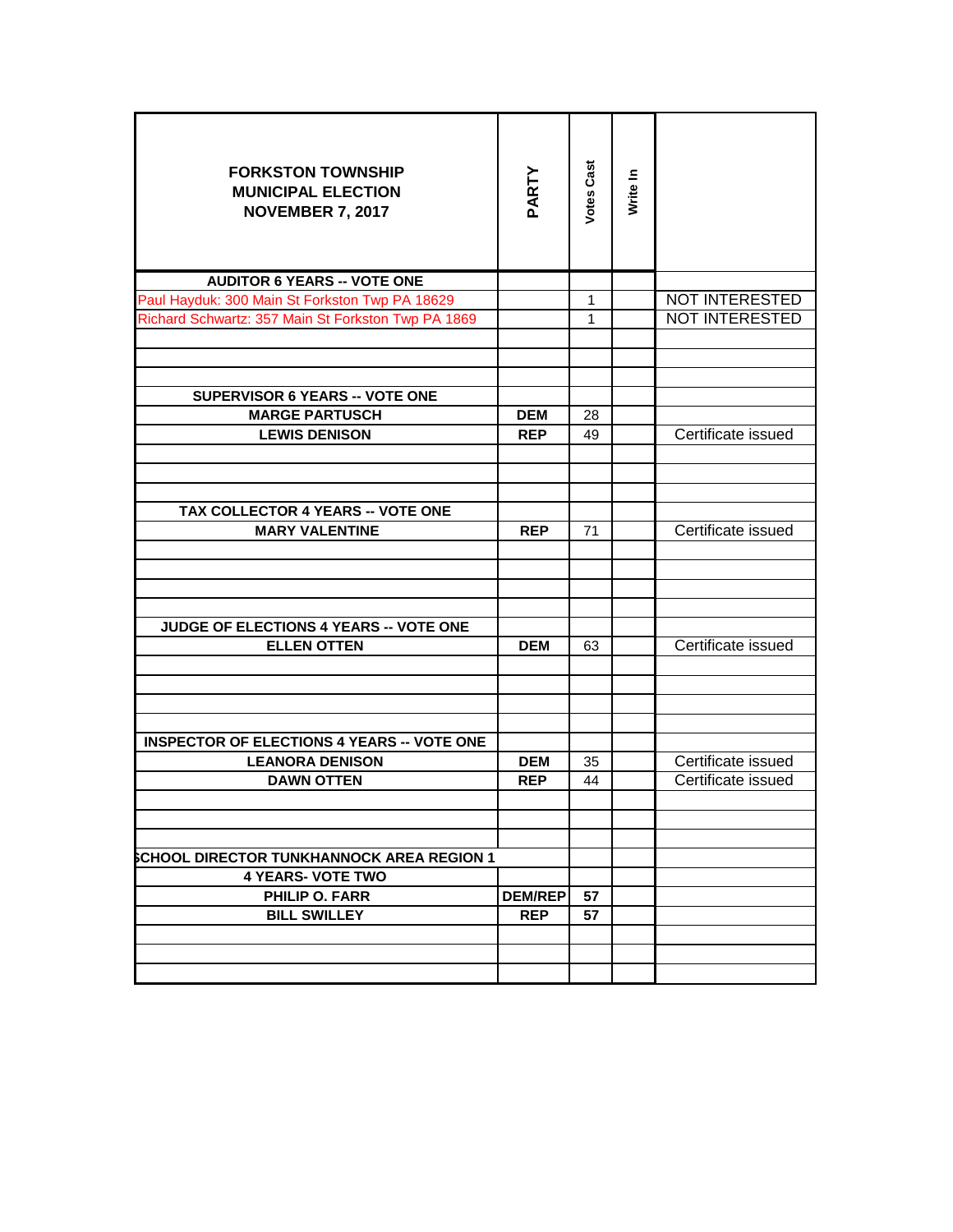| FORKSTON TOWNSHIP MUNICIPAL ELECTION NOVEMBER 7, 2017 | PARTY | Votes Cast | Write In | |
|---|---|---|---|---|
| **AUDITOR 6 YEARS -- VOTE ONE** | | | | |
| Paul Hayduk: 300 Main St Forkston Twp PA 18629 | | 1 | | NOT INTERESTED |
| Richard Schwartz: 357 Main St Forkston Twp PA 1869 | | 1 | | NOT INTERESTED |
| | | | | |
| | | | | |
| | | | | |
| **SUPERVISOR 6 YEARS -- VOTE ONE** | | | | |
| **MARGE PARTUSCH** | **DEM** | 28 | | |
| **LEWIS DENISON** | **REP** | 49 | | Certificate issued |
| | | | | |
| | | | | |
| | | | | |
| **TAX COLLECTOR 4 YEARS -- VOTE ONE** | | | | |
| **MARY VALENTINE** | **REP** | 71 | | Certificate issued |
| | | | | |
| | | | | |
| | | | | |
| | | | | |
| **JUDGE OF ELECTIONS 4 YEARS -- VOTE ONE** | | | | |
| **ELLEN OTTEN** | **DEM** | 63 | | Certificate issued |
| | | | | |
| | | | | |
| | | | | |
| | | | | |
| **INSPECTOR OF ELECTIONS 4 YEARS -- VOTE ONE** | | | | |
| **LEANORA DENISON** | **DEM** | 35 | | Certificate issued |
| **DAWN OTTEN** | **REP** | 44 | | Certificate issued |
| | | | | |
| | | | | |
| | | | | |
| **SCHOOL DIRECTOR TUNKHANNOCK AREA REGION 1** | | | | |
| **4 YEARS- VOTE TWO** | | | | |
| **PHILIP O. FARR** | **DEM/REP** | **57** | | |
| **BILL SWILLEY** | **REP** | **57** | | |
| | | | | |
| | | | | |
| | | | | |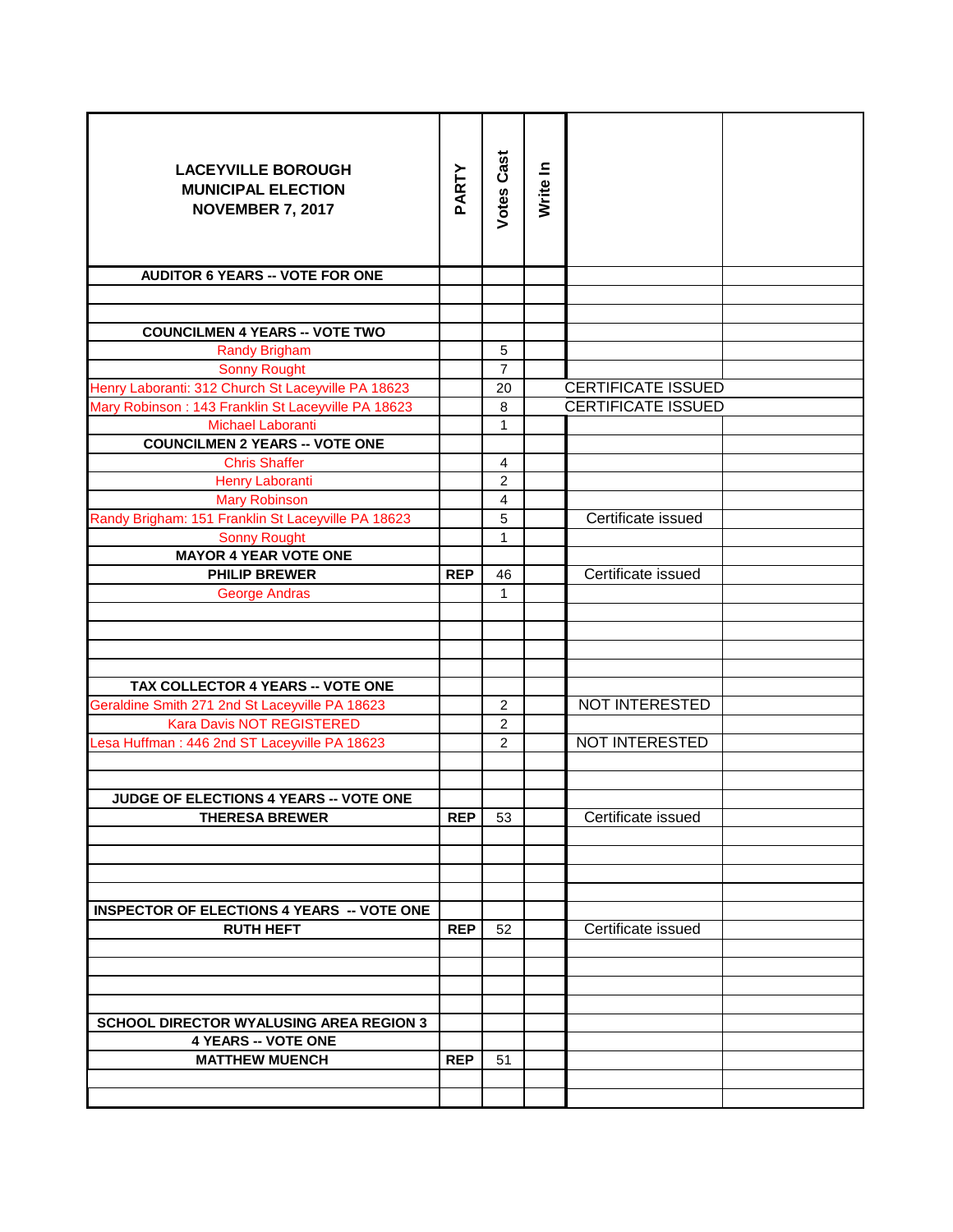| LACEYVILLE BOROUGH MUNICIPAL ELECTION NOVEMBER 7, 2017 | PARTY | Votes Cast | Write In | | |
|---|---|---|---|---|---|
| **AUDITOR 6 YEARS -- VOTE FOR ONE** | | | | | |
| | | | | | |
| | | | | | |
| **COUNCILMEN 4 YEARS -- VOTE TWO** | | | | | |
| Randy Brigham | | 5 | | | |
| Sonny Rought | | 7 | | | |
| Henry Laboranti: 312 Church St Laceyville PA 18623 | | 20 | | CERTIFICATE ISSUED | |
| Mary Robinson : 143 Franklin St Laceyville PA 18623 | | 8 | | CERTIFICATE ISSUED | |
| Michael Laboranti | | 1 | | | |
| **COUNCILMEN 2 YEARS -- VOTE ONE** | | | | | |
| Chris Shaffer | | 4 | | | |
| Henry Laboranti | | 2 | | | |
| Mary Robinson | | 4 | | | |
| Randy Brigham: 151 Franklin St Laceyville PA 18623 | | 5 | | Certificate issued | |
| Sonny Rought | | 1 | | | |
| **MAYOR 4 YEAR VOTE ONE** | | | | | |
| **PHILIP BREWER** | **REP** | 46 | | Certificate issued | |
| George Andras | | 1 | | | |
| | | | | | |
| | | | | | |
| | | | | | |
| | | | | | |
| **TAX COLLECTOR 4 YEARS -- VOTE ONE** | | | | | |
| Geraldine Smith 271 2nd St Laceyville PA 18623 | | 2 | | NOT INTERESTED | |
| Kara Davis NOT REGISTERED | | 2 | | | |
| Lesa Huffman : 446 2nd ST Laceyville PA 18623 | | 2 | | NOT INTERESTED | |
| | | | | | |
| | | | | | |
| **JUDGE OF ELECTIONS 4 YEARS -- VOTE ONE** | | | | | |
| **THERESA BREWER** | **REP** | 53 | | Certificate issued | |
| | | | | | |
| | | | | | |
| | | | | | |
| | | | | | |
| **INSPECTOR OF ELECTIONS 4 YEARS -- VOTE ONE** | | | | | |
| **RUTH HEFT** | **REP** | 52 | | Certificate issued | |
| | | | | | |
| | | | | | |
| | | | | | |
| | | | | | |
| **SCHOOL DIRECTOR WYALUSING AREA REGION 3** | | | | | |
| **4 YEARS -- VOTE ONE** | | | | | |
| **MATTHEW MUENCH** | **REP** | 51 | | | |
| | | | | | |
| | | | | | |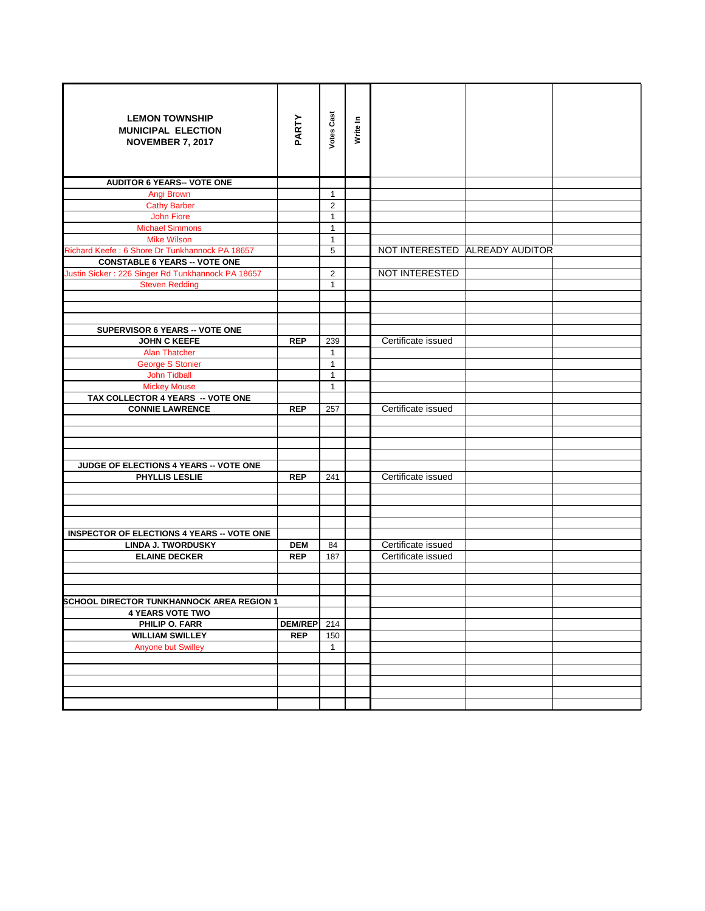| LEMON TOWNSHIP MUNICIPAL ELECTION NOVEMBER 7, 2017 | PARTY | Votes Cast | Write In | | | |
|---|---|---|---|---|---|---|
| **AUDITOR 6 YEARS-- VOTE ONE** | | | | | | |
| Angi Brown | | 1 | | | | |
| Cathy Barber | | 2 | | | | |
| John Fiore | | 1 | | | | |
| Michael Simmons | | 1 | | | | |
| Mike Wilson | | 1 | | | | |
| Richard Keefe : 6 Shore Dr Tunkhannock PA 18657 | | 5 | | NOT INTERESTED | ALREADY AUDITOR | |
| **CONSTABLE 6 YEARS -- VOTE ONE** | | | | | | |
| Justin Sicker : 226 Singer Rd Tunkhannock PA 18657 | | 2 | | NOT INTERESTED | | |
| Steven Redding | | 1 | | | | |
| **SUPERVISOR 6 YEARS -- VOTE ONE** | | | | | | |
| **JOHN C KEEFE** | **REP** | 239 | | Certificate issued | | |
| Alan Thatcher | | 1 | | | | |
| George S Stonier | | 1 | | | | |
| John Tidball | | 1 | | | | |
| Mickey Mouse | | 1 | | | | |
| **TAX COLLECTOR 4 YEARS -- VOTE ONE** | | | | | | |
| **CONNIE LAWRENCE** | **REP** | 257 | | Certificate issued | | |
| **JUDGE OF ELECTIONS 4 YEARS -- VOTE ONE** | | | | | | |
| **PHYLLIS LESLIE** | **REP** | 241 | | Certificate issued | | |
| **INSPECTOR OF ELECTIONS 4 YEARS -- VOTE ONE** | | | | | | |
| **LINDA J. TWORDUSKY** | **DEM** | 84 | | Certificate issued | | |
| **ELAINE DECKER** | **REP** | 187 | | Certificate issued | | |
| **SCHOOL DIRECTOR TUNKHANNOCK AREA REGION 1** | | | | | | |
| **4 YEARS VOTE TWO** | | | | | | |
| **PHILIP O. FARR** | **DEM/REP** | 214 | | | | |
| **WILLIAM SWILLEY** | **REP** | 150 | | | | |
| Anyone but Swilley | | 1 | | | | |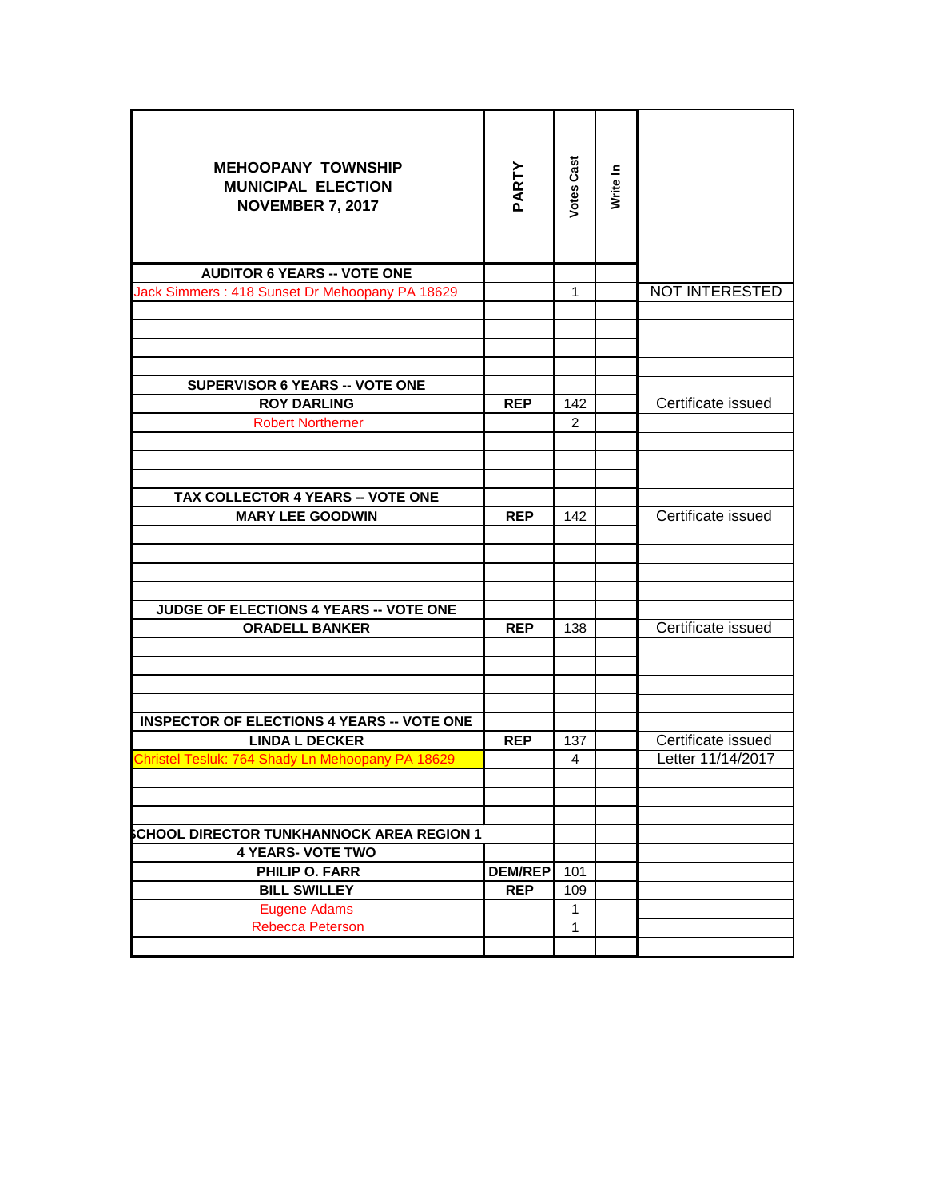| MEHOOPANY TOWNSHIP MUNICIPAL ELECTION NOVEMBER 7, 2017 | PARTY | Votes Cast | Write In | |
|---|---|---|---|---|
| AUDITOR 6 YEARS -- VOTE ONE | | | | |
| Jack Simmers : 418 Sunset Dr Mehoopany PA 18629 | | 1 | | NOT INTERESTED |
| | | | | |
| | | | | |
| | | | | |
| | | | | |
| SUPERVISOR 6 YEARS -- VOTE ONE | | | | |
| ROY DARLING | REP | 142 | | Certificate issued |
| Robert Northerner | | 2 | | |
| | | | | |
| | | | | |
| | | | | |
| TAX COLLECTOR 4 YEARS -- VOTE ONE | | | | |
| MARY LEE GOODWIN | REP | 142 | | Certificate issued |
| | | | | |
| | | | | |
| | | | | |
| | | | | |
| JUDGE OF ELECTIONS 4 YEARS -- VOTE ONE | | | | |
| ORADELL BANKER | REP | 138 | | Certificate issued |
| | | | | |
| | | | | |
| | | | | |
| | | | | |
| INSPECTOR OF ELECTIONS 4 YEARS -- VOTE ONE | | | | |
| LINDA L DECKER | REP | 137 | | Certificate issued |
| Christel Tesluk: 764 Shady Ln Mehoopany PA 18629 | | 4 | | Letter 11/14/2017 |
| | | | | |
| | | | | |
| | | | | |
| SCHOOL DIRECTOR TUNKHANNOCK AREA REGION 1 | | | | |
| 4 YEARS- VOTE TWO | | | | |
| PHILIP O. FARR | DEM/REP | 101 | | |
| BILL SWILLEY | REP | 109 | | |
| Eugene Adams | | 1 | | |
| Rebecca Peterson | | 1 | | |
| | | | | |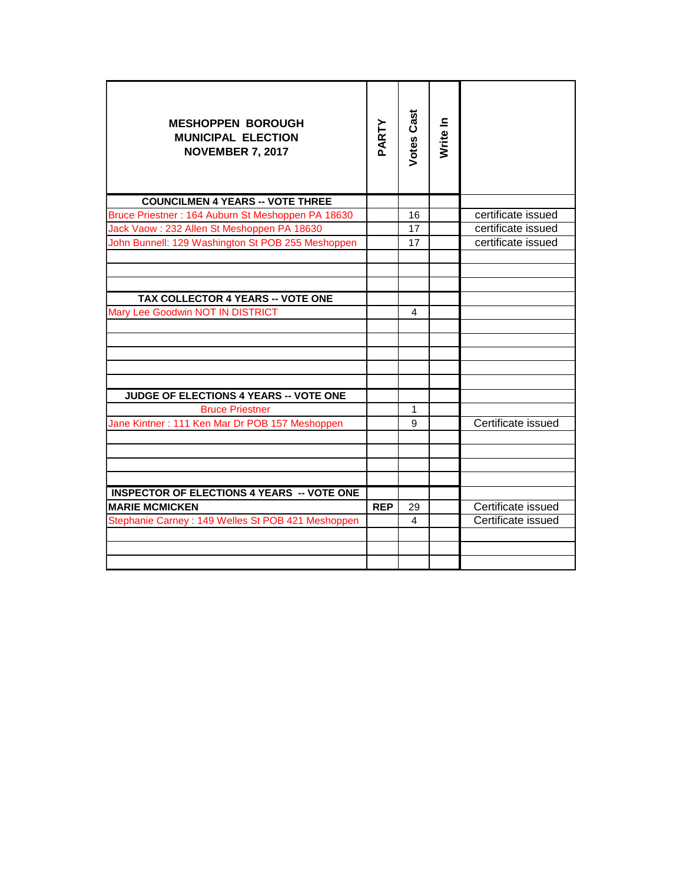| MESHOPPEN BOROUGH MUNICIPAL ELECTION NOVEMBER 7, 2017 | PARTY | Votes Cast | Write In | |
|---|---|---|---|---|
| **COUNCILMEN 4 YEARS -- VOTE THREE** | | | | |
| Bruce Priestner : 164 Auburn St Meshoppen PA 18630 | | 16 | | certificate issued |
| Jack Vaow : 232 Allen St Meshoppen PA 18630 | | 17 | | certificate issued |
| John Bunnell: 129 Washington St POB 255 Meshoppen | | 17 | | certificate issued |
| | | | | |
| | | | | |
| | | | | |
| **TAX COLLECTOR 4 YEARS -- VOTE ONE** | | | | |
| Mary Lee Goodwin NOT IN DISTRICT | | 4 | | |
| | | | | |
| | | | | |
| | | | | |
| | | | | |
| | | | | |
| **JUDGE OF ELECTIONS 4 YEARS -- VOTE ONE** | | | | |
| Bruce Priestner | | 1 | | |
| Jane Kintner : 111 Ken Mar Dr POB 157 Meshoppen | | 9 | | Certificate issued |
| | | | | |
| | | | | |
| | | | | |
| | | | | |
| **INSPECTOR OF ELECTIONS 4 YEARS -- VOTE ONE** | | | | |
| **MARIE MCMICKEN** | **REP** | 29 | | Certificate issued |
| Stephanie Carney : 149 Welles St POB 421 Meshoppen | | 4 | | Certificate issued |
| | | | | |
| | | | | |
| | | | | |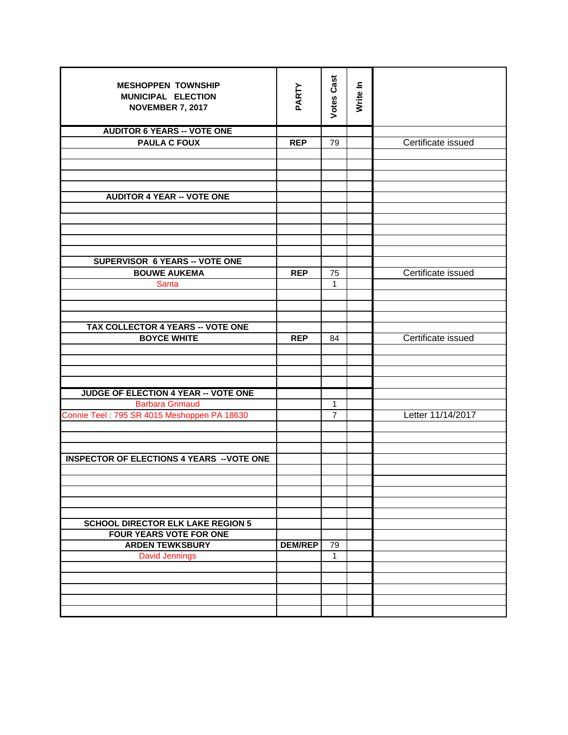| MESHOPPEN TOWNSHIP MUNICIPAL ELECTION NOVEMBER 7, 2017 | PARTY | Votes Cast | Write In | |
|---|---|---|---|---|
| **AUDITOR 6 YEARS -- VOTE ONE** | | | | |
| **PAULA C FOUX** | **REP** | 79 | | Certificate issued |
| | | | | |
| | | | | |
| | | | | |
| | | | | |
| **AUDITOR 4 YEAR -- VOTE ONE** | | | | |
| | | | | |
| | | | | |
| | | | | |
| | | | | |
| | | | | |
| **SUPERVISOR 6 YEARS -- VOTE ONE** | | | | |
| **BOUWE AUKEMA** | **REP** | 75 | | Certificate issued |
| Santa | | 1 | | |
| | | | | |
| | | | | |
| | | | | |
| **TAX COLLECTOR 4 YEARS -- VOTE ONE** | | | | |
| **BOYCE WHITE** | **REP** | 84 | | Certificate issued |
| | | | | |
| | | | | |
| | | | | |
| | | | | |
| **JUDGE OF ELECTION 4 YEAR -- VOTE ONE** | | | | |
| Barbara Grimaud | | 1 | | |
| Connie Teel : 795 SR 4015 Meshoppen PA 18630 | | 7 | | Letter 11/14/2017 |
| | | | | |
| | | | | |
| | | | | |
| **INSPECTOR OF ELECTIONS 4 YEARS --VOTE ONE** | | | | |
| | | | | |
| | | | | |
| | | | | |
| | | | | |
| | | | | |
| **SCHOOL DIRECTOR ELK LAKE REGION 5** | | | | |
| **FOUR YEARS VOTE FOR ONE** | | | | |
| **ARDEN TEWKSBURY** | **DEM/REP** | 79 | | |
| David Jennings | | 1 | | |
| | | | | |
| | | | | |
| | | | | |
| | | | | |
| | | | | |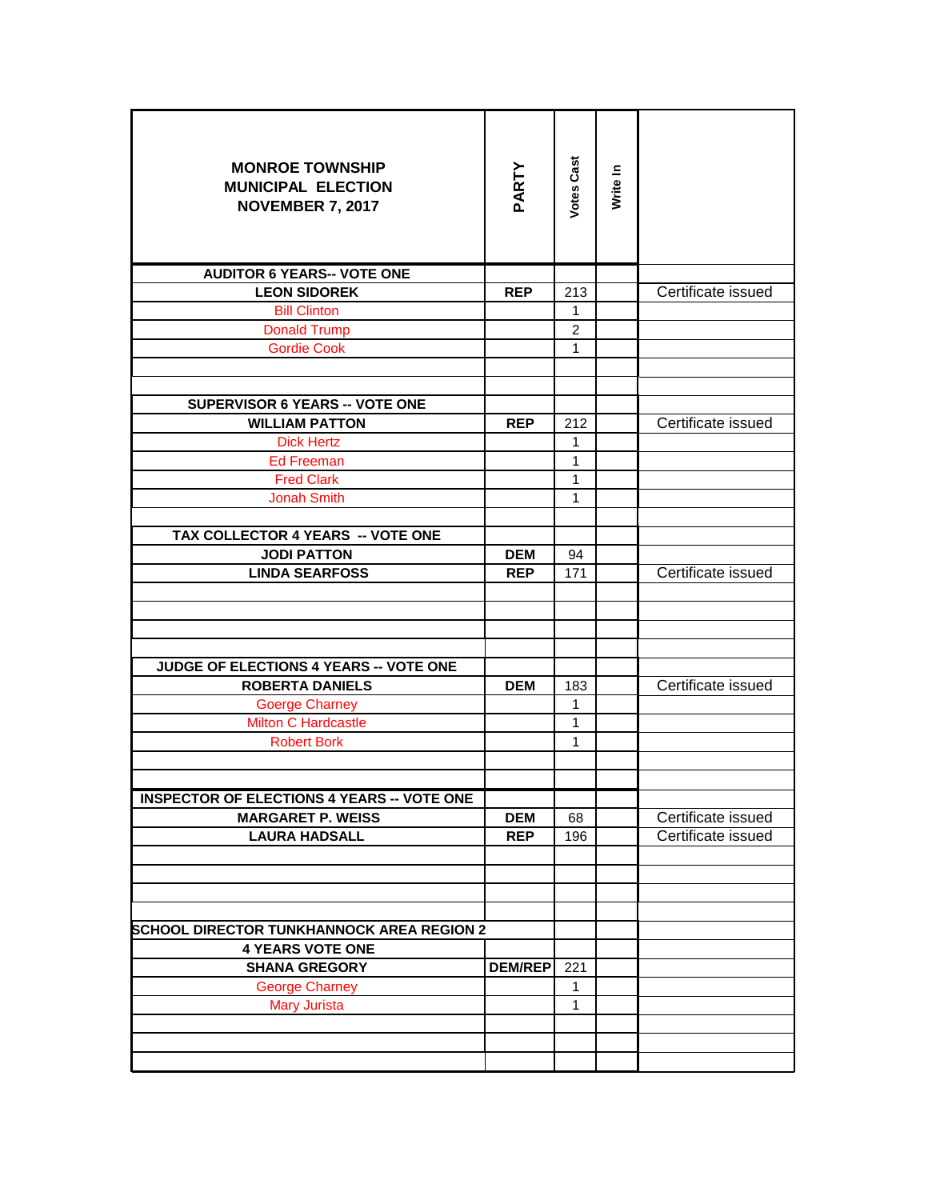| MONROE TOWNSHIP MUNICIPAL ELECTION NOVEMBER 7, 2017 | PARTY | Votes Cast | Write In | |
|---|---|---|---|---|
| **AUDITOR 6 YEARS-- VOTE ONE** | | | | |
| **LEON SIDOREK** | **REP** | 213 | | Certificate issued |
| Bill Clinton | | 1 | | |
| Donald Trump | | 2 | | |
| Gordie Cook | | 1 | | |
| | | | | |
| | | | | |
| **SUPERVISOR 6 YEARS -- VOTE ONE** | | | | |
| **WILLIAM PATTON** | **REP** | 212 | | Certificate issued |
| Dick Hertz | | 1 | | |
| Ed Freeman | | 1 | | |
| Fred Clark | | 1 | | |
| Jonah Smith | | 1 | | |
| | | | | |
| **TAX COLLECTOR 4 YEARS -- VOTE ONE** | | | | |
| **JODI PATTON** | **DEM** | 94 | | |
| **LINDA SEARFOSS** | **REP** | 171 | | Certificate issued |
| | | | | |
| | | | | |
| | | | | |
| | | | | |
| **JUDGE OF ELECTIONS 4 YEARS -- VOTE ONE** | | | | |
| **ROBERTA DANIELS** | **DEM** | 183 | | Certificate issued |
| Goerge Charney | | 1 | | |
| Milton C Hardcastle | | 1 | | |
| Robert Bork | | 1 | | |
| | | | | |
| | | | | |
| **INSPECTOR OF ELECTIONS 4 YEARS -- VOTE ONE** | | | | |
| **MARGARET P. WEISS** | **DEM** | 68 | | Certificate issued |
| **LAURA HADSALL** | **REP** | 196 | | Certificate issued |
| | | | | |
| | | | | |
| | | | | |
| | | | | |
| **SCHOOL DIRECTOR TUNKHANNOCK AREA REGION 2** | | | | |
| **4 YEARS VOTE ONE** | | | | |
| **SHANA GREGORY** | **DEM/REP** | 221 | | |
| George Charney | | 1 | | |
| Mary Jurista | | 1 | | |
| | | | | |
| | | | | |
| | | | | |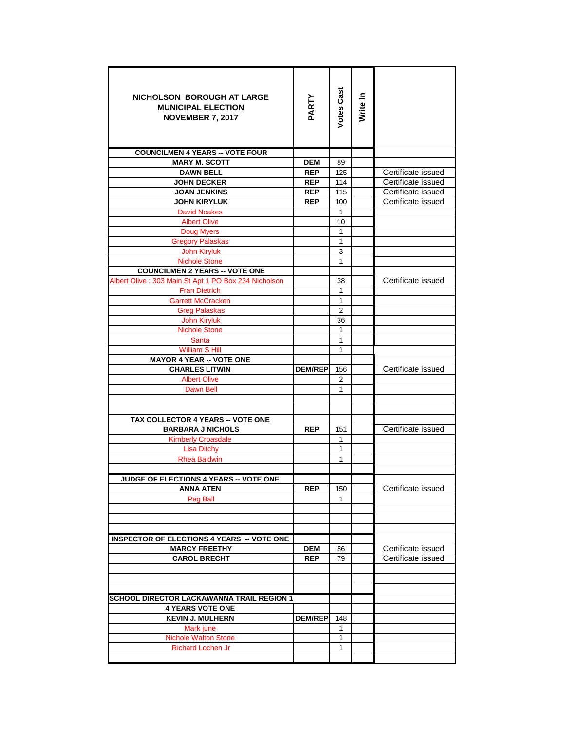| NICHOLSON BOROUGH AT LARGE MUNICIPAL ELECTION NOVEMBER 7, 2017 | PARTY | Votes Cast | Write In | |
|---|---|---|---|---|
| **COUNCILMEN 4 YEARS -- VOTE FOUR** | | | | |
| **MARY M. SCOTT** | **DEM** | 89 | | |
| **DAWN BELL** | **REP** | 125 | | Certificate issued |
| **JOHN DECKER** | **REP** | 114 | | Certificate issued |
| **JOAN JENKINS** | **REP** | 115 | | Certificate issued |
| **JOHN KIRYLUK** | **REP** | 100 | | Certificate issued |
| David Noakes | | 1 | | |
| Albert Olive | | 10 | | |
| Doug Myers | | 1 | | |
| Gregory Palaskas | | 1 | | |
| John Kiryluk | | 3 | | |
| Nichole Stone | | 1 | | |
| **COUNCILMEN 2 YEARS -- VOTE ONE** | | | | |
| Albert Olive : 303 Main St Apt 1 PO Box 234 Nicholson | | 38 | | Certificate issued |
| Fran Dietrich | | 1 | | |
| Garrett McCracken | | 1 | | |
| Greg Palaskas | | 2 | | |
| John Kiryluk | | 36 | | |
| Nichole Stone | | 1 | | |
| Santa | | 1 | | |
| William S Hill | | 1 | | |
| **MAYOR 4 YEAR -- VOTE ONE** | | | | |
| **CHARLES LITWIN** | **DEM/REP** | 156 | | Certificate issued |
| Albert Olive | | 2 | | |
| Dawn Bell | | 1 | | |
| | | | | |
| | | | | |
| **TAX COLLECTOR 4 YEARS -- VOTE ONE** | | | | |
| **BARBARA J NICHOLS** | **REP** | 151 | | Certificate issued |
| Kimberly Croasdale | | 1 | | |
| Lisa Ditchy | | 1 | | |
| Rhea Baldwin | | 1 | | |
| | | | | |
| **JUDGE OF ELECTIONS 4 YEARS -- VOTE ONE** | | | | |
| **ANNA ATEN** | **REP** | 150 | | Certificate issued |
| Peg Ball | | 1 | | |
| | | | | |
| | | | | |
| | | | | |
| **INSPECTOR OF ELECTIONS 4 YEARS -- VOTE ONE** | | | | |
| **MARCY FREETHY** | **DEM** | 86 | | Certificate issued |
| **CAROL BRECHT** | **REP** | 79 | | Certificate issued |
| | | | | |
| | | | | |
| | | | | |
| **SCHOOL DIRECTOR LACKAWANNA TRAIL REGION 1** | | | | |
| **4 YEARS VOTE ONE** | | | | |
| **KEVIN J. MULHERN** | **DEM/REP** | 148 | | |
| Mark june | | 1 | | |
| Nichole Walton Stone | | 1 | | |
| Richard Lochen Jr | | 1 | | |
| | | | | |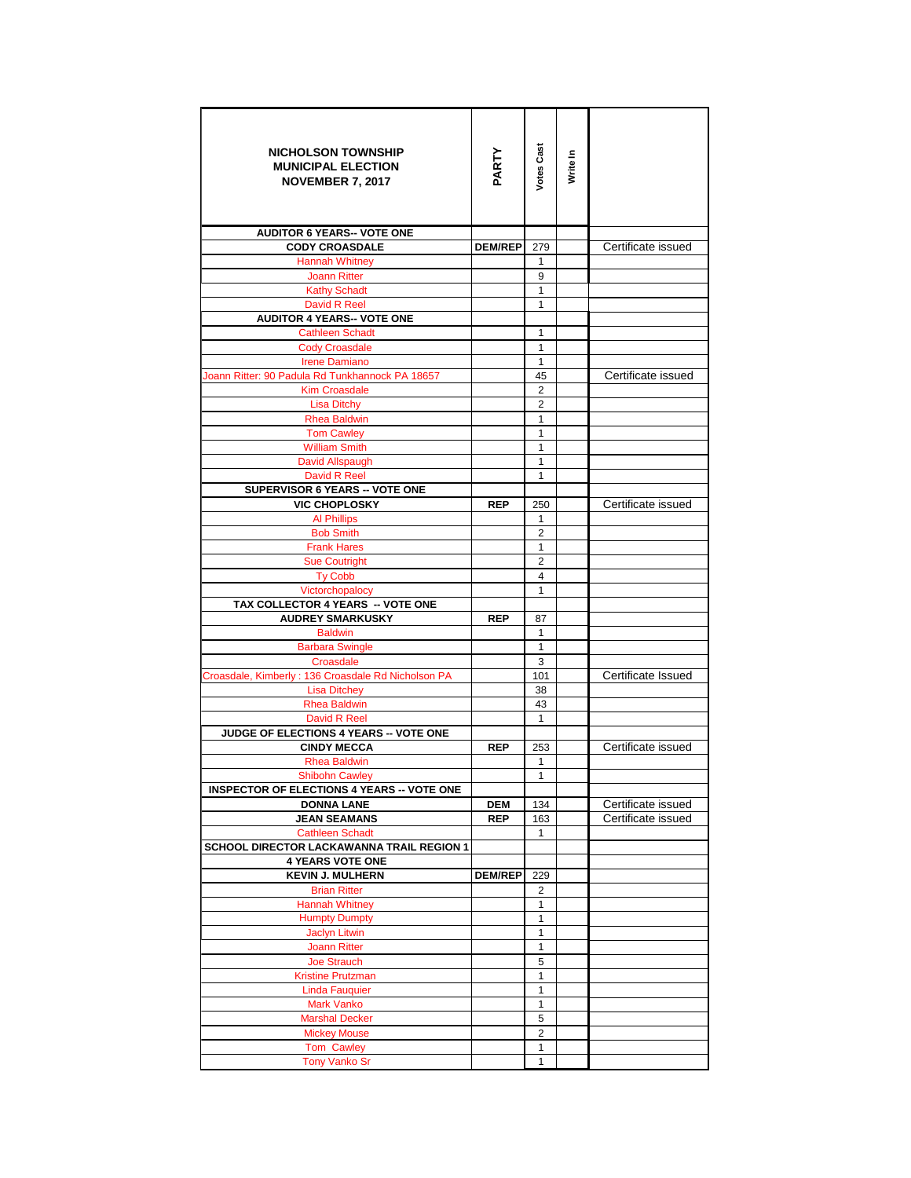| NICHOLSON TOWNSHIP MUNICIPAL ELECTION NOVEMBER 7, 2017 | PARTY | Votes Cast | Write In | |
|---|---|---|---|---|
| **AUDITOR 6 YEARS-- VOTE ONE** | | | | |
| **CODY CROASDALE** | **DEM/REP** | 279 | | Certificate issued |
| Hannah Whitney | | 1 | | |
| Joann Ritter | | 9 | | |
| Kathy Schadt | | 1 | | |
| David R Reel | | 1 | | |
| **AUDITOR 4 YEARS-- VOTE ONE** | | | | |
| Cathleen Schadt | | 1 | | |
| Cody Croasdale | | 1 | | |
| Irene Damiano | | 1 | | |
| Joann Ritter: 90 Padula Rd Tunkhannock PA 18657 | | 45 | | Certificate issued |
| Kim Croasdale | | 2 | | |
| Lisa Ditchy | | 2 | | |
| Rhea Baldwin | | 1 | | |
| Tom Cawley | | 1 | | |
| William Smith | | 1 | | |
| David Allspaugh | | 1 | | |
| David R Reel | | 1 | | |
| **SUPERVISOR 6 YEARS -- VOTE ONE** | | | | |
| **VIC CHOPLOSKY** | **REP** | 250 | | Certificate issued |
| Al Phillips | | 1 | | |
| Bob Smith | | 2 | | |
| Frank Hares | | 1 | | |
| Sue Coutright | | 2 | | |
| Ty Cobb | | 4 | | |
| Victorchopalocy | | 1 | | |
| **TAX COLLECTOR 4 YEARS -- VOTE ONE** | | | | |
| **AUDREY SMARKUSKY** | **REP** | 87 | | |
| Baldwin | | 1 | | |
| Barbara Swingle | | 1 | | |
| Croasdale | | 3 | | |
| Croasdale, Kimberly : 136 Croasdale Rd Nicholson PA | | 101 | | Certificate Issued |
| Lisa Ditchey | | 38 | | |
| Rhea Baldwin | | 43 | | |
| David R Reel | | 1 | | |
| **JUDGE OF ELECTIONS 4 YEARS -- VOTE ONE** | | | | |
| **CINDY MECCA** | **REP** | 253 | | Certificate issued |
| Rhea Baldwin | | 1 | | |
| Shibohn Cawley | | 1 | | |
| **INSPECTOR OF ELECTIONS 4 YEARS -- VOTE ONE** | | | | |
| **DONNA LANE** | **DEM** | 134 | | Certificate issued |
| **JEAN SEAMANS** | **REP** | 163 | | Certificate issued |
| Cathleen Schadt | | 1 | | |
| **SCHOOL DIRECTOR LACKAWANNA TRAIL REGION 1** | | | | |
| **4 YEARS VOTE ONE** | | | | |
| **KEVIN J. MULHERN** | **DEM/REP** | 229 | | |
| Brian Ritter | | 2 | | |
| Hannah Whitney | | 1 | | |
| Humpty Dumpty | | 1 | | |
| Jaclyn Litwin | | 1 | | |
| Joann Ritter | | 1 | | |
| Joe Strauch | | 5 | | |
| Kristine Prutzman | | 1 | | |
| Linda Fauquier | | 1 | | |
| Mark Vanko | | 1 | | |
| Marshal Decker | | 5 | | |
| Mickey Mouse | | 2 | | |
| Tom Cawley | | 1 | | |
| Tony Vanko Sr | | 1 | | |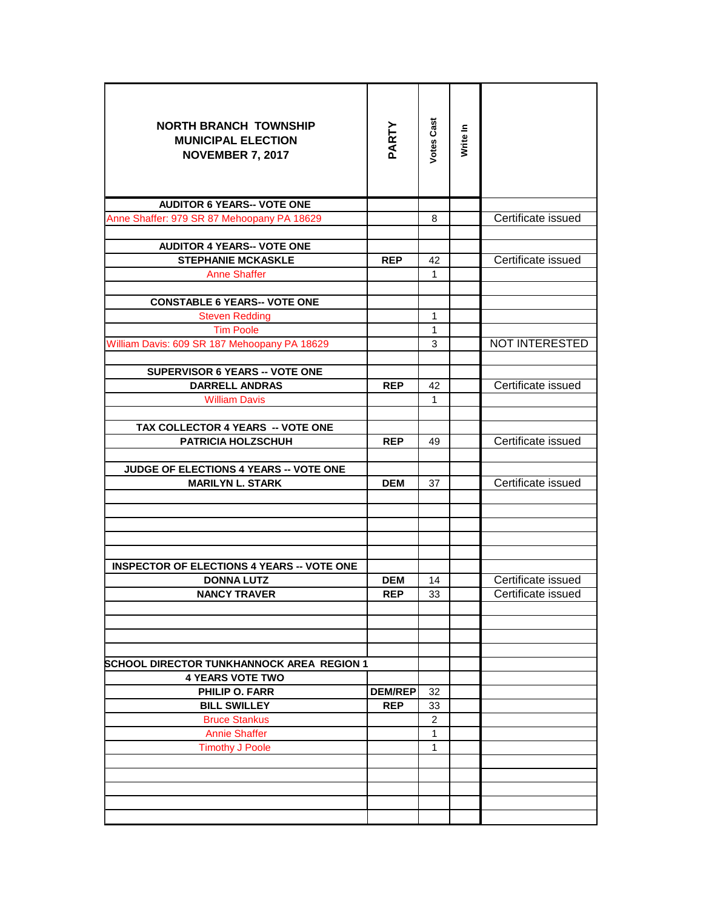| NORTH BRANCH TOWNSHIP MUNICIPAL ELECTION NOVEMBER 7, 2017 | PARTY | Votes Cast | Write In | |
|---|---|---|---|---|
| **AUDITOR 6 YEARS-- VOTE ONE** | | | | |
| Anne Shaffer: 979 SR 87 Mehoopany PA 18629 | | 8 | | Certificate issued |
| | | | | |
| **AUDITOR 4 YEARS-- VOTE ONE** | | | | |
| **STEPHANIE MCKASKLE** | **REP** | 42 | | Certificate issued |
| Anne Shaffer | | 1 | | |
| | | | | |
| **CONSTABLE 6 YEARS-- VOTE ONE** | | | | |
| Steven Redding | | 1 | | |
| Tim Poole | | 1 | | |
| William Davis: 609 SR 187 Mehoopany PA 18629 | | 3 | | NOT INTERESTED |
| | | | | |
| **SUPERVISOR 6 YEARS -- VOTE ONE** | | | | |
| **DARRELL ANDRAS** | **REP** | 42 | | Certificate issued |
| William Davis | | 1 | | |
| | | | | |
| **TAX COLLECTOR 4 YEARS -- VOTE ONE** | | | | |
| **PATRICIA HOLZSCHUH** | **REP** | 49 | | Certificate issued |
| | | | | |
| **JUDGE OF ELECTIONS 4 YEARS -- VOTE ONE** | | | | |
| **MARILYN L. STARK** | **DEM** | 37 | | Certificate issued |
| | | | | |
| **INSPECTOR OF ELECTIONS 4 YEARS -- VOTE ONE** | | | | |
| **DONNA LUTZ** | **DEM** | 14 | | Certificate issued |
| **NANCY TRAVER** | **REP** | 33 | | Certificate issued |
| | | | | |
| **SCHOOL DIRECTOR TUNKHANNOCK AREA REGION 1** | | | | |
| **4 YEARS VOTE TWO** | | | | |
| **PHILIP O. FARR** | **DEM/REP** | 32 | | |
| **BILL SWILLEY** | **REP** | 33 | | |
| Bruce Stankus | | 2 | | |
| Annie Shaffer | | 1 | | |
| Timothy J Poole | | 1 | | |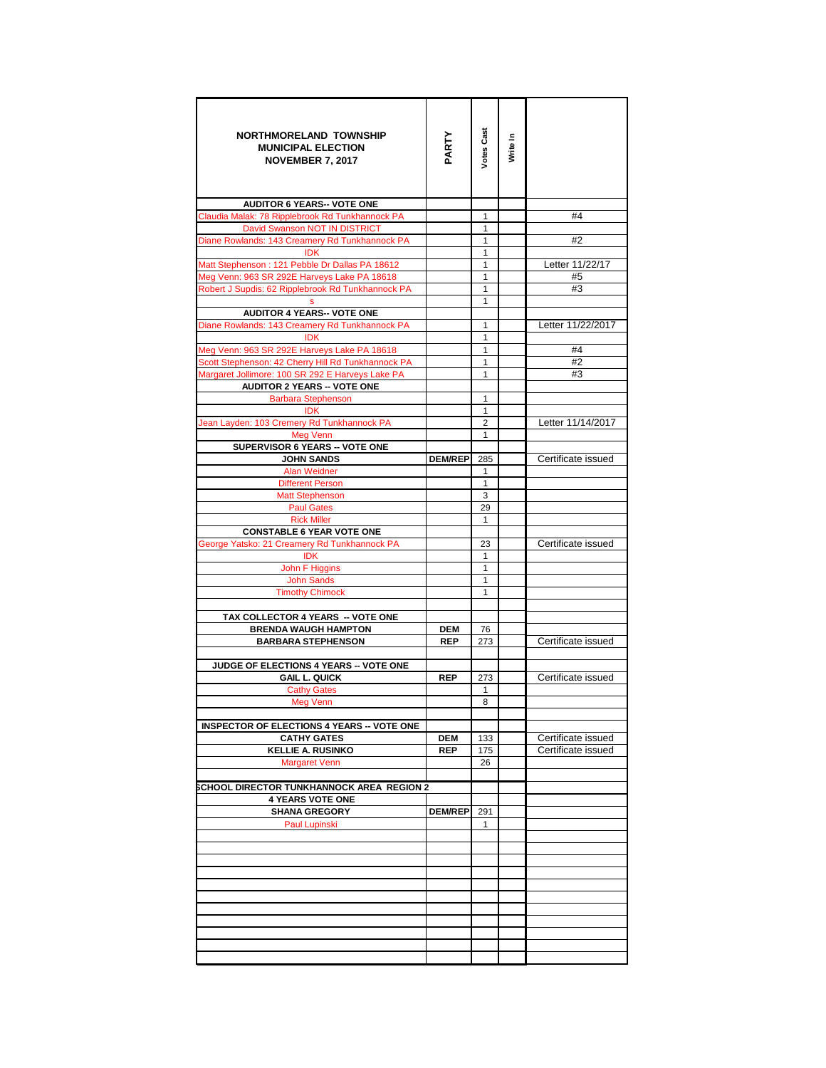| NORTHMORELAND TOWNSHIP MUNICIPAL ELECTION NOVEMBER 7, 2017 | PARTY | Votes Cast | Write In | |
|---|---|---|---|---|
| **AUDITOR 6 YEARS-- VOTE ONE** | | | | |
| Claudia Malak: 78 Ripplebrook Rd Tunkhannock PA | | 1 | | #4 |
| David Swanson NOT IN DISTRICT | | 1 | | |
| Diane Rowlands: 143 Creamery Rd Tunkhannock PA | | 1 | | #2 |
| IDK | | 1 | | |
| Matt Stephenson : 121 Pebble Dr Dallas PA 18612 | | 1 | | Letter 11/22/17 |
| Meg Venn: 963 SR 292E Harveys Lake PA 18618 | | 1 | | #5 |
| Robert J Supdis: 62 Ripplebrook Rd Tunkhannock PA | | 1 | | #3 |
| s | | 1 | | |
| **AUDITOR 4 YEARS-- VOTE ONE** | | | | |
| Diane Rowlands: 143 Creamery Rd Tunkhannock PA | | 1 | | Letter 11/22/2017 |
| IDK | | 1 | | |
| Meg Venn: 963 SR 292E Harveys Lake PA 18618 | | 1 | | #4 |
| Scott Stephenson: 42 Cherry Hill Rd Tunkhannock PA | | 1 | | #2 |
| Margaret Jollimore: 100 SR 292 E Harveys Lake PA | | 1 | | #3 |
| **AUDITOR 2 YEARS -- VOTE ONE** | | | | |
| Barbara Stephenson | | 1 | | |
| IDK | | 1 | | |
| Jean Layden: 103 Cremery Rd Tunkhannock PA | | 2 | | Letter 11/14/2017 |
| Meg Venn | | 1 | | |
| **SUPERVISOR 6 YEARS -- VOTE ONE** | | | | |
| **JOHN SANDS** | **DEM/REP** | 285 | | Certificate issued |
| Alan Weidner | | 1 | | |
| Different Person | | 1 | | |
| Matt Stephenson | | 3 | | |
| Paul Gates | | 29 | | |
| Rick Miller | | 1 | | |
| **CONSTABLE 6 YEAR VOTE ONE** | | | | |
| George Yatsko: 21 Creamery Rd Tunkhannock PA | | 23 | | Certificate issued |
| IDK | | 1 | | |
| John F Higgins | | 1 | | |
| John Sands | | 1 | | |
| Timothy Chimock | | 1 | | |
| | | | | |
| **TAX COLLECTOR 4 YEARS -- VOTE ONE** | | | | |
| **BRENDA WAUGH HAMPTON** | **DEM** | 76 | | |
| **BARBARA STEPHENSON** | **REP** | 273 | | Certificate issued |
| | | | | |
| **JUDGE OF ELECTIONS 4 YEARS -- VOTE ONE** | | | | |
| **GAIL L. QUICK** | **REP** | 273 | | Certificate issued |
| Cathy Gates | | 1 | | |
| Meg Venn | | 8 | | |
| | | | | |
| **INSPECTOR OF ELECTIONS 4 YEARS -- VOTE ONE** | | | | |
| **CATHY GATES** | **DEM** | 133 | | Certificate issued |
| **KELLIE A. RUSINKO** | **REP** | 175 | | Certificate issued |
| Margaret Venn | | 26 | | |
| | | | | |
| **SCHOOL DIRECTOR TUNKHANNOCK AREA REGION 2** | | | | |
| **4 YEARS VOTE ONE** | | | | |
| **SHANA GREGORY** | **DEM/REP** | 291 | | |
| Paul Lupinski | | 1 | | |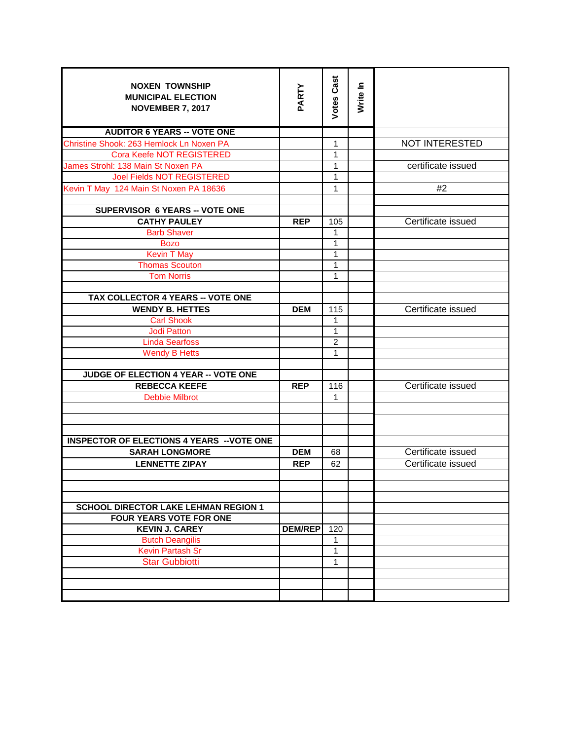| NOXEN TOWNSHIP MUNICIPAL ELECTION NOVEMBER 7, 2017 | PARTY | Votes Cast | Write In | |
|---|---|---|---|---|
| **AUDITOR 6 YEARS -- VOTE ONE** | | | | |
| Christine Shook: 263 Hemlock Ln Noxen PA | | 1 | | NOT INTERESTED |
| Cora Keefe NOT REGISTERED | | 1 | | |
| James Strohl: 138 Main St Noxen PA | | 1 | | certificate issued |
| Joel Fields NOT REGISTERED | | 1 | | |
| Kevin T May 124 Main St Noxen PA 18636 | | 1 | | #2 |
| | | | | |
| **SUPERVISOR 6 YEARS -- VOTE ONE** | | | | |
| **CATHY PAULEY** | **REP** | 105 | | Certificate issued |
| Barb Shaver | | 1 | | |
| Bozo | | 1 | | |
| Kevin T May | | 1 | | |
| Thomas Scouton | | 1 | | |
| Tom Norris | | 1 | | |
| | | | | |
| **TAX COLLECTOR 4 YEARS -- VOTE ONE** | | | | |
| **WENDY B. HETTES** | **DEM** | 115 | | Certificate issued |
| Carl Shook | | 1 | | |
| Jodi Patton | | 1 | | |
| Linda Searfoss | | 2 | | |
| Wendy B Hetts | | 1 | | |
| | | | | |
| **JUDGE OF ELECTION 4 YEAR -- VOTE ONE** | | | | |
| **REBECCA KEEFE** | **REP** | 116 | | Certificate issued |
| Debbie Milbrot | | 1 | | |
| | | | | |
| | | | | |
| | | | | |
| **INSPECTOR OF ELECTIONS 4 YEARS --VOTE ONE** | | | | |
| **SARAH LONGMORE** | **DEM** | 68 | | Certificate issued |
| **LENNETTE ZIPAY** | **REP** | 62 | | Certificate issued |
| | | | | |
| | | | | |
| | | | | |
| **SCHOOL DIRECTOR LAKE LEHMAN REGION 1** | | | | |
| **FOUR YEARS VOTE FOR ONE** | | | | |
| **KEVIN J. CAREY** | **DEM/REP** | 120 | | |
| Butch Deangilis | | 1 | | |
| Kevin Partash Sr | | 1 | | |
| Star Gubbiotti | | 1 | | |
| | | | | |
| | | | | |
| | | | | |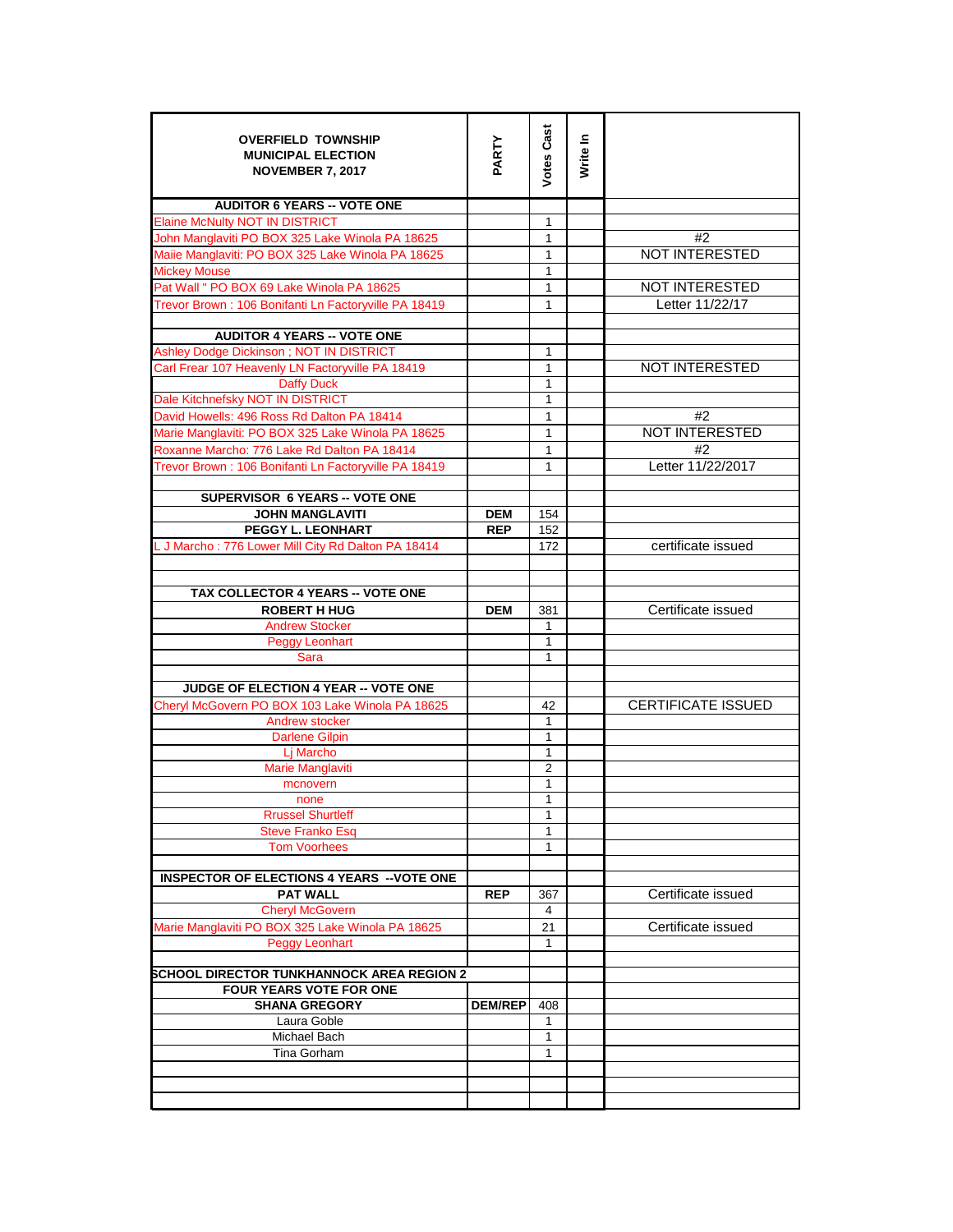| OVERFIELD TOWNSHIP<br>MUNICIPAL ELECTION<br>NOVEMBER 7, 2017 | PARTY | Votes Cast | Write In | |
|---|---|---|---|---|
| **AUDITOR 6 YEARS -- VOTE ONE** | | | | |
| Elaine McNulty NOT IN DISTRICT | | 1 | | |
| John Manglaviti PO BOX 325 Lake Winola PA 18625 | | 1 | | #2 |
| Maiie Manglaviti: PO BOX 325 Lake Winola PA 18625 | | 1 | | NOT INTERESTED |
| Mickey Mouse | | 1 | | |
| Pat Wall " PO BOX 69 Lake Winola PA 18625 | | 1 | | NOT INTERESTED |
| Trevor Brown : 106 Bonifanti Ln Factoryville PA 18419 | | 1 | | Letter 11/22/17 |
| | | | | |
| **AUDITOR 4 YEARS -- VOTE ONE** | | | | |
| Ashley Dodge Dickinson ; NOT IN DISTRICT | | 1 | | |
| Carl Frear 107 Heavenly LN Factoryville PA 18419 | | 1 | | NOT INTERESTED |
| Daffy Duck | | 1 | | |
| Dale Kitchnefsky NOT IN DISTRICT | | 1 | | |
| David Howells: 496 Ross Rd Dalton PA 18414 | | 1 | | #2 |
| Marie Manglaviti: PO BOX 325 Lake Winola PA 18625 | | 1 | | NOT INTERESTED |
| Roxanne Marcho: 776 Lake Rd Dalton PA 18414 | | 1 | | #2 |
| Trevor Brown : 106 Bonifanti Ln Factoryville PA 18419 | | 1 | | Letter 11/22/2017 |
| | | | | |
| **SUPERVISOR 6 YEARS -- VOTE ONE** | | | | |
| **JOHN MANGLAVITI** | **DEM** | 154 | | |
| **PEGGY L. LEONHART** | **REP** | 152 | | |
| L J Marcho : 776 Lower Mill City Rd Dalton PA 18414 | | 172 | | certificate issued |
| | | | | |
| | | | | |
| **TAX COLLECTOR 4 YEARS -- VOTE ONE** | | | | |
| **ROBERT H HUG** | **DEM** | 381 | | Certificate issued |
| Andrew Stocker | | 1 | | |
| Peggy Leonhart | | 1 | | |
| Sara | | 1 | | |
| | | | | |
| **JUDGE OF ELECTION 4 YEAR -- VOTE ONE** | | | | |
| Cheryl McGovern PO BOX 103 Lake Winola PA 18625 | | 42 | | CERTIFICATE ISSUED |
| Andrew stocker | | 1 | | |
| Darlene Gilpin | | 1 | | |
| Lj Marcho | | 1 | | |
| Marie Manglaviti | | 2 | | |
| mcnovern | | 1 | | |
| none | | 1 | | |
| Rrussel Shurtleff | | 1 | | |
| Steve Franko Esq | | 1 | | |
| Tom Voorhees | | 1 | | |
| | | | | |
| **INSPECTOR OF ELECTIONS 4 YEARS --VOTE ONE** | | | | |
| **PAT WALL** | **REP** | 367 | | Certificate issued |
| Cheryl McGovern | | 4 | | |
| Marie Manglaviti PO BOX 325 Lake Winola PA 18625 | | 21 | | Certificate issued |
| Peggy Leonhart | | 1 | | |
| | | | | |
| **SCHOOL DIRECTOR TUNKHANNOCK AREA REGION 2** | | | | |
| **FOUR YEARS VOTE FOR ONE** | | | | |
| **SHANA GREGORY** | **DEM/REP** | 408 | | |
| Laura Goble | | 1 | | |
| Michael Bach | | 1 | | |
| Tina Gorham | | 1 | | |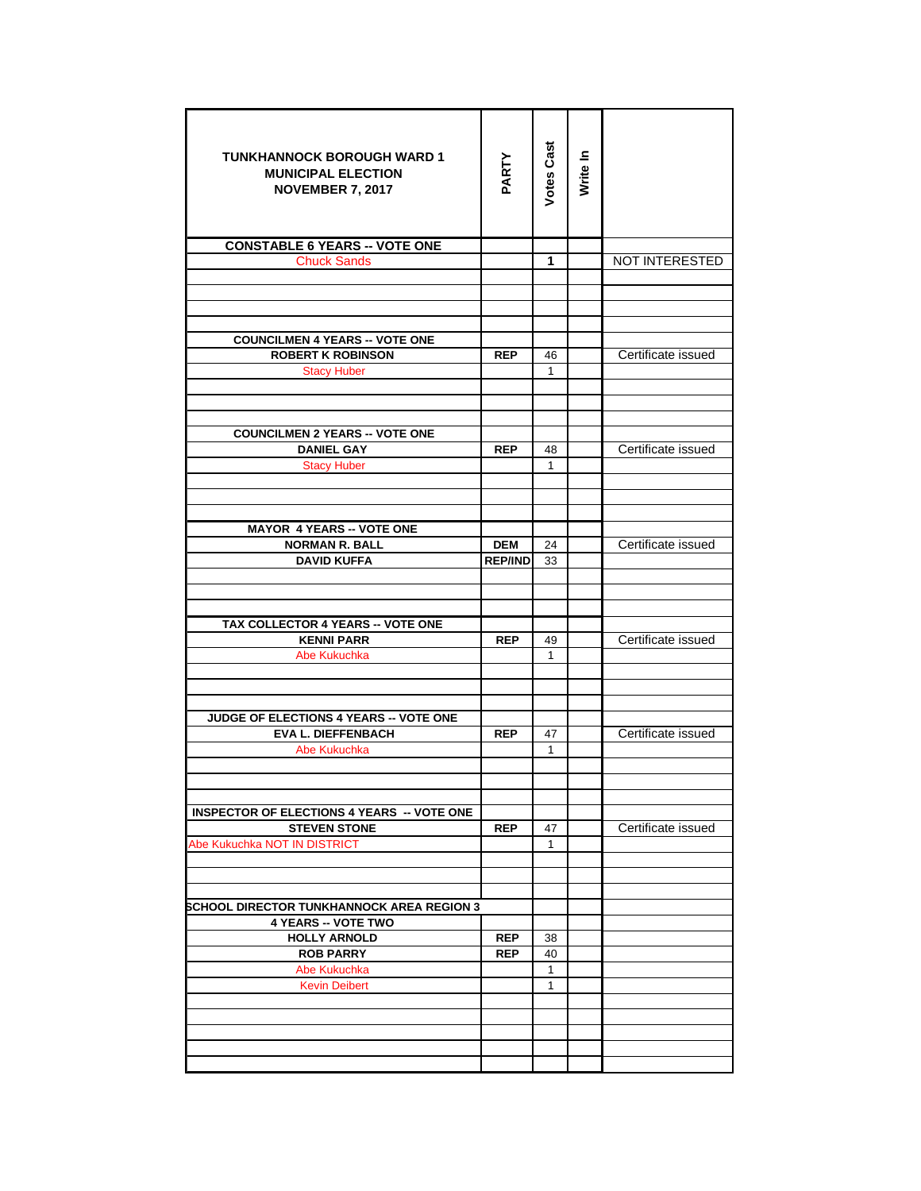| TUNKHANNOCK BOROUGH WARD 1 MUNICIPAL ELECTION NOVEMBER 7, 2017 | PARTY | Votes Cast | Write In | |
|---|---|---|---|---|
| **CONSTABLE 6 YEARS -- VOTE ONE** | | | | |
| Chuck Sands | | **1** | | NOT INTERESTED |
| | | | | |
| | | | | |
| | | | | |
| | | | | |
| **COUNCILMEN 4 YEARS -- VOTE ONE** | | | | |
| **ROBERT K ROBINSON** | **REP** | 46 | | Certificate issued |
| Stacy Huber | | 1 | | |
| | | | | |
| | | | | |
| | | | | |
| **COUNCILMEN 2 YEARS -- VOTE ONE** | | | | |
| **DANIEL GAY** | **REP** | 48 | | Certificate issued |
| Stacy Huber | | 1 | | |
| | | | | |
| | | | | |
| | | | | |
| **MAYOR 4 YEARS -- VOTE ONE** | | | | |
| **NORMAN R. BALL** | **DEM** | 24 | | Certificate issued |
| **DAVID KUFFA** | **REP/IND** | 33 | | |
| | | | | |
| | | | | |
| | | | | |
| **TAX COLLECTOR 4 YEARS -- VOTE ONE** | | | | |
| **KENNI PARR** | **REP** | 49 | | Certificate issued |
| Abe Kukuchka | | 1 | | |
| | | | | |
| | | | | |
| | | | | |
| **JUDGE OF ELECTIONS 4 YEARS -- VOTE ONE** | | | | |
| **EVA L. DIEFFENBACH** | **REP** | 47 | | Certificate issued |
| Abe Kukuchka | | 1 | | |
| | | | | |
| | | | | |
| | | | | |
| **INSPECTOR OF ELECTIONS 4 YEARS -- VOTE ONE** | | | | |
| **STEVEN STONE** | **REP** | 47 | | Certificate issued |
| Abe Kukuchka NOT IN DISTRICT | | 1 | | |
| | | | | |
| | | | | |
| | | | | |
| **SCHOOL DIRECTOR TUNKHANNOCK AREA REGION 3** | | | | |
| **4 YEARS -- VOTE TWO** | | | | |
| **HOLLY ARNOLD** | **REP** | 38 | | |
| **ROB PARRY** | **REP** | 40 | | |
| Abe Kukuchka | | 1 | | |
| Kevin Deibert | | 1 | | |
| | | | | |
| | | | | |
| | | | | |
| | | | | |
| | | | | |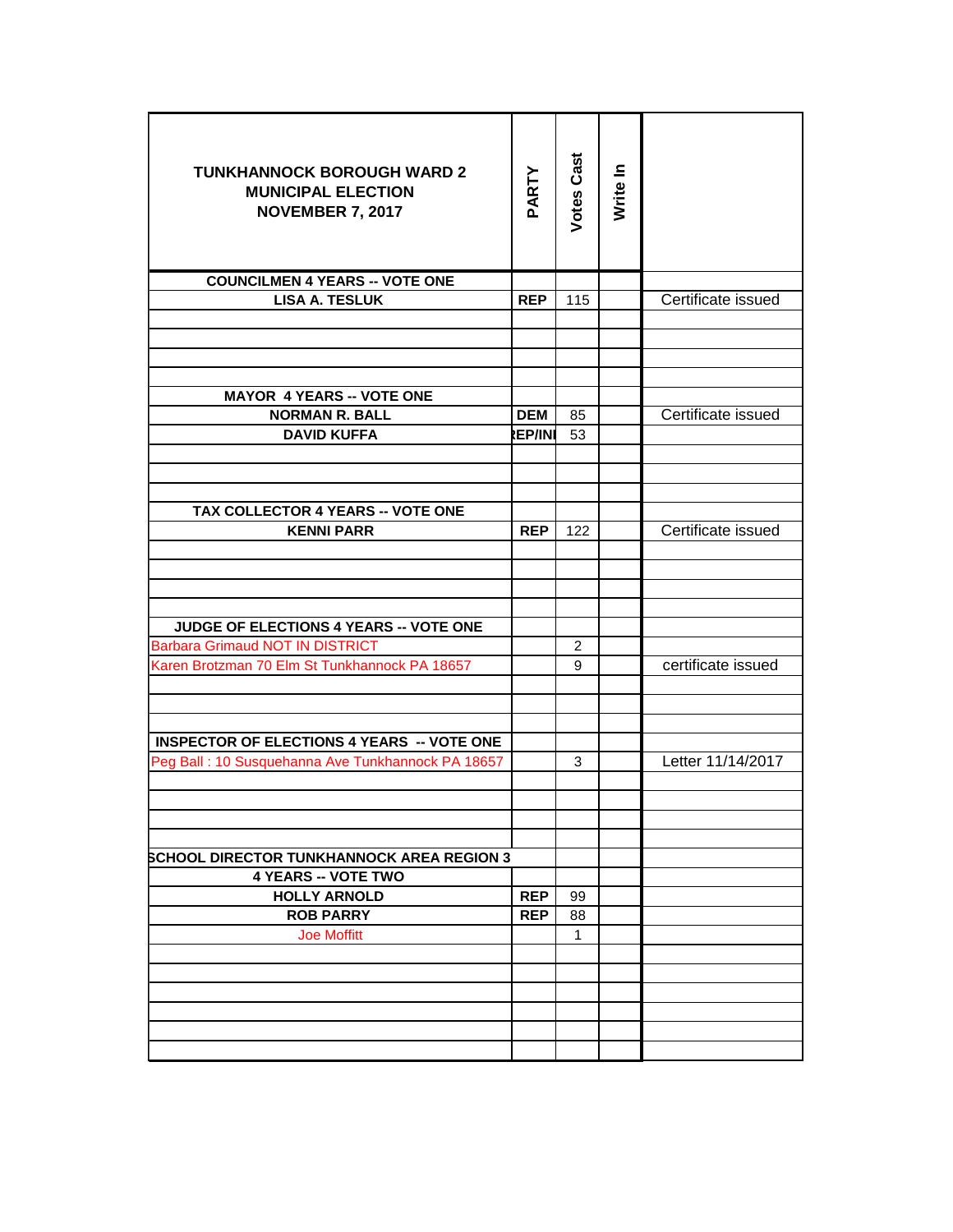| TUNKHANNOCK BOROUGH WARD 2<br>MUNICIPAL ELECTION<br>NOVEMBER 7, 2017 | PARTY | Votes Cast | Write In | |
|---|---|---|---|---|
| **COUNCILMEN 4 YEARS -- VOTE ONE** | | | | |
| **LISA A. TESLUK** | **REP** | 115 | | Certificate issued |
| | | | | |
| | | | | |
| | | | | |
| | | | | |
| **MAYOR 4 YEARS -- VOTE ONE** | | | | |
| **NORMAN R. BALL** | **DEM** | 85 | | Certificate issued |
| **DAVID KUFFA** | **REP/INI** | 53 | | |
| | | | | |
| | | | | |
| | | | | |
| **TAX COLLECTOR 4 YEARS -- VOTE ONE** | | | | |
| **KENNI PARR** | **REP** | 122 | | Certificate issued |
| | | | | |
| | | | | |
| | | | | |
| | | | | |
| **JUDGE OF ELECTIONS 4 YEARS -- VOTE ONE** | | | | |
| Barbara Grimaud NOT IN DISTRICT | | 2 | | |
| Karen Brotzman 70 Elm St Tunkhannock PA 18657 | | 9 | | certificate issued |
| | | | | |
| | | | | |
| | | | | |
| **INSPECTOR OF ELECTIONS 4 YEARS -- VOTE ONE** | | | | |
| Peg Ball : 10 Susquehanna Ave Tunkhannock PA 18657 | | 3 | | Letter 11/14/2017 |
| | | | | |
| | | | | |
| | | | | |
| | | | | |
| **SCHOOL DIRECTOR TUNKHANNOCK AREA REGION 3** | | | | |
| **4 YEARS -- VOTE TWO** | | | | |
| **HOLLY ARNOLD** | **REP** | 99 | | |
| **ROB PARRY** | **REP** | 88 | | |
| Joe Moffitt | | 1 | | |
| | | | | |
| | | | | |
| | | | | |
| | | | | |
| | | | | |
| | | | | |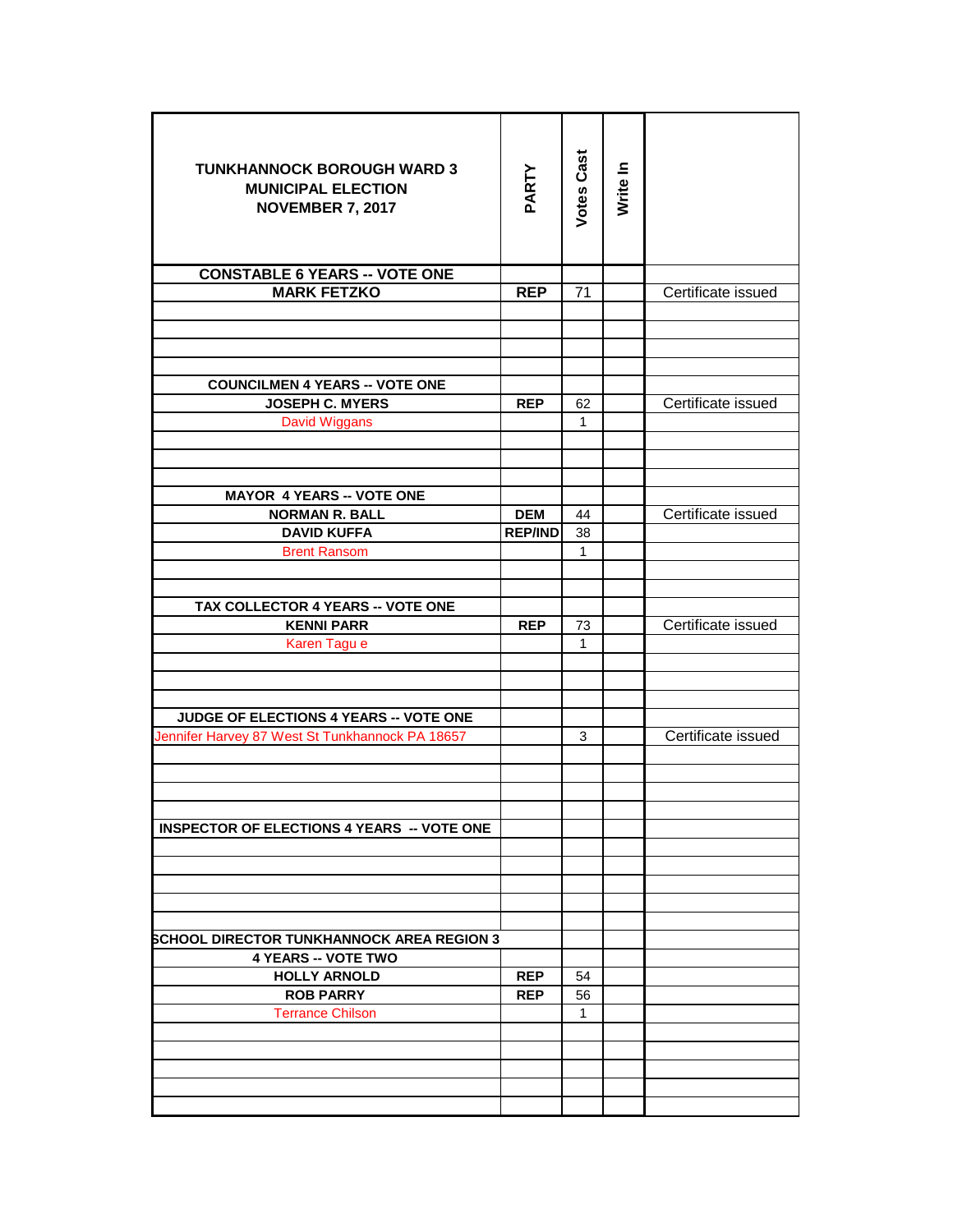| TUNKHANNOCK BOROUGH WARD 3<br>MUNICIPAL ELECTION<br>NOVEMBER 7, 2017 | PARTY | Votes Cast | Write In | |
|---|---|---|---|---|
| **CONSTABLE 6 YEARS -- VOTE ONE** | | | | |
| **MARK FETZKO** | REP | 71 | | Certificate issued |
| | | | | |
| | | | | |
| | | | | |
| | | | | |
| **COUNCILMEN 4 YEARS -- VOTE ONE** | | | | |
| **JOSEPH C. MYERS** | REP | 62 | | Certificate issued |
| David Wiggans | | 1 | | |
| | | | | |
| | | | | |
| | | | | |
| **MAYOR 4 YEARS -- VOTE ONE** | | | | |
| **NORMAN R. BALL** | DEM | 44 | | Certificate issued |
| **DAVID KUFFA** | REP/IND | 38 | | |
| Brent Ransom | | 1 | | |
| | | | | |
| | | | | |
| **TAX COLLECTOR 4 YEARS -- VOTE ONE** | | | | |
| **KENNI PARR** | REP | 73 | | Certificate issued |
| Karen Tagu e | | 1 | | |
| | | | | |
| | | | | |
| | | | | |
| **JUDGE OF ELECTIONS 4 YEARS -- VOTE ONE** | | | | |
| Jennifer Harvey 87 West St Tunkhannock PA 18657 | | 3 | | Certificate issued |
| | | | | |
| | | | | |
| | | | | |
| | | | | |
| **INSPECTOR OF ELECTIONS 4 YEARS -- VOTE ONE** | | | | |
| | | | | |
| | | | | |
| | | | | |
| | | | | |
| | | | | |
| **SCHOOL DIRECTOR TUNKHANNOCK AREA REGION 3** | | | | |
| **4 YEARS -- VOTE TWO** | | | | |
| **HOLLY ARNOLD** | REP | 54 | | |
| **ROB PARRY** | REP | 56 | | |
| Terrance Chilson | | 1 | | |
| | | | | |
| | | | | |
| | | | | |
| | | | | |
| | | | | |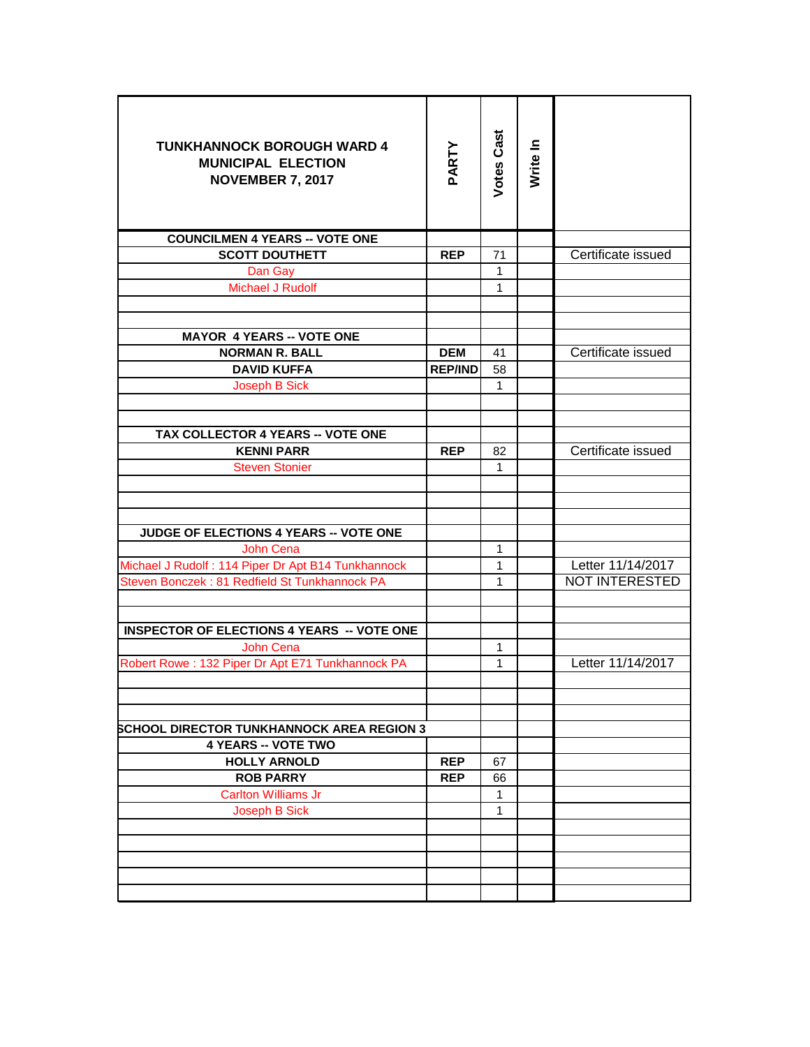| TUNKHANNOCK BOROUGH WARD 4<br>MUNICIPAL ELECTION<br>NOVEMBER 7, 2017 | PARTY | Votes Cast | Write In | |
|---|---|---|---|---|
| **COUNCILMEN 4 YEARS -- VOTE ONE** | | | | |
| **SCOTT DOUTHETT** | **REP** | 71 | | Certificate issued |
| Dan Gay | | 1 | | |
| Michael J Rudolf | | 1 | | |
| | | | | |
| | | | | |
| **MAYOR 4 YEARS -- VOTE ONE** | | | | |
| **NORMAN R. BALL** | **DEM** | 41 | | Certificate issued |
| **DAVID KUFFA** | **REP/IND** | 58 | | |
| Joseph B Sick | | 1 | | |
| | | | | |
| | | | | |
| **TAX COLLECTOR 4 YEARS -- VOTE ONE** | | | | |
| **KENNI PARR** | **REP** | 82 | | Certificate issued |
| Steven Stonier | | 1 | | |
| | | | | |
| | | | | |
| | | | | |
| **JUDGE OF ELECTIONS 4 YEARS -- VOTE ONE** | | | | |
| John Cena | | 1 | | |
| Michael J Rudolf : 114 Piper Dr Apt B14 Tunkhannock | | 1 | | Letter 11/14/2017 |
| Steven Bonczek : 81 Redfield St Tunkhannock PA | | 1 | | NOT INTERESTED |
| | | | | |
| | | | | |
| **INSPECTOR OF ELECTIONS 4 YEARS -- VOTE ONE** | | | | |
| John Cena | | 1 | | |
| Robert Rowe : 132 Piper Dr Apt E71 Tunkhannock PA | | 1 | | Letter 11/14/2017 |
| | | | | |
| | | | | |
| | | | | |
| **SCHOOL DIRECTOR TUNKHANNOCK AREA REGION 3** | | | | |
| **4 YEARS -- VOTE TWO** | | | | |
| **HOLLY ARNOLD** | **REP** | 67 | | |
| **ROB PARRY** | **REP** | 66 | | |
| Carlton Williams Jr | | 1 | | |
| Joseph B Sick | | 1 | | |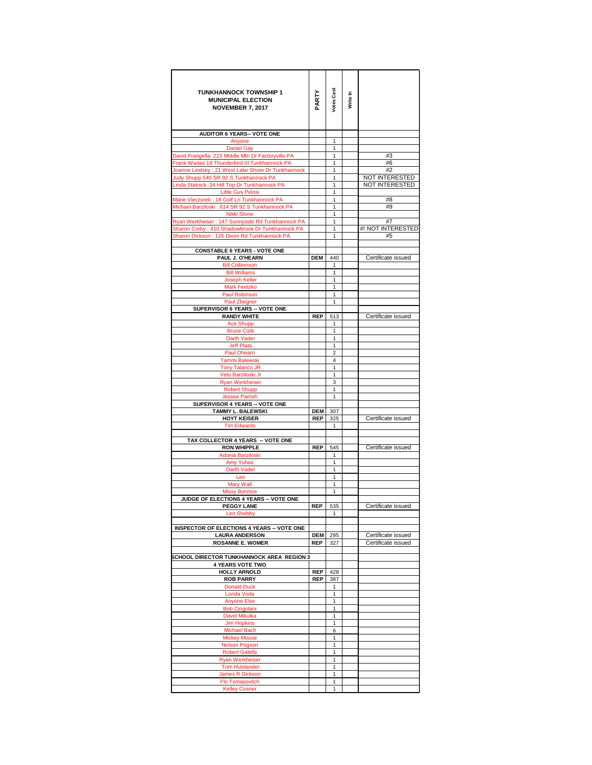| TUNKHANNOCK TOWNSHIP 1 MUNICIPAL ELECTION NOVEMBER 7, 2017 | PARTY | Votes Cast | Write In | |
|---|---|---|---|---|
| **AUDITOR 6 YEARS-- VOTE ONE** | | | | |
| Anyone | | 1 | | |
| Daniel Gay | | 1 | | |
| David Frangella: 223 Middle Mtn Dr Factoryville PA | | 1 | | #3 |
| Frank Wadas 19 Thunderbird trl Tunkhannock PA | | 1 | | #6 |
| Joanne Lindsey : 21 West Lake Shore Dr Tunkhannock | | 1 | | #2 |
| Judy Shupp 540 SR 92 S Tunkhannock PA | | 1 | | NOT INTERESTED |
| Linda Statnick :34 Hill Top Dr Tunkhannock PA | | 1 | | NOT INTERESTED |
| Little Gus Pelosi | | 1 | | |
| Marie Vieczorek : 18 Golf Ln Tunkhannock PA | | 1 | | #8 |
| Michael Barziloski : 614 SR 92 S Tunkhannock PA | | 1 | | #9 |
| Nikki Stone | | 1 | | |
| Ryan Werkheiser : 147 Sunnyside Rd Tunkhannock PA | | 1 | | #7 |
| Sharon Corby : 410 Shadowbrook Dr Tunkhannock PA | | 1 | | #! NOT INTERESTED |
| Sharon Dickson : 126 Dixon Rd Tunkhannock PA | | 1 | | #5 |
| | | | | |
| **CONSTABLE 6 YEARS - VOTE ONE** | | | | |
| **PAUL J. O'HEARN** | **DEM** | 440 | | Certificate issued |
| Bill Colbenson | | 1 | | |
| Bill Williams | | 1 | | |
| Joseph Keller | | 1 | | |
| Mark Feetzko | | 1 | | |
| Paul Robinson | | 1 | | |
| Paul Zbegner | | 1 | | |
| **SUPERVISOR 6 YEARS -- VOTE ONE** | | | | |
| **RANDY WHITE** | **REP** | 513 | | Certificate issued |
| Ace Shupp | | 1 | | |
| Bruce Cizik | | 1 | | |
| Darth Vader | | 1 | | |
| Jeff Plata | | 1 | | |
| Paul Ohearn | | 2 | | |
| Tammi Balewski | | 4 | | |
| Tony Talarico JR | | 1 | | |
| Veto Barziloski Jr | | 1 | | |
| Ryan Werkheiser | | 3 | | |
| Robert Shupp | | 1 | | |
| Jessee Parrish | | 1 | | |
| **SUPERVISOR 4 YEARS -- VOTE ONE** | | | | |
| **TAMMY L. BALEWSKI** | **DEM** | 307 | | |
| **HOYT KEISER** | **REP** | 325 | | Certificate issued |
| Tim Edwards | | 1 | | |
| | | | | |
| **TAX COLLECTOR 4 YEARS -- VOTE ONE** | | | | |
| **RON WHIPPLE** | **REP** | 545 | | Certificate issued |
| Adonia Barziloski | | 1 | | |
| Amy Yuhas | | 1 | | |
| Darth Vader | | 1 | | |
| Len | | 1 | | |
| Mary Wall | | 1 | | |
| Missy Bonnice | | 1 | | |
| **JUDGE OF ELECTIONS 4 YEARS -- VOTE ONE** | | | | |
| **PEGGY LANE** | **REP** | 535 | | Certificate issued |
| Len Shebby | | 1 | | |
| | | | | |
| **INSPECTOR OF ELECTIONS 4 YEARS -- VOTE ONE** | | | | |
| **LAURA ANDERSON** | **DEM** | 295 | | Certificate issued |
| **ROSANNE E. WOMER** | **REP** | 327 | | Certificate issued |
| | | | | |
| **SCHOOL DIRECTOR TUNKHANNOCK AREA REGION 3** | | | | |
| **4 YEARS VOTE TWO** | | | | |
| **HOLLY ARNOLD** | **REP** | 428 | | |
| **ROB PARRY** | **REP** | 387 | | |
| Donald Duck | | 1 | | |
| Londa Voda | | 1 | | |
| Anyone Else | | 1 | | |
| Bob Cingolani | | 1 | | |
| David Mikulka | | 1 | | |
| Jim Hopkins | | 1 | | |
| Michael Bach | | 6 | | |
| Mickey Mouse | | 1 | | |
| Nelson Pogson | | 1 | | |
| Robert Galella | | 1 | | |
| Ryan Werkheiser | | 1 | | |
| Tom Hulslander | | 1 | | |
| James R Dickson | | 1 | | |
| Flo Tomasovitch | | 1 | | |
| Kelley Cosner | | 1 | | |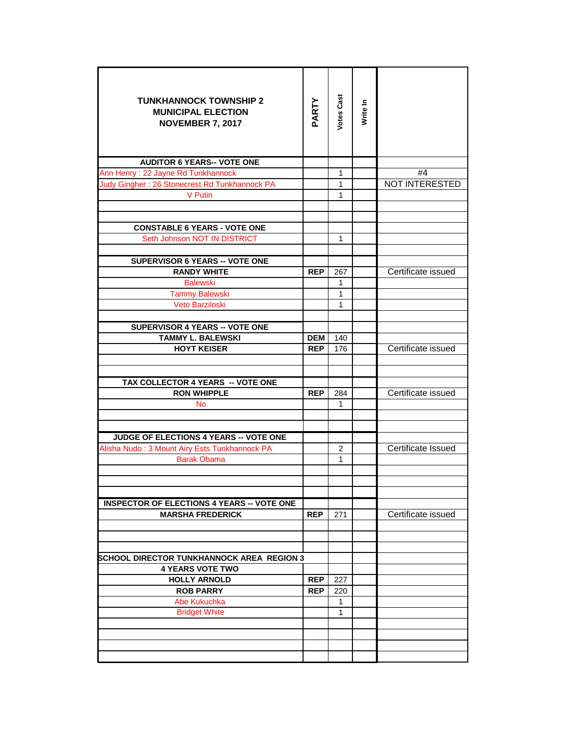| TUNKHANNOCK TOWNSHIP 2<br>MUNICIPAL ELECTION<br>NOVEMBER 7, 2017 | PARTY | Votes Cast | Write In | |
|---|---|---|---|---|
| **AUDITOR 6 YEARS-- VOTE ONE** | | | | |
| Ann Henry : 22 Jayne Rd Tunkhannock | | 1 | | #4 |
| Judy Gingher : 26 Stonecrest Rd Tunkhannock PA | | 1 | | NOT INTERESTED |
| V Putin | | 1 | | |
| | | | | |
| | | | | |
| **CONSTABLE 6 YEARS - VOTE ONE** | | | | |
| Seth Johnson NOT IN DISTRICT | | 1 | | |
| | | | | |
| **SUPERVISOR 6 YEARS -- VOTE ONE** | | | | |
| **RANDY WHITE** | **REP** | 267 | | Certificate issued |
| Balewski | | 1 | | |
| Tammy Balewski | | 1 | | |
| Veto Barziloski | | 1 | | |
| | | | | |
| **SUPERVISOR 4 YEARS -- VOTE ONE** | | | | |
| **TAMMY L. BALEWSKI** | **DEM** | 140 | | |
| **HOYT KEISER** | **REP** | 176 | | Certificate issued |
| | | | | |
| | | | | |
| **TAX COLLECTOR 4 YEARS -- VOTE ONE** | | | | |
| **RON WHIPPLE** | **REP** | 284 | | Certificate issued |
| No | | 1 | | |
| | | | | |
| | | | | |
| **JUDGE OF ELECTIONS 4 YEARS -- VOTE ONE** | | | | |
| Alisha Nudo : 3 Mount Airy Ests Tunkhannock PA | | 2 | | Certificate Issued |
| Barak Obama | | 1 | | |
| | | | | |
| | | | | |
| | | | | |
| **INSPECTOR OF ELECTIONS 4 YEARS -- VOTE ONE** | | | | |
| **MARSHA FREDERICK** | **REP** | 271 | | Certificate issued |
| | | | | |
| | | | | |
| | | | | |
| **SCHOOL DIRECTOR TUNKHANNOCK AREA REGION 3** | | | | |
| **4 YEARS VOTE TWO** | | | | |
| **HOLLY ARNOLD** | **REP** | 227 | | |
| **ROB PARRY** | **REP** | 220 | | |
| Abe Kukuchka | | 1 | | |
| Bridget White | | 1 | | |
| | | | | |
| | | | | |
| | | | | |
| | | | | |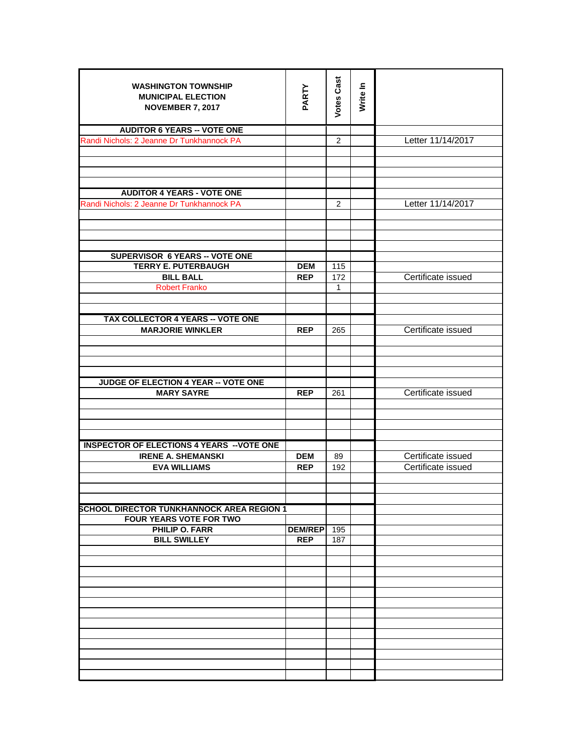| WASHINGTON TOWNSHIP MUNICIPAL ELECTION NOVEMBER 7, 2017 | PARTY | Votes Cast | Write In | |
|---|---|---|---|---|
| **AUDITOR 6 YEARS -- VOTE ONE** | | | | |
| Randi Nichols: 2 Jeanne Dr Tunkhannock PA | | 2 | | Letter 11/14/2017 |
| **AUDITOR 4 YEARS - VOTE ONE** | | | | |
| Randi Nichols: 2 Jeanne Dr Tunkhannock PA | | 2 | | Letter 11/14/2017 |
| **SUPERVISOR 6 YEARS -- VOTE ONE** | | | | |
| **TERRY E. PUTERBAUGH** | **DEM** | 115 | | |
| **BILL BALL** | **REP** | 172 | | Certificate issued |
| Robert Franko | | 1 | | |
| **TAX COLLECTOR 4 YEARS -- VOTE ONE** | | | | |
| **MARJORIE WINKLER** | **REP** | 265 | | Certificate issued |
| **JUDGE OF ELECTION 4 YEAR -- VOTE ONE** | | | | |
| **MARY SAYRE** | **REP** | 261 | | Certificate issued |
| **INSPECTOR OF ELECTIONS 4 YEARS --VOTE ONE** | | | | |
| **IRENE A. SHEMANSKI** | **DEM** | 89 | | Certificate issued |
| **EVA WILLIAMS** | **REP** | 192 | | Certificate issued |
| **SCHOOL DIRECTOR TUNKHANNOCK AREA REGION 1** | | | | |
| **FOUR YEARS VOTE FOR TWO** | | | | |
| **PHILIP O. FARR** | **DEM/REP** | 195 | | |
| **BILL SWILLEY** | **REP** | 187 | | |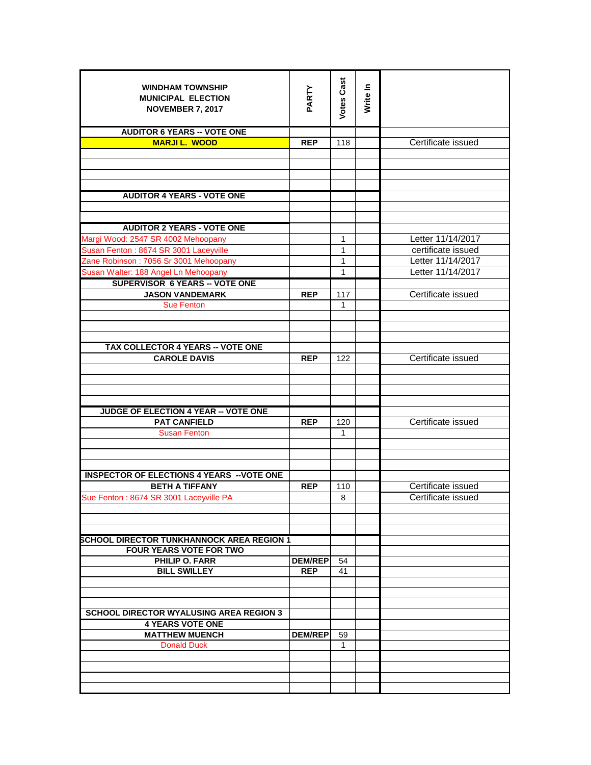| WINDHAM TOWNSHIP<br>MUNICIPAL ELECTION<br>NOVEMBER 7, 2017 | PARTY | Votes Cast | Write In | |
|---|---|---|---|---|
| **AUDITOR 6 YEARS -- VOTE ONE** | | | | |
| **MARJI L. WOOD** | **REP** | 118 | | Certificate issued |
| | | | | |
| | | | | |
| | | | | |
| | | | | |
| **AUDITOR 4 YEARS - VOTE ONE** | | | | |
| | | | | |
| | | | | |
| **AUDITOR 2 YEARS - VOTE ONE** | | | | |
| Margi Wood: 2547 SR 4002 Mehoopany | | 1 | | Letter 11/14/2017 |
| Susan Fenton : 8674 SR 3001 Laceyville | | 1 | | certificate issued |
| Zane Robinson : 7056 Sr 3001 Mehoopany | | 1 | | Letter 11/14/2017 |
| Susan Walter: 188 Angel Ln Mehoopany | | 1 | | Letter 11/14/2017 |
| **SUPERVISOR 6 YEARS -- VOTE ONE** | | | | |
| **JASON VANDEMARK** | **REP** | 117 | | Certificate issued |
| Sue Fenton | | 1 | | |
| | | | | |
| | | | | |
| | | | | |
| **TAX COLLECTOR 4 YEARS -- VOTE ONE** | | | | |
| **CAROLE DAVIS** | **REP** | 122 | | Certificate issued |
| | | | | |
| | | | | |
| | | | | |
| | | | | |
| **JUDGE OF ELECTION 4 YEAR -- VOTE ONE** | | | | |
| **PAT CANFIELD** | **REP** | 120 | | Certificate issued |
| Susan Fenton | | 1 | | |
| | | | | |
| | | | | |
| | | | | |
| **INSPECTOR OF ELECTIONS 4 YEARS --VOTE ONE** | | | | |
| **BETH A TIFFANY** | **REP** | 110 | | Certificate issued |
| Sue Fenton : 8674 SR 3001 Laceyville PA | | 8 | | Certificate issued |
| | | | | |
| | | | | |
| | | | | |
| **SCHOOL DIRECTOR TUNKHANNOCK AREA REGION 1** | | | | |
| **FOUR YEARS VOTE FOR TWO** | | | | |
| **PHILIP O. FARR** | **DEM/REP** | 54 | | |
| **BILL SWILLEY** | **REP** | 41 | | |
| | | | | |
| | | | | |
| | | | | |
| **SCHOOL DIRECTOR WYALUSING AREA REGION 3** | | | | |
| **4 YEARS VOTE ONE** | | | | |
| **MATTHEW MUENCH** | **DEM/REP** | 59 | | |
| Donald Duck | | 1 | | |
| | | | | |
| | | | | |
| | | | | |
| | | | | |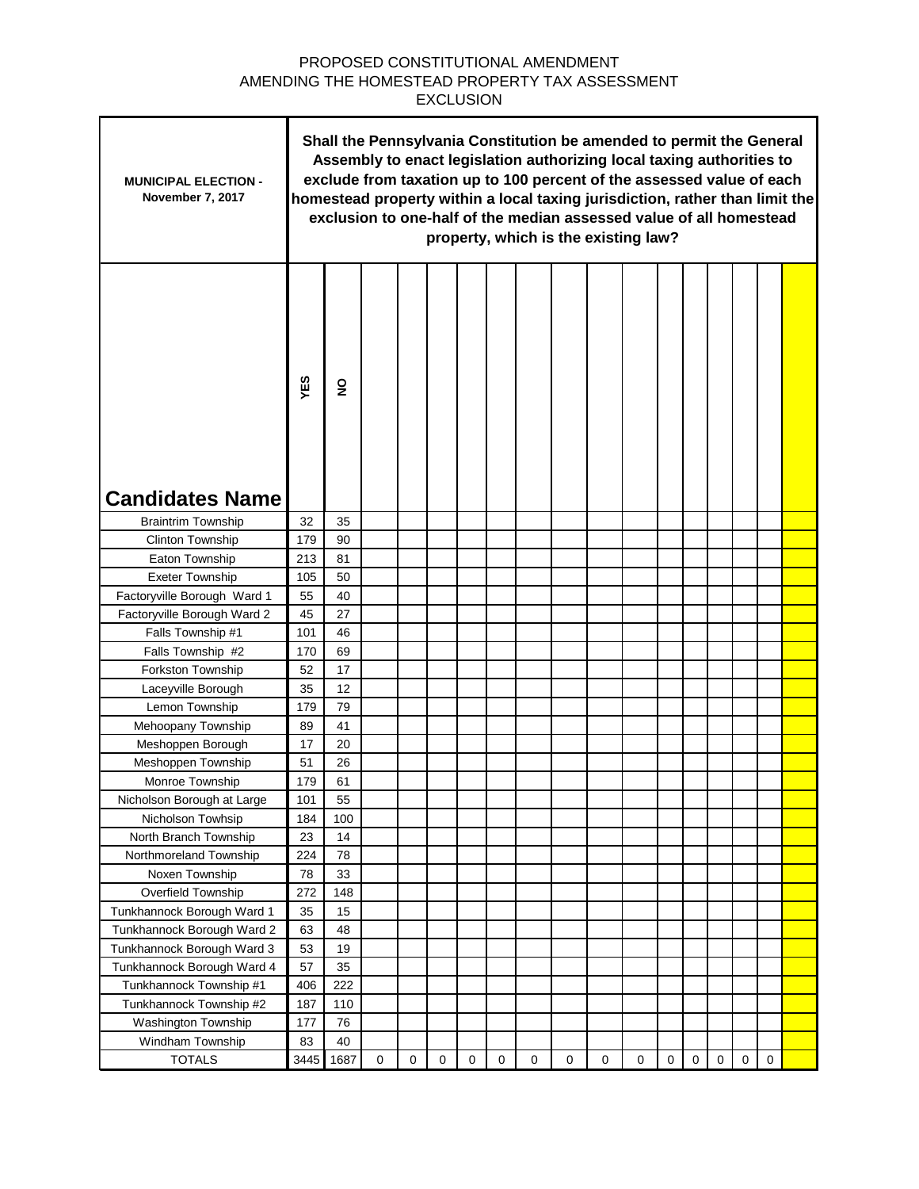PROPOSED CONSTITUTIONAL AMENDMENT
AMENDING THE HOMESTEAD PROPERTY TAX ASSESSMENT
EXCLUSION

| MUNICIPAL ELECTION - November 7, 2017 | Shall the Pennsylvania Constitution be amended to permit the General Assembly to enact legislation authorizing local taxing authorities to exclude from taxation up to 100 percent of the assessed value of each homestead property within a local taxing jurisdiction, rather than limit the exclusion to one-half of the median assessed value of all homestead property, which is the existing law? | | | | | | | | | | | | | | | | |
|---|---|---|---|---|---|---|---|---|---|---|---|---|---|---|---|---|---|
| **Candidates Name** | YES | NO | | | | | | | | | | | | | | | |
| Braintrim Township | 32 | 35 | | | | | | | | | | | | | | | |
| Clinton Township | 179 | 90 | | | | | | | | | | | | | | | |
| Eaton Township | 213 | 81 | | | | | | | | | | | | | | | |
| Exeter Township | 105 | 50 | | | | | | | | | | | | | | | |
| Factoryville Borough Ward 1 | 55 | 40 | | | | | | | | | | | | | | | |
| Factoryville Borough Ward 2 | 45 | 27 | | | | | | | | | | | | | | | |
| Falls Township #1 | 101 | 46 | | | | | | | | | | | | | | | |
| Falls Township #2 | 170 | 69 | | | | | | | | | | | | | | | |
| Forkston Township | 52 | 17 | | | | | | | | | | | | | | | |
| Laceyville Borough | 35 | 12 | | | | | | | | | | | | | | | |
| Lemon Township | 179 | 79 | | | | | | | | | | | | | | | |
| Mehoopany Township | 89 | 41 | | | | | | | | | | | | | | | |
| Meshoppen Borough | 17 | 20 | | | | | | | | | | | | | | | |
| Meshoppen Township | 51 | 26 | | | | | | | | | | | | | | | |
| Monroe Township | 179 | 61 | | | | | | | | | | | | | | | |
| Nicholson Borough at Large | 101 | 55 | | | | | | | | | | | | | | | |
| Nicholson Towhsip | 184 | 100 | | | | | | | | | | | | | | | |
| North Branch Township | 23 | 14 | | | | | | | | | | | | | | | |
| Northmoreland Township | 224 | 78 | | | | | | | | | | | | | | | |
| Noxen Township | 78 | 33 | | | | | | | | | | | | | | | |
| Overfield Township | 272 | 148 | | | | | | | | | | | | | | | |
| Tunkhannock Borough Ward 1 | 35 | 15 | | | | | | | | | | | | | | | |
| Tunkhannock Borough Ward 2 | 63 | 48 | | | | | | | | | | | | | | | |
| Tunkhannock Borough Ward 3 | 53 | 19 | | | | | | | | | | | | | | | |
| Tunkhannock Borough Ward 4 | 57 | 35 | | | | | | | | | | | | | | | |
| Tunkhannock Township #1 | 406 | 222 | | | | | | | | | | | | | | | |
| Tunkhannock Township #2 | 187 | 110 | | | | | | | | | | | | | | | |
| Washington Township | 177 | 76 | | | | | | | | | | | | | | | |
| Windham Township | 83 | 40 | | | | | | | | | | | | | | | |
| TOTALS | 3445 | 1687 | 0 | 0 | 0 | 0 | 0 | 0 | 0 | 0 | 0 | 0 | 0 | 0 | 0 | 0 | |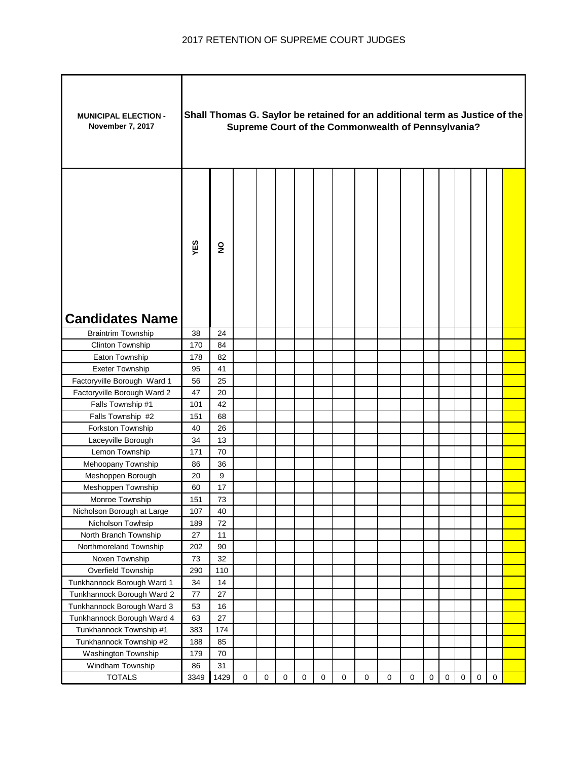## 2017 RETENTION OF SUPREME COURT JUDGES

| MUNICIPAL ELECTION - November 7, 2017 | Shall Thomas G. Saylor be retained for an additional term as Justice of the Supreme Court of the Commonwealth of Pennsylvania? | | | | | | | | | | | | | | | | |
|---|---|---|---|---|---|---|---|---|---|---|---|---|---|---|---|---|---|
| **Candidates Name** | YES | NO | | | | | | | | | | | | | | | |
| Braintrim Township | 38 | 24 | | | | | | | | | | | | | | | |
| Clinton Township | 170 | 84 | | | | | | | | | | | | | | | |
| Eaton Township | 178 | 82 | | | | | | | | | | | | | | | |
| Exeter Township | 95 | 41 | | | | | | | | | | | | | | | |
| Factoryville Borough Ward 1 | 56 | 25 | | | | | | | | | | | | | | | |
| Factoryville Borough Ward 2 | 47 | 20 | | | | | | | | | | | | | | | |
| Falls Township #1 | 101 | 42 | | | | | | | | | | | | | | | |
| Falls Township #2 | 151 | 68 | | | | | | | | | | | | | | | |
| Forkston Township | 40 | 26 | | | | | | | | | | | | | | | |
| Laceyville Borough | 34 | 13 | | | | | | | | | | | | | | | |
| Lemon Township | 171 | 70 | | | | | | | | | | | | | | | |
| Mehoopany Township | 86 | 36 | | | | | | | | | | | | | | | |
| Meshoppen Borough | 20 | 9 | | | | | | | | | | | | | | | |
| Meshoppen Township | 60 | 17 | | | | | | | | | | | | | | | |
| Monroe Township | 151 | 73 | | | | | | | | | | | | | | | |
| Nicholson Borough at Large | 107 | 40 | | | | | | | | | | | | | | | |
| Nicholson Towhsip | 189 | 72 | | | | | | | | | | | | | | | |
| North Branch Township | 27 | 11 | | | | | | | | | | | | | | | |
| Northmoreland Township | 202 | 90 | | | | | | | | | | | | | | | |
| Noxen Township | 73 | 32 | | | | | | | | | | | | | | | |
| Overfield Township | 290 | 110 | | | | | | | | | | | | | | | |
| Tunkhannock Borough Ward 1 | 34 | 14 | | | | | | | | | | | | | | | |
| Tunkhannock Borough Ward 2 | 77 | 27 | | | | | | | | | | | | | | | |
| Tunkhannock Borough Ward 3 | 53 | 16 | | | | | | | | | | | | | | | |
| Tunkhannock Borough Ward 4 | 63 | 27 | | | | | | | | | | | | | | | |
| Tunkhannock Township #1 | 383 | 174 | | | | | | | | | | | | | | | |
| Tunkhannock Township #2 | 188 | 85 | | | | | | | | | | | | | | | |
| Washington Township | 179 | 70 | | | | | | | | | | | | | | | |
| Windham Township | 86 | 31 | | | | | | | | | | | | | | | |
| TOTALS | 3349 | 1429 | 0 | 0 | 0 | 0 | 0 | 0 | 0 | 0 | 0 | 0 | 0 | 0 | 0 | 0 | |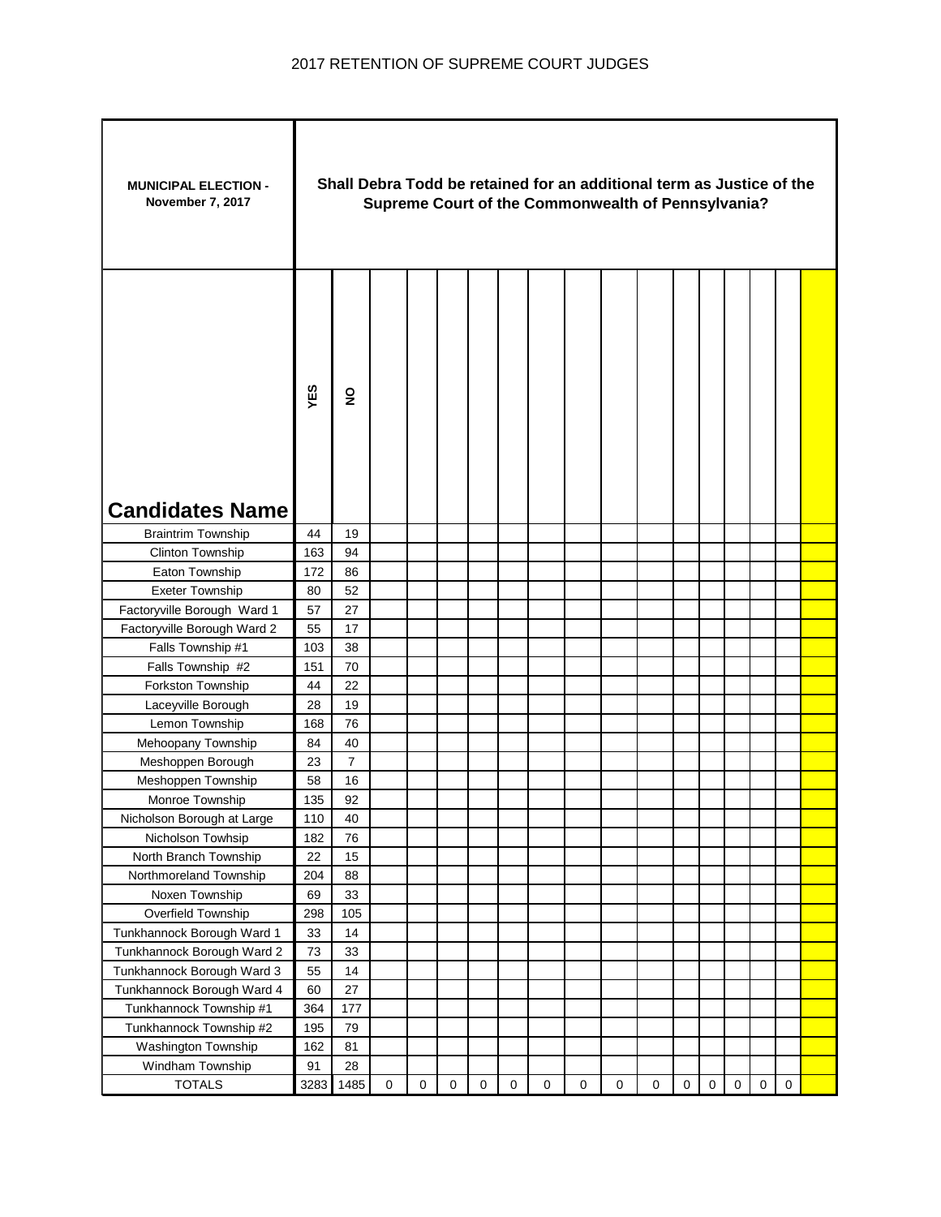# 2017 RETENTION OF SUPREME COURT JUDGES

| **MUNICIPAL ELECTION - November 7, 2017** | **Shall Debra Todd be retained for an additional term as Justice of the Supreme Court of the Commonwealth of Pennsylvania?** | | | | | | | | | | | | | | | | |
|---|---|---|---|---|---|---|---|---|---|---|---|---|---|---|---|---|---|
| **Candidates Name** | **YES** | **NO** | | | | | | | | | | | | | | | |
| Braintrim Township | 44 | 19 | | | | | | | | | | | | | | | |
| Clinton Township | 163 | 94 | | | | | | | | | | | | | | | |
| Eaton Township | 172 | 86 | | | | | | | | | | | | | | | |
| Exeter Township | 80 | 52 | | | | | | | | | | | | | | | |
| Factoryville Borough Ward 1 | 57 | 27 | | | | | | | | | | | | | | | |
| Factoryville Borough Ward 2 | 55 | 17 | | | | | | | | | | | | | | | |
| Falls Township #1 | 103 | 38 | | | | | | | | | | | | | | | |
| Falls Township #2 | 151 | 70 | | | | | | | | | | | | | | | |
| Forkston Township | 44 | 22 | | | | | | | | | | | | | | | |
| Laceyville Borough | 28 | 19 | | | | | | | | | | | | | | | |
| Lemon Township | 168 | 76 | | | | | | | | | | | | | | | |
| Mehoopany Township | 84 | 40 | | | | | | | | | | | | | | | |
| Meshoppen Borough | 23 | 7 | | | | | | | | | | | | | | | |
| Meshoppen Township | 58 | 16 | | | | | | | | | | | | | | | |
| Monroe Township | 135 | 92 | | | | | | | | | | | | | | | |
| Nicholson Borough at Large | 110 | 40 | | | | | | | | | | | | | | | |
| Nicholson Towhsip | 182 | 76 | | | | | | | | | | | | | | | |
| North Branch Township | 22 | 15 | | | | | | | | | | | | | | | |
| Northmoreland Township | 204 | 88 | | | | | | | | | | | | | | | |
| Noxen Township | 69 | 33 | | | | | | | | | | | | | | | |
| Overfield Township | 298 | 105 | | | | | | | | | | | | | | | |
| Tunkhannock Borough Ward 1 | 33 | 14 | | | | | | | | | | | | | | | |
| Tunkhannock Borough Ward 2 | 73 | 33 | | | | | | | | | | | | | | | |
| Tunkhannock Borough Ward 3 | 55 | 14 | | | | | | | | | | | | | | | |
| Tunkhannock Borough Ward 4 | 60 | 27 | | | | | | | | | | | | | | | |
| Tunkhannock Township #1 | 364 | 177 | | | | | | | | | | | | | | | |
| Tunkhannock Township #2 | 195 | 79 | | | | | | | | | | | | | | | |
| Washington Township | 162 | 81 | | | | | | | | | | | | | | | |
| Windham Township | 91 | 28 | | | | | | | | | | | | | | | |
| TOTALS | 3283 | 1485 | 0 | 0 | 0 | 0 | 0 | 0 | 0 | 0 | 0 | 0 | 0 | 0 | 0 | 0 | |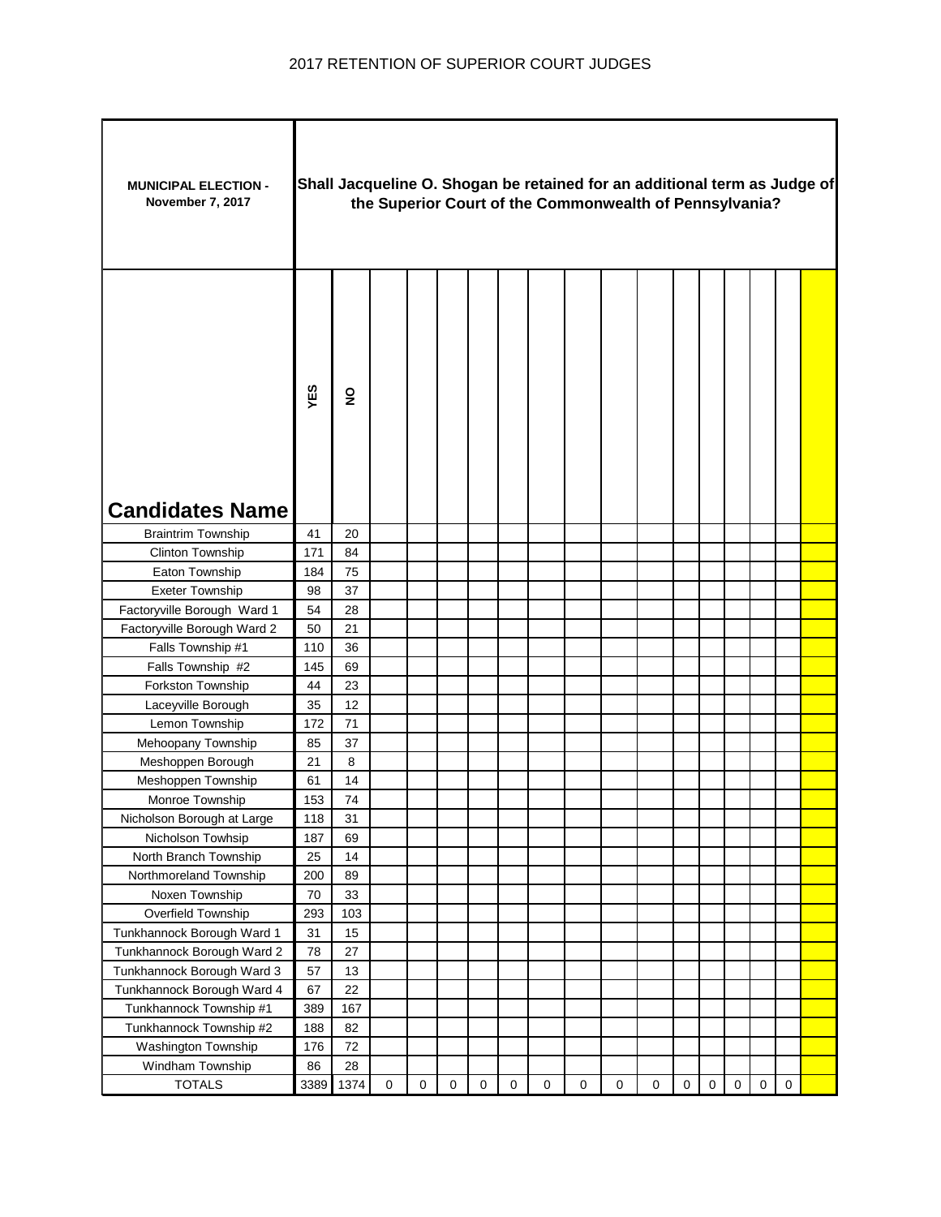# 2017 RETENTION OF SUPERIOR COURT JUDGES

| MUNICIPAL ELECTION - November 7, 2017 | Shall Jacqueline O. Shogan be retained for an additional term as Judge of the Superior Court of the Commonwealth of Pennsylvania? | | | | | | | | | | | | | | | | |
|---|---|---|---|---|---|---|---|---|---|---|---|---|---|---|---|---|---|
| **Candidates Name** | YES | NO | | | | | | | | | | | | | | | |
| Braintrim Township | 41 | 20 | | | | | | | | | | | | | | | |
| Clinton Township | 171 | 84 | | | | | | | | | | | | | | | |
| Eaton Township | 184 | 75 | | | | | | | | | | | | | | | |
| Exeter Township | 98 | 37 | | | | | | | | | | | | | | | |
| Factoryville Borough Ward 1 | 54 | 28 | | | | | | | | | | | | | | | |
| Factoryville Borough Ward 2 | 50 | 21 | | | | | | | | | | | | | | | |
| Falls Township #1 | 110 | 36 | | | | | | | | | | | | | | | |
| Falls Township #2 | 145 | 69 | | | | | | | | | | | | | | | |
| Forkston Township | 44 | 23 | | | | | | | | | | | | | | | |
| Laceyville Borough | 35 | 12 | | | | | | | | | | | | | | | |
| Lemon Township | 172 | 71 | | | | | | | | | | | | | | | |
| Mehoopany Township | 85 | 37 | | | | | | | | | | | | | | | |
| Meshoppen Borough | 21 | 8 | | | | | | | | | | | | | | | |
| Meshoppen Township | 61 | 14 | | | | | | | | | | | | | | | |
| Monroe Township | 153 | 74 | | | | | | | | | | | | | | | |
| Nicholson Borough at Large | 118 | 31 | | | | | | | | | | | | | | | |
| Nicholson Towhsip | 187 | 69 | | | | | | | | | | | | | | | |
| North Branch Township | 25 | 14 | | | | | | | | | | | | | | | |
| Northmoreland Township | 200 | 89 | | | | | | | | | | | | | | | |
| Noxen Township | 70 | 33 | | | | | | | | | | | | | | | |
| Overfield Township | 293 | 103 | | | | | | | | | | | | | | | |
| Tunkhannock Borough Ward 1 | 31 | 15 | | | | | | | | | | | | | | | |
| Tunkhannock Borough Ward 2 | 78 | 27 | | | | | | | | | | | | | | | |
| Tunkhannock Borough Ward 3 | 57 | 13 | | | | | | | | | | | | | | | |
| Tunkhannock Borough Ward 4 | 67 | 22 | | | | | | | | | | | | | | | |
| Tunkhannock Township #1 | 389 | 167 | | | | | | | | | | | | | | | |
| Tunkhannock Township #2 | 188 | 82 | | | | | | | | | | | | | | | |
| Washington Township | 176 | 72 | | | | | | | | | | | | | | | |
| Windham Township | 86 | 28 | | | | | | | | | | | | | | | |
| TOTALS | 3389 | 1374 | 0 | 0 | 0 | 0 | 0 | 0 | 0 | 0 | 0 | 0 | 0 | 0 | 0 | 0 | |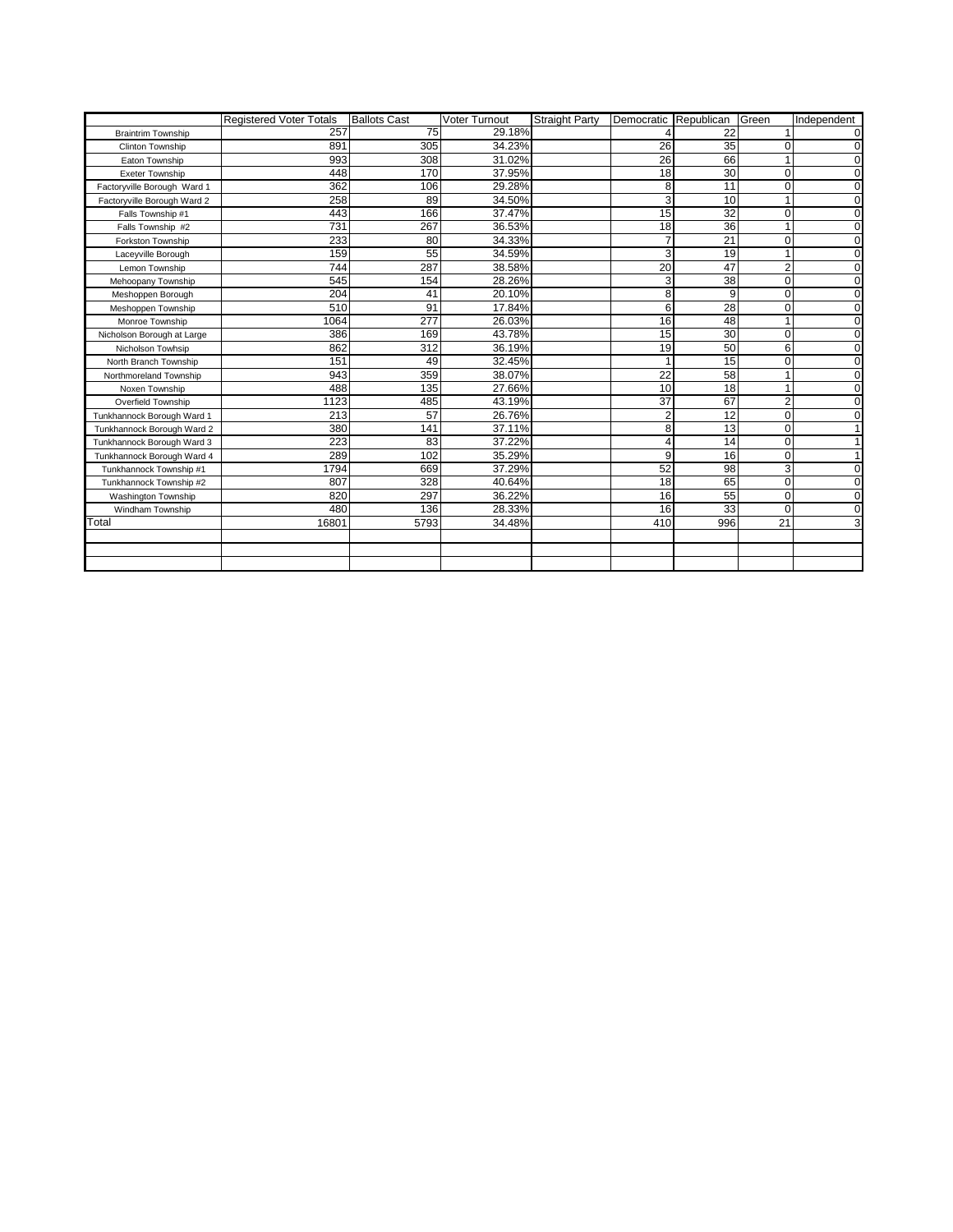| | Registered Voter Totals | Ballots Cast | Voter Turnout | Straight Party | Democratic | Republican | Green | Independent |
|---|---|---|---|---|---|---|---|---|
| Braintrim Township | 257 | 75 | 29.18% | | 4 | 22 | 1 | 0 |
| Clinton Township | 891 | 305 | 34.23% | | 26 | 35 | 0 | 0 |
| Eaton Township | 993 | 308 | 31.02% | | 26 | 66 | 1 | 0 |
| Exeter Township | 448 | 170 | 37.95% | | 18 | 30 | 0 | 0 |
| Factoryville Borough Ward 1 | 362 | 106 | 29.28% | | 8 | 11 | 0 | 0 |
| Factoryville Borough Ward 2 | 258 | 89 | 34.50% | | 3 | 10 | 1 | 0 |
| Falls Township #1 | 443 | 166 | 37.47% | | 15 | 32 | 0 | 0 |
| Falls Township #2 | 731 | 267 | 36.53% | | 18 | 36 | 1 | 0 |
| Forkston Township | 233 | 80 | 34.33% | | 7 | 21 | 0 | 0 |
| Laceyville Borough | 159 | 55 | 34.59% | | 3 | 19 | 1 | 0 |
| Lemon Township | 744 | 287 | 38.58% | | 20 | 47 | 2 | 0 |
| Mehoopany Township | 545 | 154 | 28.26% | | 3 | 38 | 0 | 0 |
| Meshoppen Borough | 204 | 41 | 20.10% | | 8 | 9 | 0 | 0 |
| Meshoppen Township | 510 | 91 | 17.84% | | 6 | 28 | 0 | 0 |
| Monroe Township | 1064 | 277 | 26.03% | | 16 | 48 | 1 | 0 |
| Nicholson Borough at Large | 386 | 169 | 43.78% | | 15 | 30 | 0 | 0 |
| Nicholson Towhsip | 862 | 312 | 36.19% | | 19 | 50 | 6 | 0 |
| North Branch Township | 151 | 49 | 32.45% | | 1 | 15 | 0 | 0 |
| Northmoreland Township | 943 | 359 | 38.07% | | 22 | 58 | 1 | 0 |
| Noxen Township | 488 | 135 | 27.66% | | 10 | 18 | 1 | 0 |
| Overfield Township | 1123 | 485 | 43.19% | | 37 | 67 | 2 | 0 |
| Tunkhannock Borough Ward 1 | 213 | 57 | 26.76% | | 2 | 12 | 0 | 0 |
| Tunkhannock Borough Ward 2 | 380 | 141 | 37.11% | | 8 | 13 | 0 | 1 |
| Tunkhannock Borough Ward 3 | 223 | 83 | 37.22% | | 4 | 14 | 0 | 1 |
| Tunkhannock Borough Ward 4 | 289 | 102 | 35.29% | | 9 | 16 | 0 | 1 |
| Tunkhannock Township #1 | 1794 | 669 | 37.29% | | 52 | 98 | 3 | 0 |
| Tunkhannock Township #2 | 807 | 328 | 40.64% | | 18 | 65 | 0 | 0 |
| Washington Township | 820 | 297 | 36.22% | | 16 | 55 | 0 | 0 |
| Windham Township | 480 | 136 | 28.33% | | 16 | 33 | 0 | 0 |
| Total | 16801 | 5793 | 34.48% | | 410 | 996 | 21 | 3 |